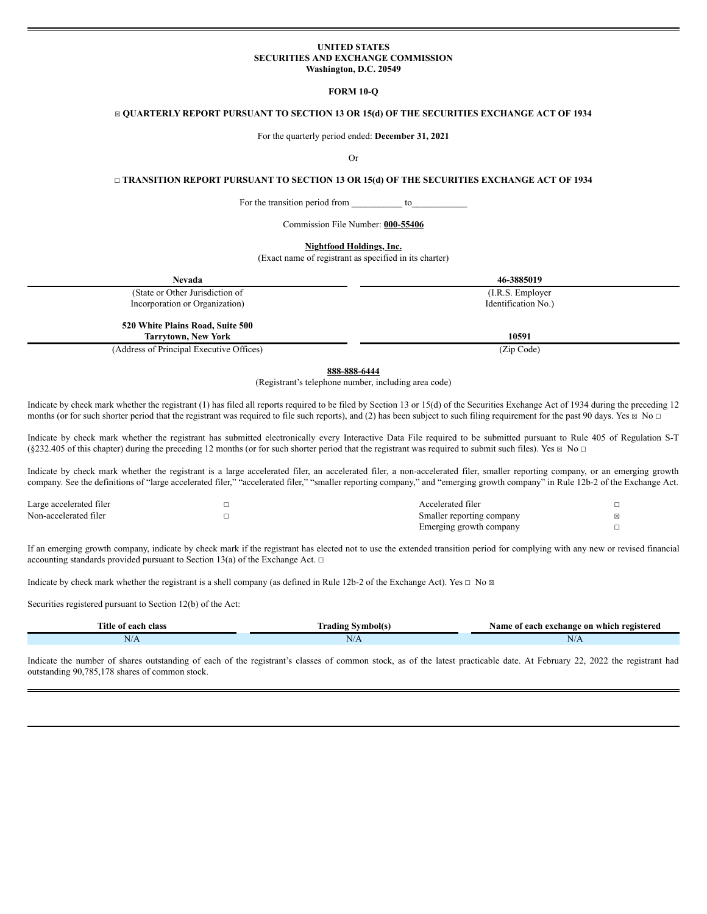**UNITED STATES**
**SECURITIES AND EXCHANGE COMMISSION**
**Washington, D.C. 20549**

**FORM 10-Q**

☒ **QUARTERLY REPORT PURSUANT TO SECTION 13 OR 15(d) OF THE SECURITIES EXCHANGE ACT OF 1934**

For the quarterly period ended: **December 31, 2021**

Or

☐ **TRANSITION REPORT PURSUANT TO SECTION 13 OR 15(d) OF THE SECURITIES EXCHANGE ACT OF 1934**

For the transition period from ___________ to___________

Commission File Number: **000-55406**

**Nightfood Holdings, Inc.**
(Exact name of registrant as specified in its charter)

| **Nevada** | **46-3885019** |
|---|---|
| (State or Other Jurisdiction of Incorporation or Organization) | (I.R.S. Employer Identification No.) |
| **520 White Plains Road, Suite 500 Tarrytown, New York** | **10591** |
| (Address of Principal Executive Offices) | (Zip Code) |

**888-888-6444**
(Registrant's telephone number, including area code)

Indicate by check mark whether the registrant (1) has filed all reports required to be filed by Section 13 or 15(d) of the Securities Exchange Act of 1934 during the preceding 12 months (or for such shorter period that the registrant was required to file such reports), and (2) has been subject to such filing requirement for the past 90 days. Yes ☒ No ☐

Indicate by check mark whether the registrant has submitted electronically every Interactive Data File required to be submitted pursuant to Rule 405 of Regulation S-T (§232.405 of this chapter) during the preceding 12 months (or for such shorter period that the registrant was required to submit such files). Yes ☒ No ☐

Indicate by check mark whether the registrant is a large accelerated filer, an accelerated filer, a non-accelerated filer, smaller reporting company, or an emerging growth company. See the definitions of "large accelerated filer," "accelerated filer," "smaller reporting company," and "emerging growth company" in Rule 12b-2 of the Exchange Act.

| | | | |
|---|---|---|---|
| Large accelerated filer | ☐ | Accelerated filer | ☐ |
| Non-accelerated filer | ☐ | Smaller reporting company | ☒ |
| | | Emerging growth company | ☐ |

If an emerging growth company, indicate by check mark if the registrant has elected not to use the extended transition period for complying with any new or revised financial accounting standards provided pursuant to Section 13(a) of the Exchange Act. ☐

Indicate by check mark whether the registrant is a shell company (as defined in Rule 12b-2 of the Exchange Act). Yes ☐ No ☒

Securities registered pursuant to Section 12(b) of the Act:

| Title of each class | Trading Symbol(s) | Name of each exchange on which registered |
|---|---|---|
| N/A | N/A | N/A |

Indicate the number of shares outstanding of each of the registrant's classes of common stock, as of the latest practicable date. At February 22, 2022 the registrant had outstanding 90,785,178 shares of common stock.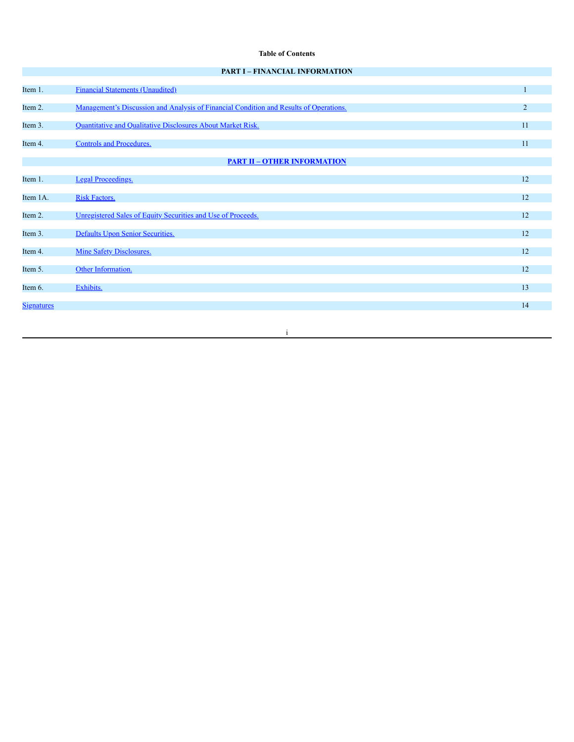**Table of Contents**

| | | |
|---|---|---|
| | **PART I – FINANCIAL INFORMATION** | |
| Item 1. | Financial Statements (Unaudited) | 1 |
| Item 2. | Management's Discussion and Analysis of Financial Condition and Results of Operations. | 2 |
| Item 3. | Quantitative and Qualitative Disclosures About Market Risk. | 11 |
| Item 4. | Controls and Procedures. | 11 |
| | **PART II – OTHER INFORMATION** | |
| Item 1. | Legal Proceedings. | 12 |
| Item 1A. | Risk Factors. | 12 |
| Item 2. | Unregistered Sales of Equity Securities and Use of Proceeds. | 12 |
| Item 3. | Defaults Upon Senior Securities. | 12 |
| Item 4. | Mine Safety Disclosures. | 12 |
| Item 5. | Other Information. | 12 |
| Item 6. | Exhibits. | 13 |
| Signatures | | 14 |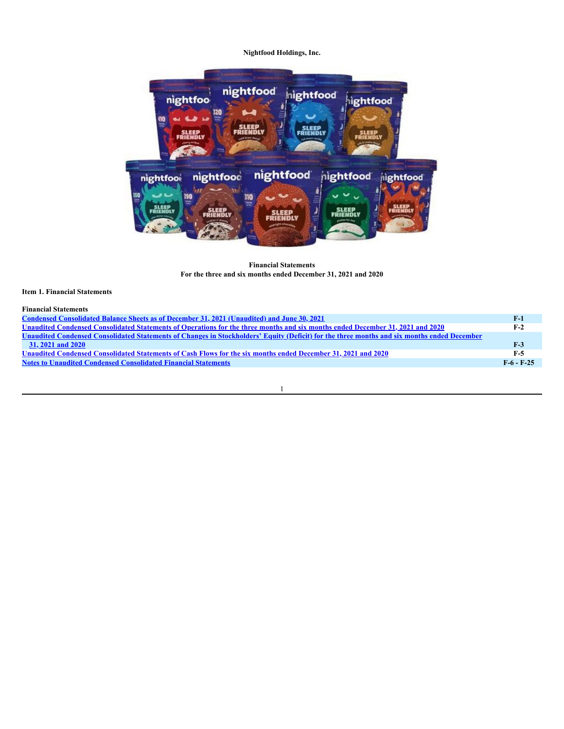**Nightfood Holdings, Inc.**

**Financial Statements**
**For the three and six months ended December 31, 2021 and 2020**

**Item 1. Financial Statements**

**Financial Statements**

| | |
|---|---|
| Condensed Consolidated Balance Sheets as of December 31, 2021 (Unaudited) and June 30, 2021 | F-1 |
| Unaudited Condensed Consolidated Statements of Operations for the three months and six months ended December 31, 2021 and 2020 | F-2 |
| Unaudited Condensed Consolidated Statements of Changes in Stockholders' Equity (Deficit) for the three months and six months ended December 31, 2021 and 2020 | F-3 |
| Unaudited Condensed Consolidated Statements of Cash Flows for the six months ended December 31, 2021 and 2020 | F-5 |
| Notes to Unaudited Condensed Consolidated Financial Statements | F-6 - F-25 |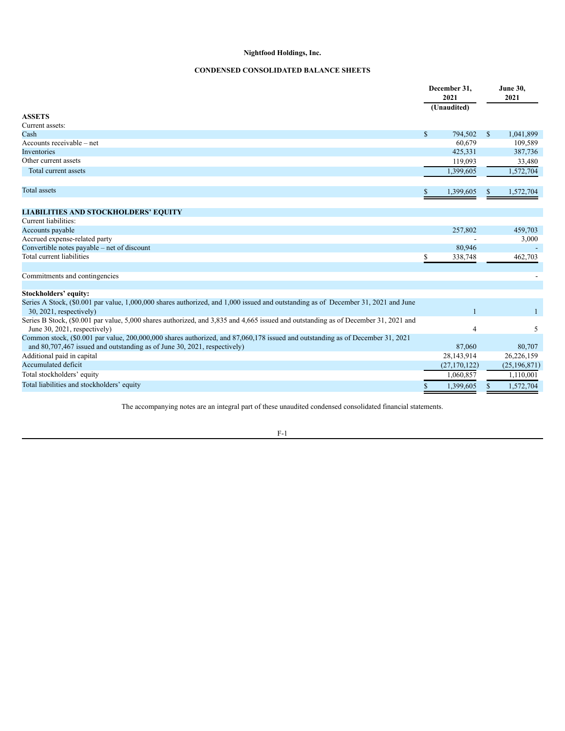**Nightfood Holdings, Inc.**

**CONDENSED CONSOLIDATED BALANCE SHEETS**

| | December 31, 2021 (Unaudited) | June 30, 2021 |
|---|---|---|
| **ASSETS** | | |
| Current assets: | | |
| Cash | $ 794,502 | $ 1,041,899 |
| Accounts receivable – net | 60,679 | 109,589 |
| Inventories | 425,331 | 387,736 |
| Other current assets | 119,093 | 33,480 |
| Total current assets | 1,399,605 | 1,572,704 |
| | | |
| Total assets | $ 1,399,605 | $ 1,572,704 |
| | | |
| **LIABILITIES AND STOCKHOLDERS' EQUITY** | | |
| Current liabilities: | | |
| Accounts payable | 257,802 | 459,703 |
| Accrued expense-related party | - | 3,000 |
| Convertible notes payable – net of discount | 80,946 | - |
| Total current liabilities | $ 338,748 | 462,703 |
| | | |
| Commitments and contingencies | | - |
| | | |
| **Stockholders' equity:** | | |
| Series A Stock, ($0.001 par value, 1,000,000 shares authorized, and 1,000 issued and outstanding as of December 31, 2021 and June 30, 2021, respectively) | 1 | 1 |
| Series B Stock, ($0.001 par value, 5,000 shares authorized, and 3,835 and 4,665 issued and outstanding as of December 31, 2021 and June 30, 2021, respectively) | 4 | 5 |
| Common stock, ($0.001 par value, 200,000,000 shares authorized, and 87,060,178 issued and outstanding as of December 31, 2021 and 80,707,467 issued and outstanding as of June 30, 2021, respectively) | 87,060 | 80,707 |
| Additional paid in capital | 28,143,914 | 26,226,159 |
| Accumulated deficit | (27,170,122) | (25,196,871) |
| Total stockholders' equity | 1,060,857 | 1,110,001 |
| Total liabilities and stockholders' equity | $ 1,399,605 | $ 1,572,704 |

The accompanying notes are an integral part of these unaudited condensed consolidated financial statements.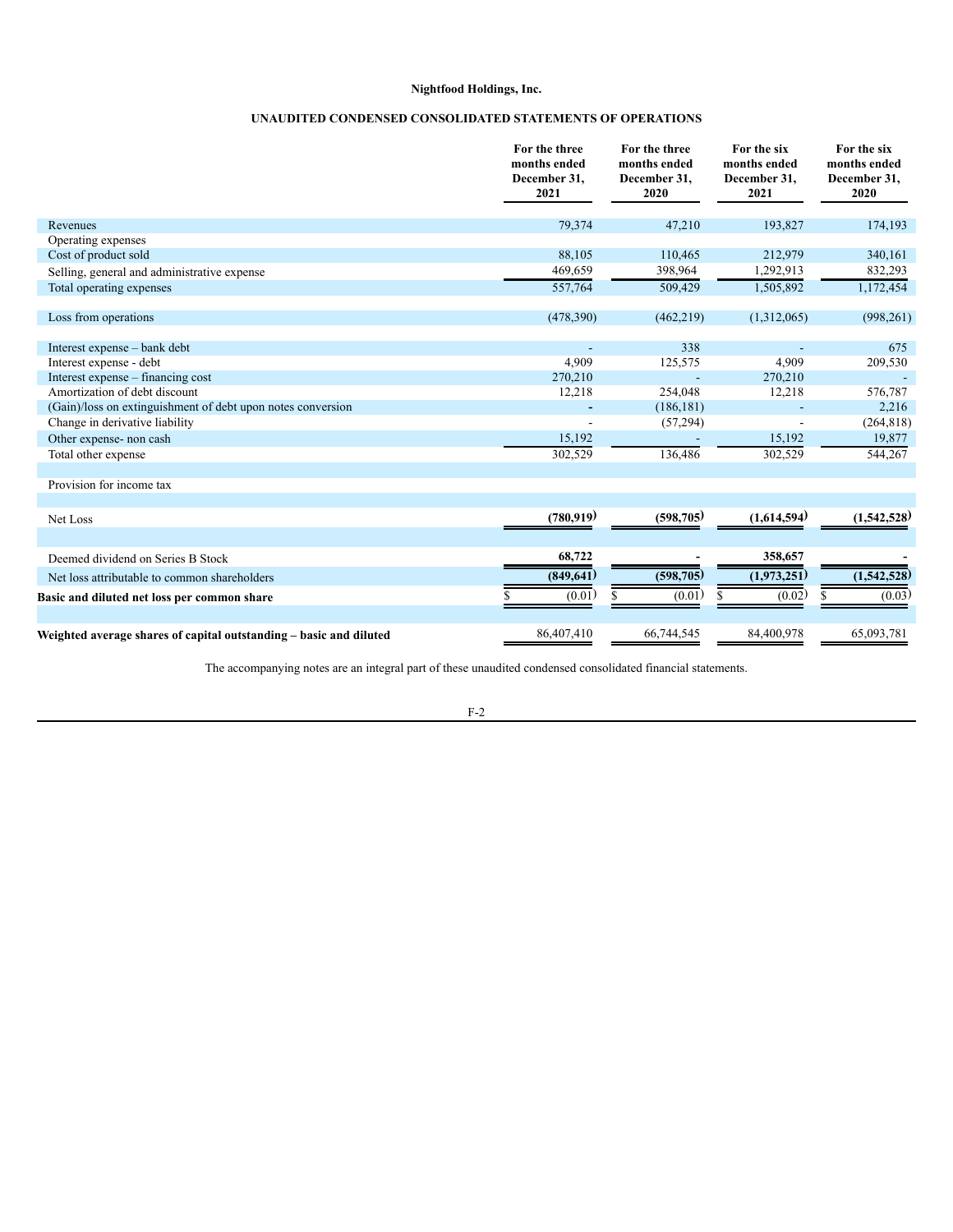**Nightfood Holdings, Inc.**

**UNAUDITED CONDENSED CONSOLIDATED STATEMENTS OF OPERATIONS**

| | For the three months ended December 31, 2021 | For the three months ended December 31, 2020 | For the six months ended December 31, 2021 | For the six months ended December 31, 2020 |
|---|---|---|---|---|
| Revenues | 79,374 | 47,210 | 193,827 | 174,193 |
| Operating expenses | | | | |
| Cost of product sold | 88,105 | 110,465 | 212,979 | 340,161 |
| Selling, general and administrative expense | 469,659 | 398,964 | 1,292,913 | 832,293 |
| Total operating expenses | 557,764 | 509,429 | 1,505,892 | 1,172,454 |
| | | | | |
| Loss from operations | (478,390) | (462,219) | (1,312,065) | (998,261) |
| | | | | |
| Interest expense – bank debt | - | 338 | - | 675 |
| Interest expense - debt | 4,909 | 125,575 | 4,909 | 209,530 |
| Interest expense – financing cost | 270,210 | - | 270,210 | - |
| Amortization of debt discount | 12,218 | 254,048 | 12,218 | 576,787 |
| (Gain)/loss on extinguishment of debt upon notes conversion | - | (186,181) | - | 2,216 |
| Change in derivative liability | - | (57,294) | - | (264,818) |
| Other expense- non cash | 15,192 | - | 15,192 | 19,877 |
| Total other expense | 302,529 | 136,486 | 302,529 | 544,267 |
| | | | | |
| Provision for income tax | | | | |
| | | | | |
| Net Loss | **(780,919)** | **(598,705)** | **(1,614,594)** | **(1,542,528)** |
| | | | | |
| Deemed dividend on Series B Stock | **68,722** | **-** | **358,657** | **-** |
| Net loss attributable to common shareholders | **(849,641)** | **(598,705)** | **(1,973,251)** | **(1,542,528)** |
| **Basic and diluted net loss per common share** | $ (0.01) | $ (0.01) | $ (0.02) | $ (0.03) |
| | | | | |
| **Weighted average shares of capital outstanding – basic and diluted** | 86,407,410 | 66,744,545 | 84,400,978 | 65,093,781 |

The accompanying notes are an integral part of these unaudited condensed consolidated financial statements.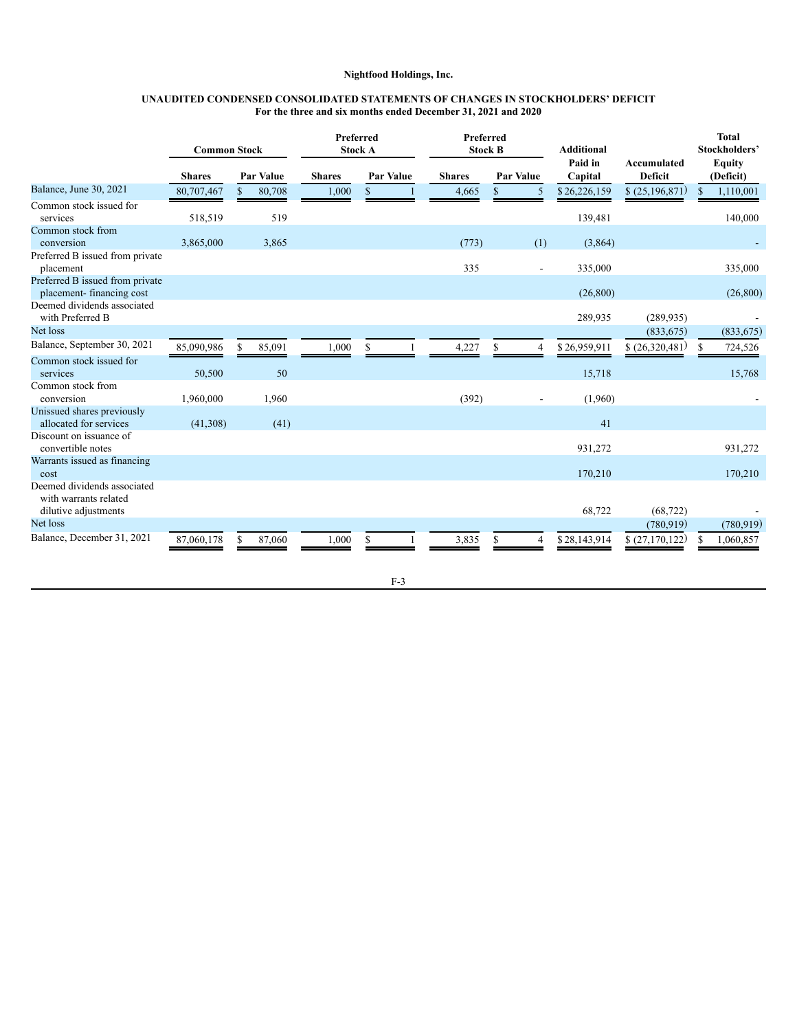**Nightfood Holdings, Inc.**

**UNAUDITED CONDENSED CONSOLIDATED STATEMENTS OF CHANGES IN STOCKHOLDERS' DEFICIT**
**For the three and six months ended December 31, 2021 and 2020**

| | Common Stock | | Preferred Stock A | | Preferred Stock B | | Additional Paid in Capital | Accumulated Deficit | Total Stockholders' Equity (Deficit) |
|---|---|---|---|---|---|---|---|---|---|
| | Shares | Par Value | Shares | Par Value | Shares | Par Value | | | |
| Balance, June 30, 2021 | 80,707,467 | $ 80,708 | 1,000 | $ 1 | 4,665 | $ 5 | $ 26,226,159 | $ (25,196,871) | $ 1,110,001 |
| Common stock issued for services | 518,519 | 519 | | | | | 139,481 | | 140,000 |
| Common stock from conversion | 3,865,000 | 3,865 | | | (773) | (1) | (3,864) | | - |
| Preferred B issued from private placement | | | | | 335 | - | 335,000 | | 335,000 |
| Preferred B issued from private placement- financing cost | | | | | | | (26,800) | | (26,800) |
| Deemed dividends associated with Preferred B | | | | | | | 289,935 | (289,935) | - |
| Net loss | | | | | | | | (833,675) | (833,675) |
| Balance, September 30, 2021 | 85,090,986 | $ 85,091 | 1,000 | $ 1 | 4,227 | $ 4 | $ 26,959,911 | $ (26,320,481) | $ 724,526 |
| Common stock issued for services | 50,500 | 50 | | | | | 15,718 | | 15,768 |
| Common stock from conversion | 1,960,000 | 1,960 | | | (392) | - | (1,960) | | - |
| Unissued shares previously allocated for services | (41,308) | (41) | | | | | 41 | | |
| Discount on issuance of convertible notes | | | | | | | 931,272 | | 931,272 |
| Warrants issued as financing cost | | | | | | | 170,210 | | 170,210 |
| Deemed dividends associated with warrants related dilutive adjustments | | | | | | | 68,722 | (68,722) | - |
| Net loss | | | | | | | | (780,919) | (780,919) |
| Balance, December 31, 2021 | 87,060,178 | $ 87,060 | 1,000 | $ 1 | 3,835 | $ 4 | $ 28,143,914 | $ (27,170,122) | $ 1,060,857 |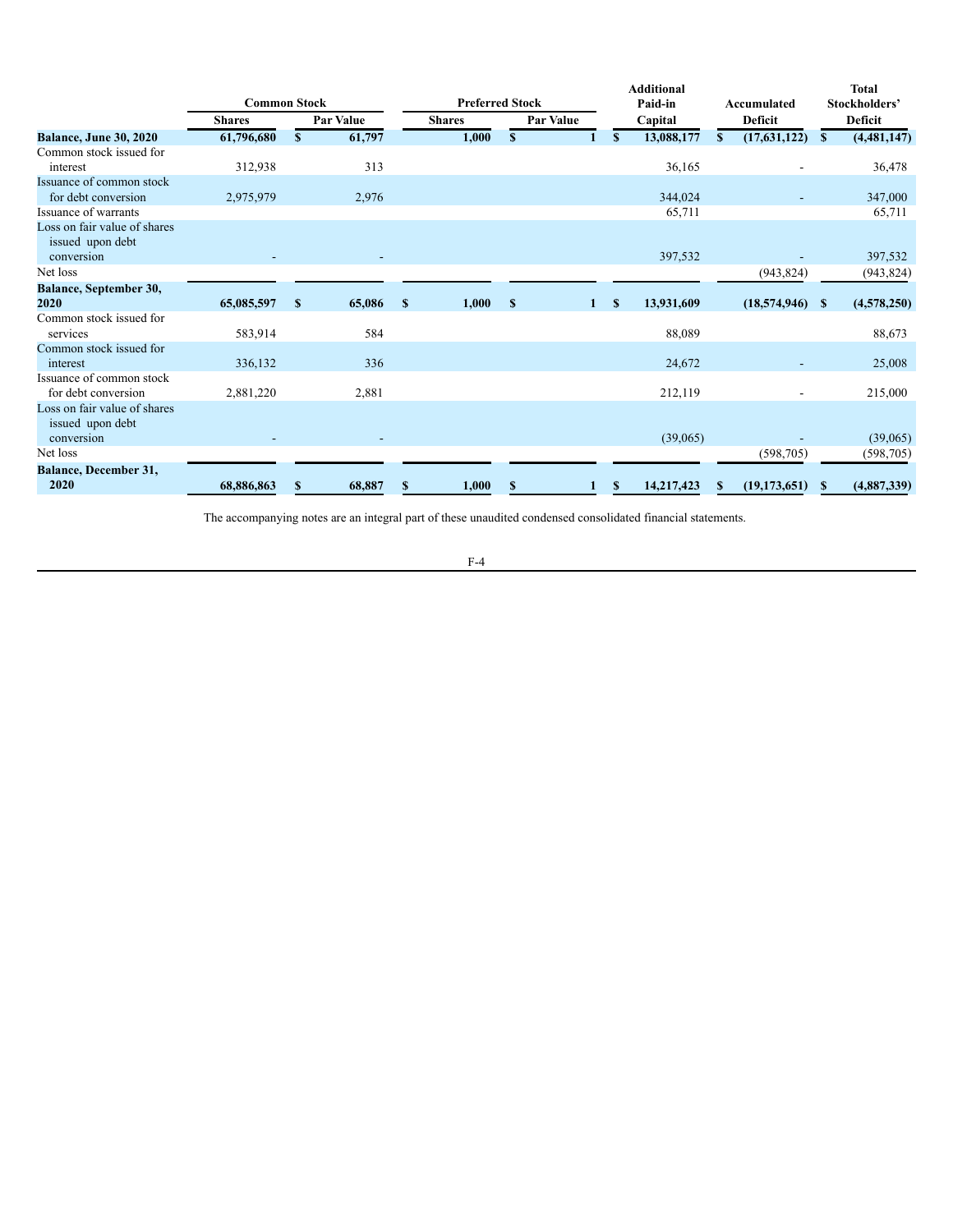| | Common Stock | | Preferred Stock | | Additional Paid-in | Accumulated | Total Stockholders' |
|---|---|---|---|---|---|---|---|
| | Shares | Par Value | Shares | Par Value | Capital | Deficit | Deficit |
| **Balance, June 30, 2020** | **61,796,680** | **$ 61,797** | **1,000** | **$ 1** | **$ 13,088,177** | **$ (17,631,122)** | **$ (4,481,147)** |
| Common stock issued for interest | 312,938 | 313 | | | 36,165 | - | 36,478 |
| Issuance of common stock for debt conversion | 2,975,979 | 2,976 | | | 344,024 | - | 347,000 |
| Issuance of warrants | | | | | 65,711 | | 65,711 |
| Loss on fair value of shares issued upon debt conversion | - | - | | | 397,532 | - | 397,532 |
| Net loss | | | | | | (943,824) | (943,824) |
| **Balance, September 30, 2020** | **65,085,597** | **$ 65,086** | **$ 1,000** | **$ 1** | **$ 13,931,609** | **(18,574,946)** | **$ (4,578,250)** |
| Common stock issued for services | 583,914 | 584 | | | 88,089 | | 88,673 |
| Common stock issued for interest | 336,132 | 336 | | | 24,672 | - | 25,008 |
| Issuance of common stock for debt conversion | 2,881,220 | 2,881 | | | 212,119 | - | 215,000 |
| Loss on fair value of shares issued upon debt conversion | - | - | | | (39,065) | - | (39,065) |
| Net loss | | | | | | (598,705) | (598,705) |
| **Balance, December 31, 2020** | **68,886,863** | **$ 68,887** | **$ 1,000** | **$ 1** | **$ 14,217,423** | **$ (19,173,651)** | **$ (4,887,339)** |

The accompanying notes are an integral part of these unaudited condensed consolidated financial statements.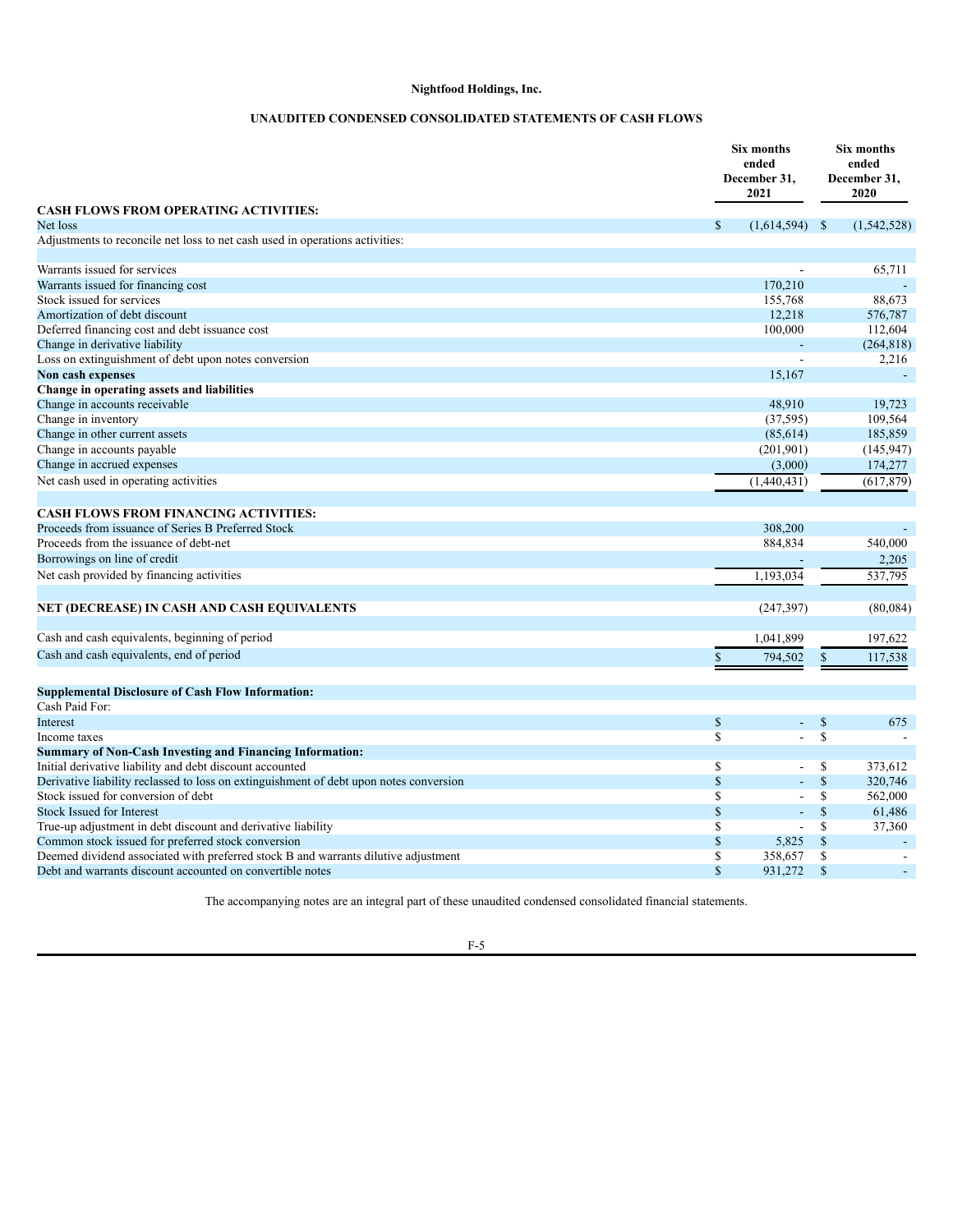**Nightfood Holdings, Inc.**

**UNAUDITED CONDENSED CONSOLIDATED STATEMENTS OF CASH FLOWS**

| | Six months ended December 31, 2021 | Six months ended December 31, 2020 |
|---|---|---|
| **CASH FLOWS FROM OPERATING ACTIVITIES:** | | |
| Net loss | $ (1,614,594) | $ (1,542,528) |
| Adjustments to reconcile net loss to net cash used in operations activities: | | |
| Warrants issued for services | - | 65,711 |
| Warrants issued for financing cost | 170,210 | - |
| Stock issued for services | 155,768 | 88,673 |
| Amortization of debt discount | 12,218 | 576,787 |
| Deferred financing cost and debt issuance cost | 100,000 | 112,604 |
| Change in derivative liability | - | (264,818) |
| Loss on extinguishment of debt upon notes conversion | - | 2,216 |
| **Non cash expenses** | 15,167 | - |
| **Change in operating assets and liabilities** | | |
| Change in accounts receivable | 48,910 | 19,723 |
| Change in inventory | (37,595) | 109,564 |
| Change in other current assets | (85,614) | 185,859 |
| Change in accounts payable | (201,901) | (145,947) |
| Change in accrued expenses | (3,000) | 174,277 |
| Net cash used in operating activities | (1,440,431) | (617,879) |
| | | |
| **CASH FLOWS FROM FINANCING ACTIVITIES:** | | |
| Proceeds from issuance of Series B Preferred Stock | 308,200 | - |
| Proceeds from the issuance of debt-net | 884,834 | 540,000 |
| Borrowings on line of credit | - | 2,205 |
| Net cash provided by financing activities | 1,193,034 | 537,795 |
| | | |
| **NET (DECREASE) IN CASH AND CASH EQUIVALENTS** | (247,397) | (80,084) |
| | | |
| Cash and cash equivalents, beginning of period | 1,041,899 | 197,622 |
| Cash and cash equivalents, end of period | $ 794,502 | $ 117,538 |
| | | |
| **Supplemental Disclosure of Cash Flow Information:** | | |
| Cash Paid For: | | |
| Interest | $ - | $ 675 |
| Income taxes | $ - | $ - |
| **Summary of Non-Cash Investing and Financing Information:** | | |
| Initial derivative liability and debt discount accounted | $ - | $ 373,612 |
| Derivative liability reclassed to loss on extinguishment of debt upon notes conversion | $ - | $ 320,746 |
| Stock issued for conversion of debt | $ - | $ 562,000 |
| Stock Issued for Interest | $ - | $ 61,486 |
| True-up adjustment in debt discount and derivative liability | $ - | $ 37,360 |
| Common stock issued for preferred stock conversion | $ 5,825 | $ - |
| Deemed dividend associated with preferred stock B and warrants dilutive adjustment | $ 358,657 | $ - |
| Debt and warrants discount accounted on convertible notes | $ 931,272 | $ - |

The accompanying notes are an integral part of these unaudited condensed consolidated financial statements.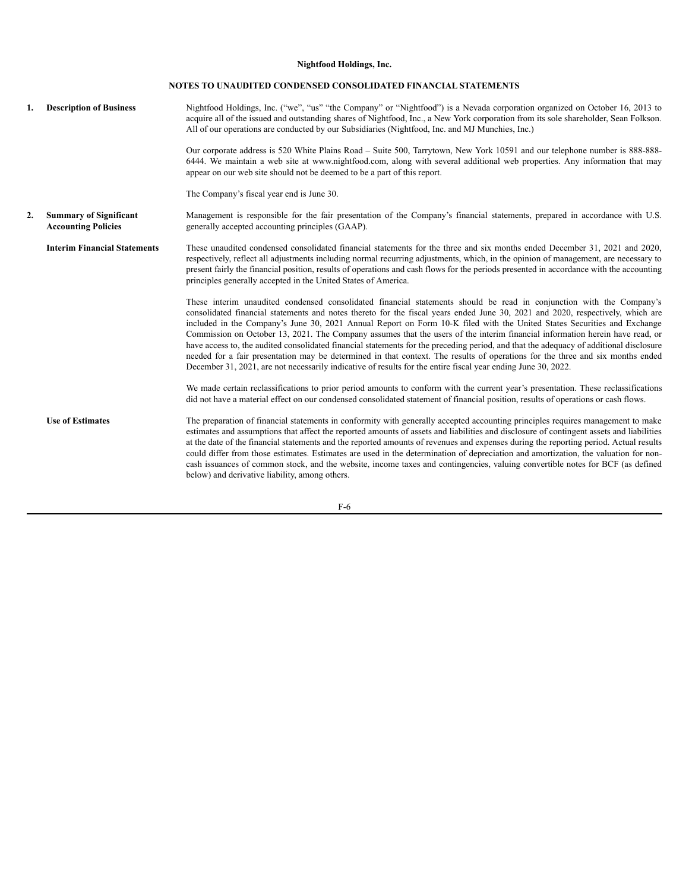**Nightfood Holdings, Inc.**

**NOTES TO UNAUDITED CONDENSED CONSOLIDATED FINANCIAL STATEMENTS**

**1. Description of Business**

Nightfood Holdings, Inc. ("we", "us" "the Company" or "Nightfood") is a Nevada corporation organized on October 16, 2013 to acquire all of the issued and outstanding shares of Nightfood, Inc., a New York corporation from its sole shareholder, Sean Folkson. All of our operations are conducted by our Subsidiaries (Nightfood, Inc. and MJ Munchies, Inc.)

Our corporate address is 520 White Plains Road – Suite 500, Tarrytown, New York 10591 and our telephone number is 888-888-6444. We maintain a web site at www.nightfood.com, along with several additional web properties. Any information that may appear on our web site should not be deemed to be a part of this report.

The Company's fiscal year end is June 30.

**2. Summary of Significant Accounting Policies**

Management is responsible for the fair presentation of the Company's financial statements, prepared in accordance with U.S. generally accepted accounting principles (GAAP).

**Interim Financial Statements**

These unaudited condensed consolidated financial statements for the three and six months ended December 31, 2021 and 2020, respectively, reflect all adjustments including normal recurring adjustments, which, in the opinion of management, are necessary to present fairly the financial position, results of operations and cash flows for the periods presented in accordance with the accounting principles generally accepted in the United States of America.

These interim unaudited condensed consolidated financial statements should be read in conjunction with the Company's consolidated financial statements and notes thereto for the fiscal years ended June 30, 2021 and 2020, respectively, which are included in the Company's June 30, 2021 Annual Report on Form 10-K filed with the United States Securities and Exchange Commission on October 13, 2021. The Company assumes that the users of the interim financial information herein have read, or have access to, the audited consolidated financial statements for the preceding period, and that the adequacy of additional disclosure needed for a fair presentation may be determined in that context. The results of operations for the three and six months ended December 31, 2021, are not necessarily indicative of results for the entire fiscal year ending June 30, 2022.

We made certain reclassifications to prior period amounts to conform with the current year's presentation. These reclassifications did not have a material effect on our condensed consolidated statement of financial position, results of operations or cash flows.

**Use of Estimates**

The preparation of financial statements in conformity with generally accepted accounting principles requires management to make estimates and assumptions that affect the reported amounts of assets and liabilities and disclosure of contingent assets and liabilities at the date of the financial statements and the reported amounts of revenues and expenses during the reporting period. Actual results could differ from those estimates. Estimates are used in the determination of depreciation and amortization, the valuation for non-cash issuances of common stock, and the website, income taxes and contingencies, valuing convertible notes for BCF (as defined below) and derivative liability, among others.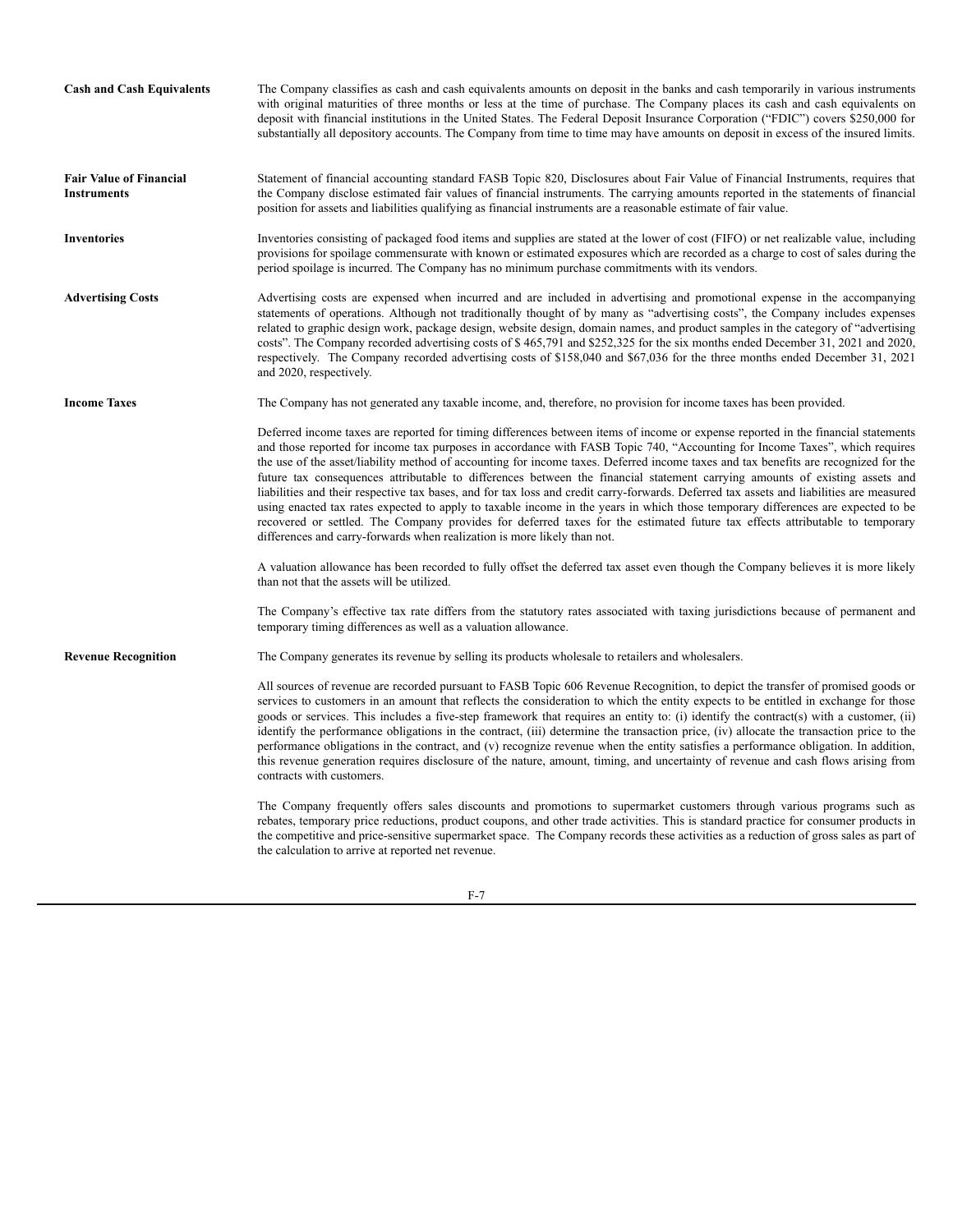**Cash and Cash Equivalents**

The Company classifies as cash and cash equivalents amounts on deposit in the banks and cash temporarily in various instruments with original maturities of three months or less at the time of purchase. The Company places its cash and cash equivalents on deposit with financial institutions in the United States. The Federal Deposit Insurance Corporation ("FDIC") covers $250,000 for substantially all depository accounts. The Company from time to time may have amounts on deposit in excess of the insured limits.

**Fair Value of Financial Instruments**

Statement of financial accounting standard FASB Topic 820, Disclosures about Fair Value of Financial Instruments, requires that the Company disclose estimated fair values of financial instruments. The carrying amounts reported in the statements of financial position for assets and liabilities qualifying as financial instruments are a reasonable estimate of fair value.

**Inventories**

Inventories consisting of packaged food items and supplies are stated at the lower of cost (FIFO) or net realizable value, including provisions for spoilage commensurate with known or estimated exposures which are recorded as a charge to cost of sales during the period spoilage is incurred. The Company has no minimum purchase commitments with its vendors.

**Advertising Costs**

Advertising costs are expensed when incurred and are included in advertising and promotional expense in the accompanying statements of operations. Although not traditionally thought of by many as "advertising costs", the Company includes expenses related to graphic design work, package design, website design, domain names, and product samples in the category of "advertising costs". The Company recorded advertising costs of $ 465,791 and $252,325 for the six months ended December 31, 2021 and 2020, respectively. The Company recorded advertising costs of $158,040 and $67,036 for the three months ended December 31, 2021 and 2020, respectively.

**Income Taxes**

The Company has not generated any taxable income, and, therefore, no provision for income taxes has been provided.

Deferred income taxes are reported for timing differences between items of income or expense reported in the financial statements and those reported for income tax purposes in accordance with FASB Topic 740, "Accounting for Income Taxes", which requires the use of the asset/liability method of accounting for income taxes. Deferred income taxes and tax benefits are recognized for the future tax consequences attributable to differences between the financial statement carrying amounts of existing assets and liabilities and their respective tax bases, and for tax loss and credit carry-forwards. Deferred tax assets and liabilities are measured using enacted tax rates expected to apply to taxable income in the years in which those temporary differences are expected to be recovered or settled. The Company provides for deferred taxes for the estimated future tax effects attributable to temporary differences and carry-forwards when realization is more likely than not.

A valuation allowance has been recorded to fully offset the deferred tax asset even though the Company believes it is more likely than not that the assets will be utilized.

The Company's effective tax rate differs from the statutory rates associated with taxing jurisdictions because of permanent and temporary timing differences as well as a valuation allowance.

**Revenue Recognition**

The Company generates its revenue by selling its products wholesale to retailers and wholesalers.

All sources of revenue are recorded pursuant to FASB Topic 606 Revenue Recognition, to depict the transfer of promised goods or services to customers in an amount that reflects the consideration to which the entity expects to be entitled in exchange for those goods or services. This includes a five-step framework that requires an entity to: (i) identify the contract(s) with a customer, (ii) identify the performance obligations in the contract, (iii) determine the transaction price, (iv) allocate the transaction price to the performance obligations in the contract, and (v) recognize revenue when the entity satisfies a performance obligation. In addition, this revenue generation requires disclosure of the nature, amount, timing, and uncertainty of revenue and cash flows arising from contracts with customers.

The Company frequently offers sales discounts and promotions to supermarket customers through various programs such as rebates, temporary price reductions, product coupons, and other trade activities. This is standard practice for consumer products in the competitive and price-sensitive supermarket space. The Company records these activities as a reduction of gross sales as part of the calculation to arrive at reported net revenue.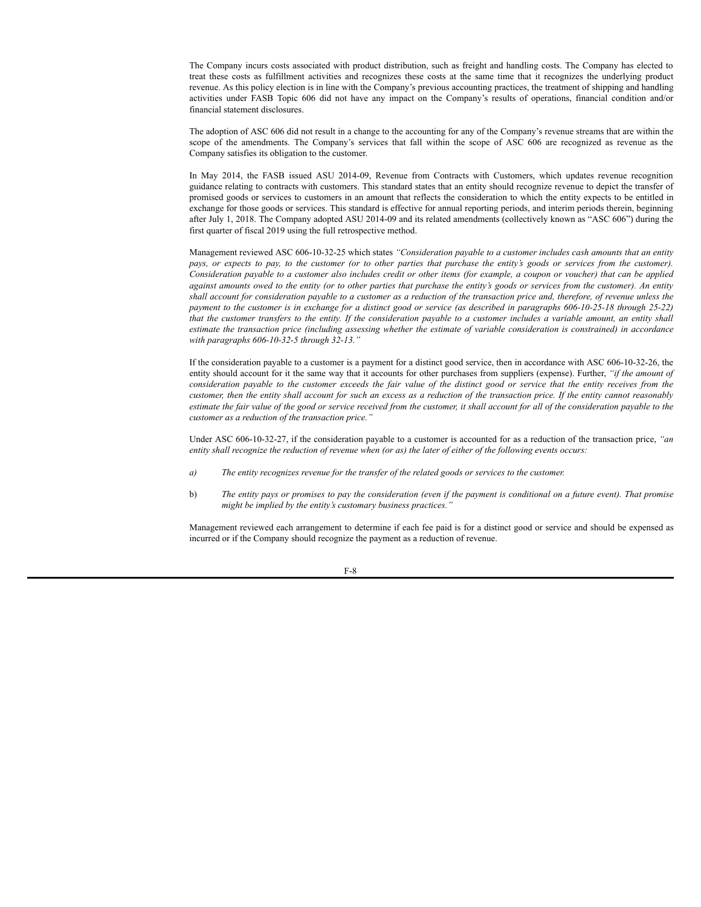The Company incurs costs associated with product distribution, such as freight and handling costs. The Company has elected to treat these costs as fulfillment activities and recognizes these costs at the same time that it recognizes the underlying product revenue. As this policy election is in line with the Company's previous accounting practices, the treatment of shipping and handling activities under FASB Topic 606 did not have any impact on the Company's results of operations, financial condition and/or financial statement disclosures.

The adoption of ASC 606 did not result in a change to the accounting for any of the Company's revenue streams that are within the scope of the amendments. The Company's services that fall within the scope of ASC 606 are recognized as revenue as the Company satisfies its obligation to the customer.

In May 2014, the FASB issued ASU 2014-09, Revenue from Contracts with Customers, which updates revenue recognition guidance relating to contracts with customers. This standard states that an entity should recognize revenue to depict the transfer of promised goods or services to customers in an amount that reflects the consideration to which the entity expects to be entitled in exchange for those goods or services. This standard is effective for annual reporting periods, and interim periods therein, beginning after July 1, 2018. The Company adopted ASU 2014-09 and its related amendments (collectively known as "ASC 606") during the first quarter of fiscal 2019 using the full retrospective method.

Management reviewed ASC 606-10-32-25 which states *"Consideration payable to a customer includes cash amounts that an entity pays, or expects to pay, to the customer (or to other parties that purchase the entity's goods or services from the customer). Consideration payable to a customer also includes credit or other items (for example, a coupon or voucher) that can be applied against amounts owed to the entity (or to other parties that purchase the entity's goods or services from the customer). An entity shall account for consideration payable to a customer as a reduction of the transaction price and, therefore, of revenue unless the payment to the customer is in exchange for a distinct good or service (as described in paragraphs 606-10-25-18 through 25-22) that the customer transfers to the entity. If the consideration payable to a customer includes a variable amount, an entity shall estimate the transaction price (including assessing whether the estimate of variable consideration is constrained) in accordance with paragraphs 606-10-32-5 through 32-13."*

If the consideration payable to a customer is a payment for a distinct good service, then in accordance with ASC 606-10-32-26, the entity should account for it the same way that it accounts for other purchases from suppliers (expense). Further, *"if the amount of consideration payable to the customer exceeds the fair value of the distinct good or service that the entity receives from the customer, then the entity shall account for such an excess as a reduction of the transaction price. If the entity cannot reasonably estimate the fair value of the good or service received from the customer, it shall account for all of the consideration payable to the customer as a reduction of the transaction price."*

Under ASC 606-10-32-27, if the consideration payable to a customer is accounted for as a reduction of the transaction price, *"an entity shall recognize the reduction of revenue when (or as) the later of either of the following events occurs:*

*a) The entity recognizes revenue for the transfer of the related goods or services to the customer.*

b) *The entity pays or promises to pay the consideration (even if the payment is conditional on a future event). That promise might be implied by the entity's customary business practices."*

Management reviewed each arrangement to determine if each fee paid is for a distinct good or service and should be expensed as incurred or if the Company should recognize the payment as a reduction of revenue.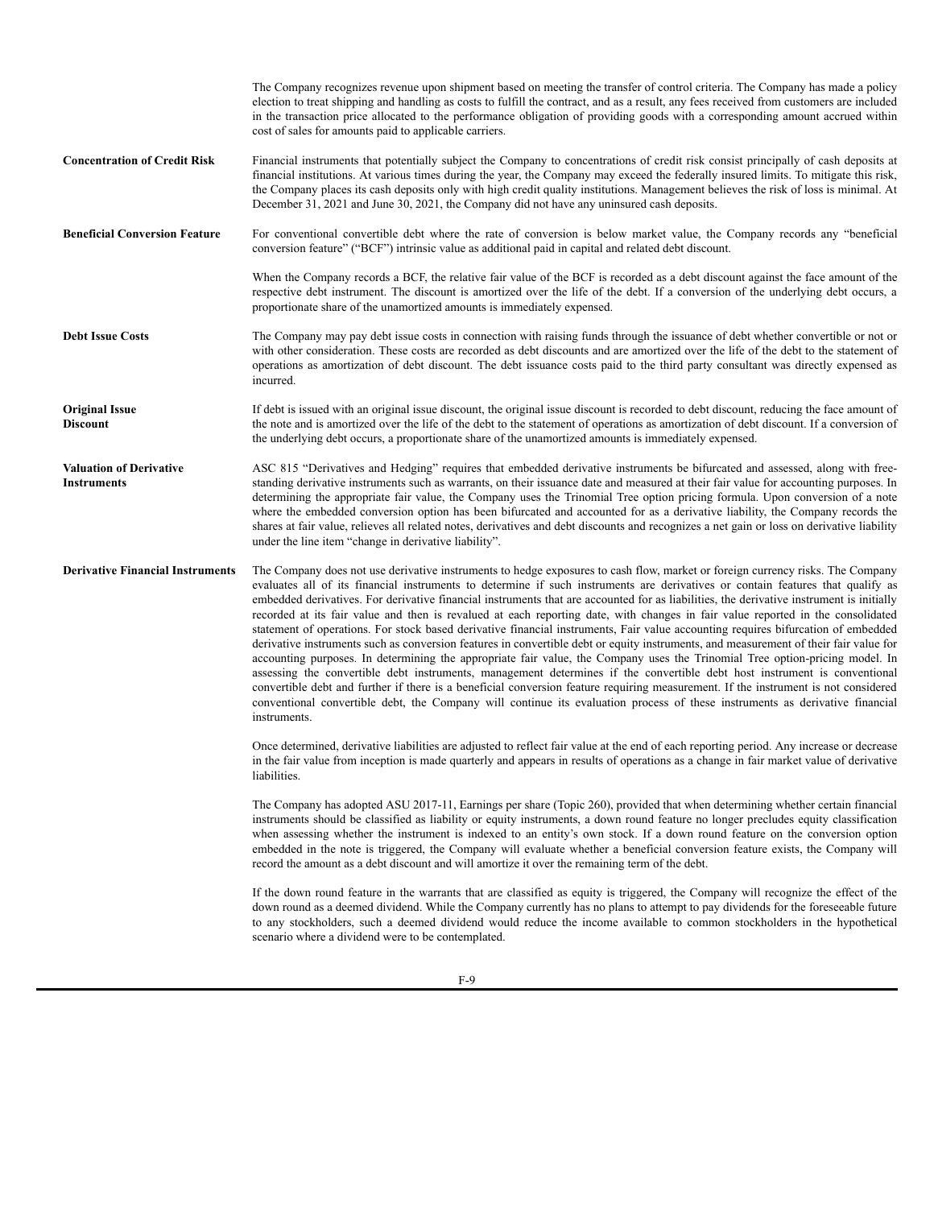The Company recognizes revenue upon shipment based on meeting the transfer of control criteria. The Company has made a policy election to treat shipping and handling as costs to fulfill the contract, and as a result, any fees received from customers are included in the transaction price allocated to the performance obligation of providing goods with a corresponding amount accrued within cost of sales for amounts paid to applicable carriers.

**Concentration of Credit Risk**

Financial instruments that potentially subject the Company to concentrations of credit risk consist principally of cash deposits at financial institutions. At various times during the year, the Company may exceed the federally insured limits. To mitigate this risk, the Company places its cash deposits only with high credit quality institutions. Management believes the risk of loss is minimal. At December 31, 2021 and June 30, 2021, the Company did not have any uninsured cash deposits.

**Beneficial Conversion Feature**

For conventional convertible debt where the rate of conversion is below market value, the Company records any "beneficial conversion feature" ("BCF") intrinsic value as additional paid in capital and related debt discount.

When the Company records a BCF, the relative fair value of the BCF is recorded as a debt discount against the face amount of the respective debt instrument. The discount is amortized over the life of the debt. If a conversion of the underlying debt occurs, a proportionate share of the unamortized amounts is immediately expensed.

**Debt Issue Costs**

The Company may pay debt issue costs in connection with raising funds through the issuance of debt whether convertible or not or with other consideration. These costs are recorded as debt discounts and are amortized over the life of the debt to the statement of operations as amortization of debt discount. The debt issuance costs paid to the third party consultant was directly expensed as incurred.

**Original Issue Discount**

If debt is issued with an original issue discount, the original issue discount is recorded to debt discount, reducing the face amount of the note and is amortized over the life of the debt to the statement of operations as amortization of debt discount. If a conversion of the underlying debt occurs, a proportionate share of the unamortized amounts is immediately expensed.

**Valuation of Derivative Instruments**

ASC 815 "Derivatives and Hedging" requires that embedded derivative instruments be bifurcated and assessed, along with free-standing derivative instruments such as warrants, on their issuance date and measured at their fair value for accounting purposes. In determining the appropriate fair value, the Company uses the Trinomial Tree option pricing formula. Upon conversion of a note where the embedded conversion option has been bifurcated and accounted for as a derivative liability, the Company records the shares at fair value, relieves all related notes, derivatives and debt discounts and recognizes a net gain or loss on derivative liability under the line item "change in derivative liability".

**Derivative Financial Instruments**

The Company does not use derivative instruments to hedge exposures to cash flow, market or foreign currency risks. The Company evaluates all of its financial instruments to determine if such instruments are derivatives or contain features that qualify as embedded derivatives. For derivative financial instruments that are accounted for as liabilities, the derivative instrument is initially recorded at its fair value and then is revalued at each reporting date, with changes in fair value reported in the consolidated statement of operations. For stock based derivative financial instruments, Fair value accounting requires bifurcation of embedded derivative instruments such as conversion features in convertible debt or equity instruments, and measurement of their fair value for accounting purposes. In determining the appropriate fair value, the Company uses the Trinomial Tree option-pricing model. In assessing the convertible debt instruments, management determines if the convertible debt host instrument is conventional convertible debt and further if there is a beneficial conversion feature requiring measurement. If the instrument is not considered conventional convertible debt, the Company will continue its evaluation process of these instruments as derivative financial instruments.

Once determined, derivative liabilities are adjusted to reflect fair value at the end of each reporting period. Any increase or decrease in the fair value from inception is made quarterly and appears in results of operations as a change in fair market value of derivative liabilities.

The Company has adopted ASU 2017-11, Earnings per share (Topic 260), provided that when determining whether certain financial instruments should be classified as liability or equity instruments, a down round feature no longer precludes equity classification when assessing whether the instrument is indexed to an entity's own stock. If a down round feature on the conversion option embedded in the note is triggered, the Company will evaluate whether a beneficial conversion feature exists, the Company will record the amount as a debt discount and will amortize it over the remaining term of the debt.

If the down round feature in the warrants that are classified as equity is triggered, the Company will recognize the effect of the down round as a deemed dividend. While the Company currently has no plans to attempt to pay dividends for the foreseeable future to any stockholders, such a deemed dividend would reduce the income available to common stockholders in the hypothetical scenario where a dividend were to be contemplated.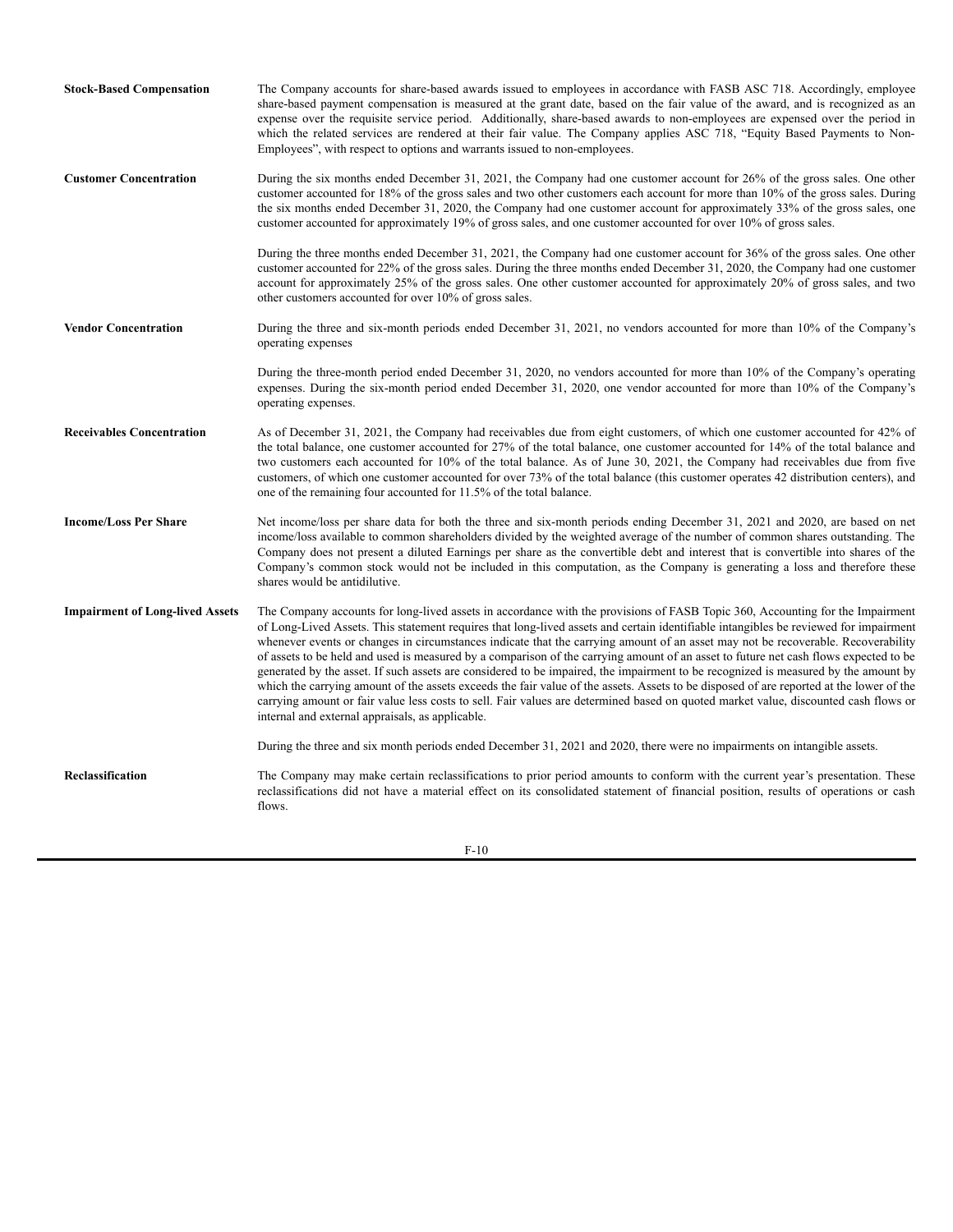**Stock-Based Compensation**

The Company accounts for share-based awards issued to employees in accordance with FASB ASC 718. Accordingly, employee share-based payment compensation is measured at the grant date, based on the fair value of the award, and is recognized as an expense over the requisite service period. Additionally, share-based awards to non-employees are expensed over the period in which the related services are rendered at their fair value. The Company applies ASC 718, "Equity Based Payments to Non-Employees", with respect to options and warrants issued to non-employees.

**Customer Concentration**

During the six months ended December 31, 2021, the Company had one customer account for 26% of the gross sales. One other customer accounted for 18% of the gross sales and two other customers each account for more than 10% of the gross sales. During the six months ended December 31, 2020, the Company had one customer account for approximately 33% of the gross sales, one customer accounted for approximately 19% of gross sales, and one customer accounted for over 10% of gross sales.

During the three months ended December 31, 2021, the Company had one customer account for 36% of the gross sales. One other customer accounted for 22% of the gross sales. During the three months ended December 31, 2020, the Company had one customer account for approximately 25% of the gross sales. One other customer accounted for approximately 20% of gross sales, and two other customers accounted for over 10% of gross sales.

**Vendor Concentration**

During the three and six-month periods ended December 31, 2021, no vendors accounted for more than 10% of the Company's operating expenses

During the three-month period ended December 31, 2020, no vendors accounted for more than 10% of the Company's operating expenses. During the six-month period ended December 31, 2020, one vendor accounted for more than 10% of the Company's operating expenses.

**Receivables Concentration**

As of December 31, 2021, the Company had receivables due from eight customers, of which one customer accounted for 42% of the total balance, one customer accounted for 27% of the total balance, one customer accounted for 14% of the total balance and two customers each accounted for 10% of the total balance. As of June 30, 2021, the Company had receivables due from five customers, of which one customer accounted for over 73% of the total balance (this customer operates 42 distribution centers), and one of the remaining four accounted for 11.5% of the total balance.

**Income/Loss Per Share**

Net income/loss per share data for both the three and six-month periods ending December 31, 2021 and 2020, are based on net income/loss available to common shareholders divided by the weighted average of the number of common shares outstanding. The Company does not present a diluted Earnings per share as the convertible debt and interest that is convertible into shares of the Company's common stock would not be included in this computation, as the Company is generating a loss and therefore these shares would be antidilutive.

**Impairment of Long-lived Assets**

The Company accounts for long-lived assets in accordance with the provisions of FASB Topic 360, Accounting for the Impairment of Long-Lived Assets. This statement requires that long-lived assets and certain identifiable intangibles be reviewed for impairment whenever events or changes in circumstances indicate that the carrying amount of an asset may not be recoverable. Recoverability of assets to be held and used is measured by a comparison of the carrying amount of an asset to future net cash flows expected to be generated by the asset. If such assets are considered to be impaired, the impairment to be recognized is measured by the amount by which the carrying amount of the assets exceeds the fair value of the assets. Assets to be disposed of are reported at the lower of the carrying amount or fair value less costs to sell. Fair values are determined based on quoted market value, discounted cash flows or internal and external appraisals, as applicable.

During the three and six month periods ended December 31, 2021 and 2020, there were no impairments on intangible assets.

**Reclassification**

The Company may make certain reclassifications to prior period amounts to conform with the current year's presentation. These reclassifications did not have a material effect on its consolidated statement of financial position, results of operations or cash flows.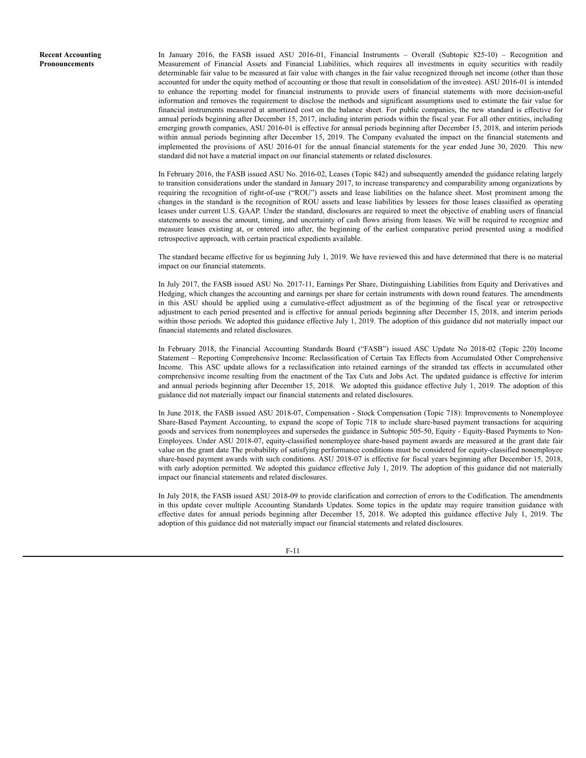**Recent Accounting Pronouncements**

In January 2016, the FASB issued ASU 2016-01, Financial Instruments – Overall (Subtopic 825-10) – Recognition and Measurement of Financial Assets and Financial Liabilities, which requires all investments in equity securities with readily determinable fair value to be measured at fair value with changes in the fair value recognized through net income (other than those accounted for under the equity method of accounting or those that result in consolidation of the investee). ASU 2016-01 is intended to enhance the reporting model for financial instruments to provide users of financial statements with more decision-useful information and removes the requirement to disclose the methods and significant assumptions used to estimate the fair value for financial instruments measured at amortized cost on the balance sheet. For public companies, the new standard is effective for annual periods beginning after December 15, 2017, including interim periods within the fiscal year. For all other entities, including emerging growth companies, ASU 2016-01 is effective for annual periods beginning after December 15, 2018, and interim periods within annual periods beginning after December 15, 2019. The Company evaluated the impact on the financial statements and implemented the provisions of ASU 2016-01 for the annual financial statements for the year ended June 30, 2020. This new standard did not have a material impact on our financial statements or related disclosures.

In February 2016, the FASB issued ASU No. 2016-02, Leases (Topic 842) and subsequently amended the guidance relating largely to transition considerations under the standard in January 2017, to increase transparency and comparability among organizations by requiring the recognition of right-of-use ("ROU") assets and lease liabilities on the balance sheet. Most prominent among the changes in the standard is the recognition of ROU assets and lease liabilities by lessees for those leases classified as operating leases under current U.S. GAAP. Under the standard, disclosures are required to meet the objective of enabling users of financial statements to assess the amount, timing, and uncertainty of cash flows arising from leases. We will be required to recognize and measure leases existing at, or entered into after, the beginning of the earliest comparative period presented using a modified retrospective approach, with certain practical expedients available.

The standard became effective for us beginning July 1, 2019. We have reviewed this and have determined that there is no material impact on our financial statements.

In July 2017, the FASB issued ASU No. 2017-11, Earnings Per Share, Distinguishing Liabilities from Equity and Derivatives and Hedging, which changes the accounting and earnings per share for certain instruments with down round features. The amendments in this ASU should be applied using a cumulative-effect adjustment as of the beginning of the fiscal year or retrospective adjustment to each period presented and is effective for annual periods beginning after December 15, 2018, and interim periods within those periods. We adopted this guidance effective July 1, 2019. The adoption of this guidance did not materially impact our financial statements and related disclosures.

In February 2018, the Financial Accounting Standards Board ("FASB") issued ASC Update No 2018-02 (Topic 220) Income Statement – Reporting Comprehensive Income: Reclassification of Certain Tax Effects from Accumulated Other Comprehensive Income. This ASC update allows for a reclassification into retained earnings of the stranded tax effects in accumulated other comprehensive income resulting from the enactment of the Tax Cuts and Jobs Act. The updated guidance is effective for interim and annual periods beginning after December 15, 2018. We adopted this guidance effective July 1, 2019. The adoption of this guidance did not materially impact our financial statements and related disclosures.

In June 2018, the FASB issued ASU 2018-07, Compensation - Stock Compensation (Topic 718): Improvements to Nonemployee Share-Based Payment Accounting, to expand the scope of Topic 718 to include share-based payment transactions for acquiring goods and services from nonemployees and supersedes the guidance in Subtopic 505-50, Equity - Equity-Based Payments to Non-Employees. Under ASU 2018-07, equity-classified nonemployee share-based payment awards are measured at the grant date fair value on the grant date The probability of satisfying performance conditions must be considered for equity-classified nonemployee share-based payment awards with such conditions. ASU 2018-07 is effective for fiscal years beginning after December 15, 2018, with early adoption permitted. We adopted this guidance effective July 1, 2019. The adoption of this guidance did not materially impact our financial statements and related disclosures.

In July 2018, the FASB issued ASU 2018-09 to provide clarification and correction of errors to the Codification. The amendments in this update cover multiple Accounting Standards Updates. Some topics in the update may require transition guidance with effective dates for annual periods beginning after December 15, 2018. We adopted this guidance effective July 1, 2019. The adoption of this guidance did not materially impact our financial statements and related disclosures.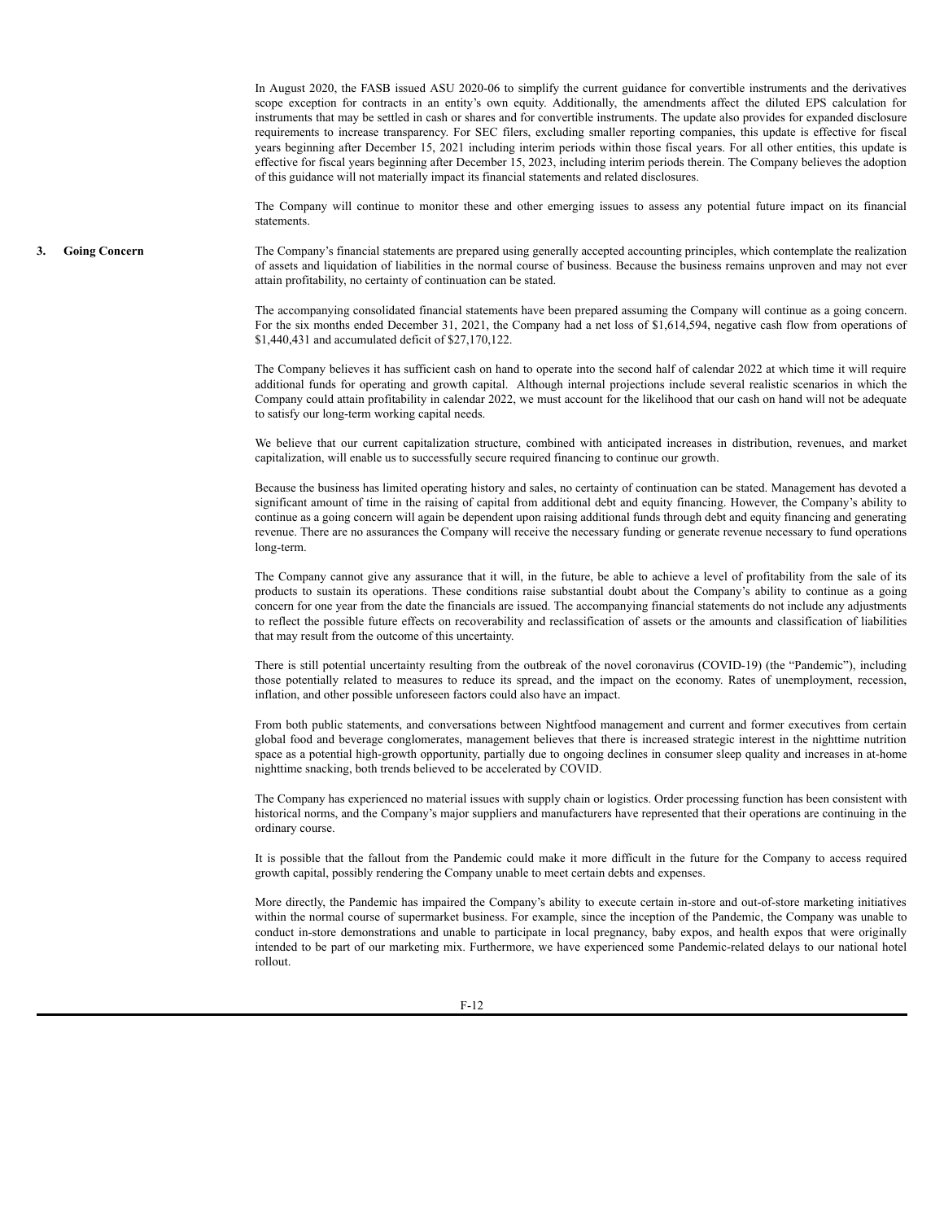In August 2020, the FASB issued ASU 2020-06 to simplify the current guidance for convertible instruments and the derivatives scope exception for contracts in an entity's own equity. Additionally, the amendments affect the diluted EPS calculation for instruments that may be settled in cash or shares and for convertible instruments. The update also provides for expanded disclosure requirements to increase transparency. For SEC filers, excluding smaller reporting companies, this update is effective for fiscal years beginning after December 15, 2021 including interim periods within those fiscal years. For all other entities, this update is effective for fiscal years beginning after December 15, 2023, including interim periods therein. The Company believes the adoption of this guidance will not materially impact its financial statements and related disclosures.

The Company will continue to monitor these and other emerging issues to assess any potential future impact on its financial statements.

## 3. Going Concern

The Company's financial statements are prepared using generally accepted accounting principles, which contemplate the realization of assets and liquidation of liabilities in the normal course of business. Because the business remains unproven and may not ever attain profitability, no certainty of continuation can be stated.

The accompanying consolidated financial statements have been prepared assuming the Company will continue as a going concern. For the six months ended December 31, 2021, the Company had a net loss of $1,614,594, negative cash flow from operations of $1,440,431 and accumulated deficit of $27,170,122.

The Company believes it has sufficient cash on hand to operate into the second half of calendar 2022 at which time it will require additional funds for operating and growth capital. Although internal projections include several realistic scenarios in which the Company could attain profitability in calendar 2022, we must account for the likelihood that our cash on hand will not be adequate to satisfy our long-term working capital needs.

We believe that our current capitalization structure, combined with anticipated increases in distribution, revenues, and market capitalization, will enable us to successfully secure required financing to continue our growth.

Because the business has limited operating history and sales, no certainty of continuation can be stated. Management has devoted a significant amount of time in the raising of capital from additional debt and equity financing. However, the Company's ability to continue as a going concern will again be dependent upon raising additional funds through debt and equity financing and generating revenue. There are no assurances the Company will receive the necessary funding or generate revenue necessary to fund operations long-term.

The Company cannot give any assurance that it will, in the future, be able to achieve a level of profitability from the sale of its products to sustain its operations. These conditions raise substantial doubt about the Company's ability to continue as a going concern for one year from the date the financials are issued. The accompanying financial statements do not include any adjustments to reflect the possible future effects on recoverability and reclassification of assets or the amounts and classification of liabilities that may result from the outcome of this uncertainty.

There is still potential uncertainty resulting from the outbreak of the novel coronavirus (COVID-19) (the "Pandemic"), including those potentially related to measures to reduce its spread, and the impact on the economy. Rates of unemployment, recession, inflation, and other possible unforeseen factors could also have an impact.

From both public statements, and conversations between Nightfood management and current and former executives from certain global food and beverage conglomerates, management believes that there is increased strategic interest in the nighttime nutrition space as a potential high-growth opportunity, partially due to ongoing declines in consumer sleep quality and increases in at-home nighttime snacking, both trends believed to be accelerated by COVID.

The Company has experienced no material issues with supply chain or logistics. Order processing function has been consistent with historical norms, and the Company's major suppliers and manufacturers have represented that their operations are continuing in the ordinary course.

It is possible that the fallout from the Pandemic could make it more difficult in the future for the Company to access required growth capital, possibly rendering the Company unable to meet certain debts and expenses.

More directly, the Pandemic has impaired the Company's ability to execute certain in-store and out-of-store marketing initiatives within the normal course of supermarket business. For example, since the inception of the Pandemic, the Company was unable to conduct in-store demonstrations and unable to participate in local pregnancy, baby expos, and health expos that were originally intended to be part of our marketing mix. Furthermore, we have experienced some Pandemic-related delays to our national hotel rollout.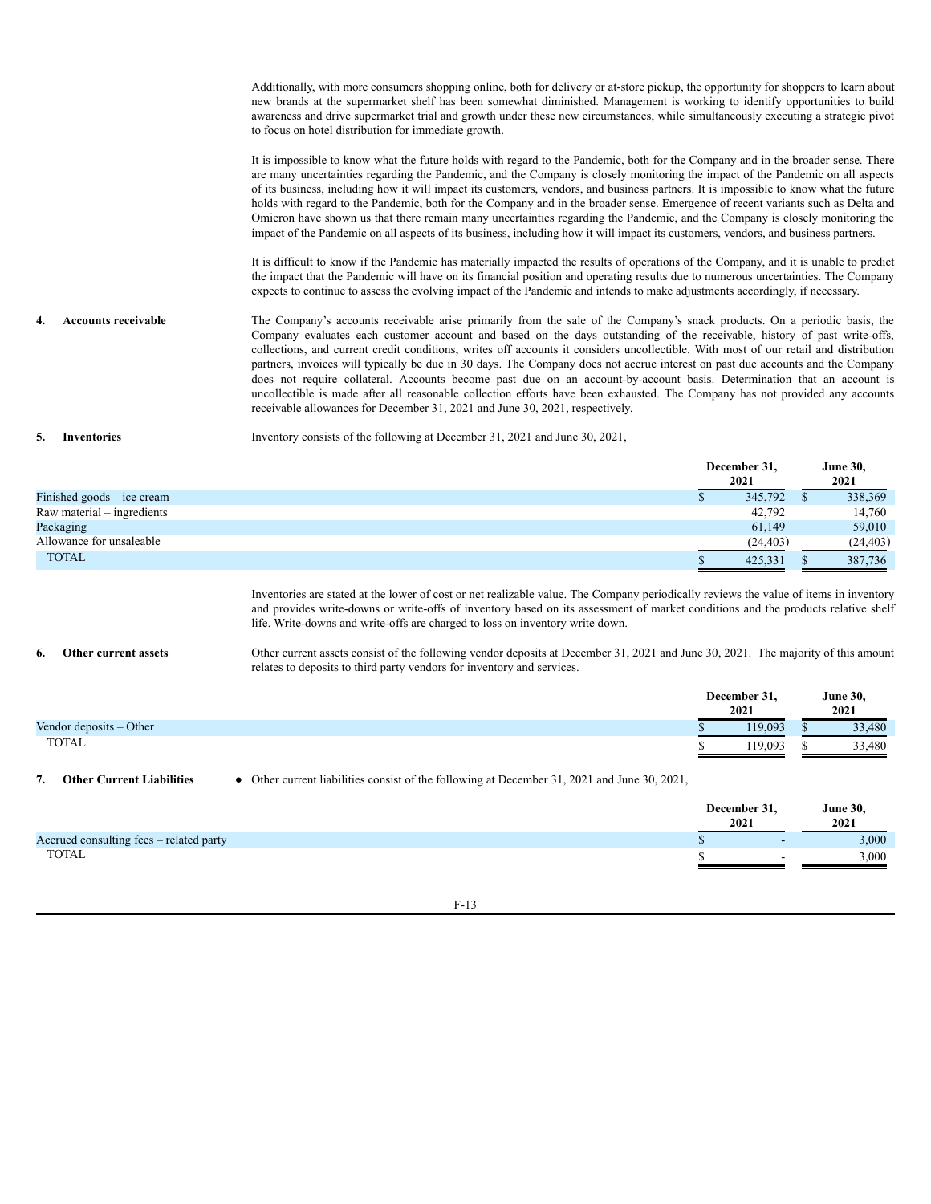Additionally, with more consumers shopping online, both for delivery or at-store pickup, the opportunity for shoppers to learn about new brands at the supermarket shelf has been somewhat diminished. Management is working to identify opportunities to build awareness and drive supermarket trial and growth under these new circumstances, while simultaneously executing a strategic pivot to focus on hotel distribution for immediate growth.

It is impossible to know what the future holds with regard to the Pandemic, both for the Company and in the broader sense. There are many uncertainties regarding the Pandemic, and the Company is closely monitoring the impact of the Pandemic on all aspects of its business, including how it will impact its customers, vendors, and business partners. It is impossible to know what the future holds with regard to the Pandemic, both for the Company and in the broader sense. Emergence of recent variants such as Delta and Omicron have shown us that there remain many uncertainties regarding the Pandemic, and the Company is closely monitoring the impact of the Pandemic on all aspects of its business, including how it will impact its customers, vendors, and business partners.

It is difficult to know if the Pandemic has materially impacted the results of operations of the Company, and it is unable to predict the impact that the Pandemic will have on its financial position and operating results due to numerous uncertainties. The Company expects to continue to assess the evolving impact of the Pandemic and intends to make adjustments accordingly, if necessary.

**4. Accounts receivable**

The Company's accounts receivable arise primarily from the sale of the Company's snack products. On a periodic basis, the Company evaluates each customer account and based on the days outstanding of the receivable, history of past write-offs, collections, and current credit conditions, writes off accounts it considers uncollectible. With most of our retail and distribution partners, invoices will typically be due in 30 days. The Company does not accrue interest on past due accounts and the Company does not require collateral. Accounts become past due on an account-by-account basis. Determination that an account is uncollectible is made after all reasonable collection efforts have been exhausted. The Company has not provided any accounts receivable allowances for December 31, 2021 and June 30, 2021, respectively.

**5. Inventories**

Inventory consists of the following at December 31, 2021 and June 30, 2021,

| | December 31, 2021 | June 30, 2021 |
|---|---|---|
| Finished goods – ice cream | $ 345,792 | $ 338,369 |
| Raw material – ingredients | 42,792 | 14,760 |
| Packaging | 61,149 | 59,010 |
| Allowance for unsaleable | (24,403) | (24,403) |
| TOTAL | $ 425,331 | $ 387,736 |

Inventories are stated at the lower of cost or net realizable value. The Company periodically reviews the value of items in inventory and provides write-downs or write-offs of inventory based on its assessment of market conditions and the products relative shelf life. Write-downs and write-offs are charged to loss on inventory write down.

**6. Other current assets**

Other current assets consist of the following vendor deposits at December 31, 2021 and June 30, 2021. The majority of this amount relates to deposits to third party vendors for inventory and services.

| | December 31, 2021 | June 30, 2021 |
|---|---|---|
| Vendor deposits – Other | $ 119,093 | $ 33,480 |
| TOTAL | $ 119,093 | $ 33,480 |

**7. Other Current Liabilities**

- Other current liabilities consist of the following at December 31, 2021 and June 30, 2021,

| | December 31, 2021 | June 30, 2021 |
|---|---|---|
| Accrued consulting fees – related party | $ - | 3,000 |
| TOTAL | $ - | 3,000 |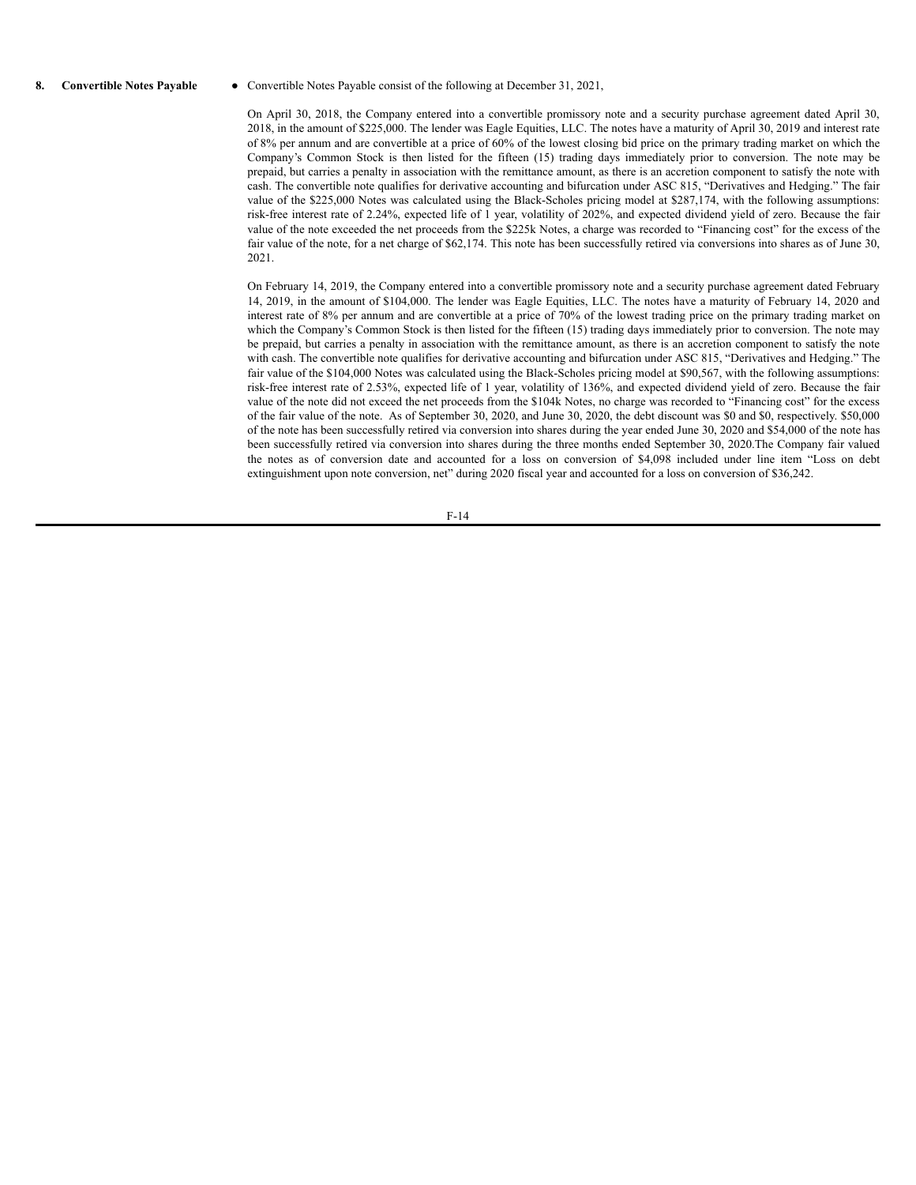**8. Convertible Notes Payable**

- Convertible Notes Payable consist of the following at December 31, 2021,

On April 30, 2018, the Company entered into a convertible promissory note and a security purchase agreement dated April 30, 2018, in the amount of $225,000. The lender was Eagle Equities, LLC. The notes have a maturity of April 30, 2019 and interest rate of 8% per annum and are convertible at a price of 60% of the lowest closing bid price on the primary trading market on which the Company's Common Stock is then listed for the fifteen (15) trading days immediately prior to conversion. The note may be prepaid, but carries a penalty in association with the remittance amount, as there is an accretion component to satisfy the note with cash. The convertible note qualifies for derivative accounting and bifurcation under ASC 815, "Derivatives and Hedging." The fair value of the $225,000 Notes was calculated using the Black-Scholes pricing model at $287,174, with the following assumptions: risk-free interest rate of 2.24%, expected life of 1 year, volatility of 202%, and expected dividend yield of zero. Because the fair value of the note exceeded the net proceeds from the $225k Notes, a charge was recorded to "Financing cost" for the excess of the fair value of the note, for a net charge of $62,174. This note has been successfully retired via conversions into shares as of June 30, 2021.

On February 14, 2019, the Company entered into a convertible promissory note and a security purchase agreement dated February 14, 2019, in the amount of $104,000. The lender was Eagle Equities, LLC. The notes have a maturity of February 14, 2020 and interest rate of 8% per annum and are convertible at a price of 70% of the lowest trading price on the primary trading market on which the Company's Common Stock is then listed for the fifteen (15) trading days immediately prior to conversion. The note may be prepaid, but carries a penalty in association with the remittance amount, as there is an accretion component to satisfy the note with cash. The convertible note qualifies for derivative accounting and bifurcation under ASC 815, "Derivatives and Hedging." The fair value of the $104,000 Notes was calculated using the Black-Scholes pricing model at $90,567, with the following assumptions: risk-free interest rate of 2.53%, expected life of 1 year, volatility of 136%, and expected dividend yield of zero. Because the fair value of the note did not exceed the net proceeds from the $104k Notes, no charge was recorded to "Financing cost" for the excess of the fair value of the note. As of September 30, 2020, and June 30, 2020, the debt discount was $0 and $0, respectively. $50,000 of the note has been successfully retired via conversion into shares during the year ended June 30, 2020 and $54,000 of the note has been successfully retired via conversion into shares during the three months ended September 30, 2020.The Company fair valued the notes as of conversion date and accounted for a loss on conversion of $4,098 included under line item "Loss on debt extinguishment upon note conversion, net" during 2020 fiscal year and accounted for a loss on conversion of $36,242.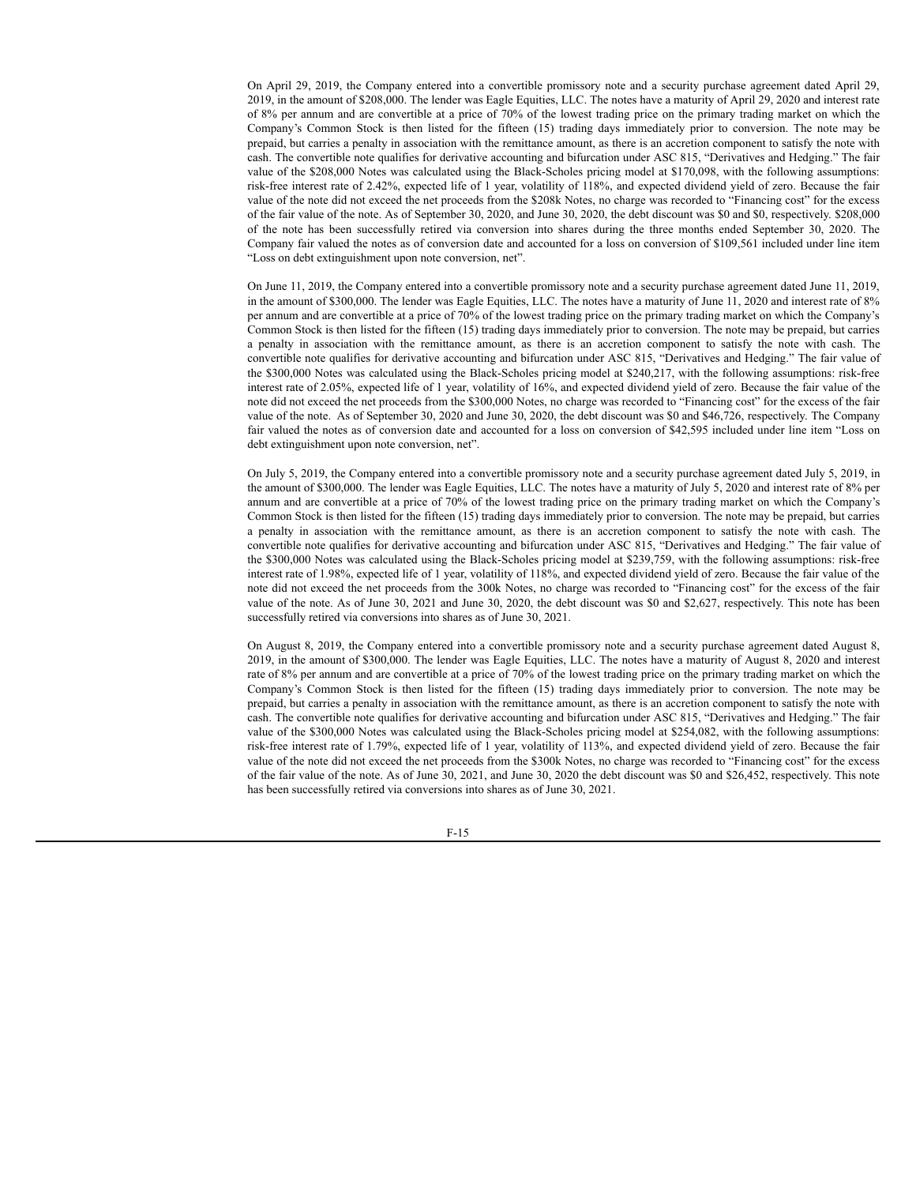On April 29, 2019, the Company entered into a convertible promissory note and a security purchase agreement dated April 29, 2019, in the amount of $208,000. The lender was Eagle Equities, LLC. The notes have a maturity of April 29, 2020 and interest rate of 8% per annum and are convertible at a price of 70% of the lowest trading price on the primary trading market on which the Company's Common Stock is then listed for the fifteen (15) trading days immediately prior to conversion. The note may be prepaid, but carries a penalty in association with the remittance amount, as there is an accretion component to satisfy the note with cash. The convertible note qualifies for derivative accounting and bifurcation under ASC 815, "Derivatives and Hedging." The fair value of the $208,000 Notes was calculated using the Black-Scholes pricing model at $170,098, with the following assumptions: risk-free interest rate of 2.42%, expected life of 1 year, volatility of 118%, and expected dividend yield of zero. Because the fair value of the note did not exceed the net proceeds from the $208k Notes, no charge was recorded to "Financing cost" for the excess of the fair value of the note. As of September 30, 2020, and June 30, 2020, the debt discount was $0 and $0, respectively. $208,000 of the note has been successfully retired via conversion into shares during the three months ended September 30, 2020. The Company fair valued the notes as of conversion date and accounted for a loss on conversion of $109,561 included under line item "Loss on debt extinguishment upon note conversion, net".

On June 11, 2019, the Company entered into a convertible promissory note and a security purchase agreement dated June 11, 2019, in the amount of $300,000. The lender was Eagle Equities, LLC. The notes have a maturity of June 11, 2020 and interest rate of 8% per annum and are convertible at a price of 70% of the lowest trading price on the primary trading market on which the Company's Common Stock is then listed for the fifteen (15) trading days immediately prior to conversion. The note may be prepaid, but carries a penalty in association with the remittance amount, as there is an accretion component to satisfy the note with cash. The convertible note qualifies for derivative accounting and bifurcation under ASC 815, "Derivatives and Hedging." The fair value of the $300,000 Notes was calculated using the Black-Scholes pricing model at $240,217, with the following assumptions: risk-free interest rate of 2.05%, expected life of 1 year, volatility of 16%, and expected dividend yield of zero. Because the fair value of the note did not exceed the net proceeds from the $300,000 Notes, no charge was recorded to "Financing cost" for the excess of the fair value of the note. As of September 30, 2020 and June 30, 2020, the debt discount was $0 and $46,726, respectively. The Company fair valued the notes as of conversion date and accounted for a loss on conversion of $42,595 included under line item "Loss on debt extinguishment upon note conversion, net".

On July 5, 2019, the Company entered into a convertible promissory note and a security purchase agreement dated July 5, 2019, in the amount of $300,000. The lender was Eagle Equities, LLC. The notes have a maturity of July 5, 2020 and interest rate of 8% per annum and are convertible at a price of 70% of the lowest trading price on the primary trading market on which the Company's Common Stock is then listed for the fifteen (15) trading days immediately prior to conversion. The note may be prepaid, but carries a penalty in association with the remittance amount, as there is an accretion component to satisfy the note with cash. The convertible note qualifies for derivative accounting and bifurcation under ASC 815, "Derivatives and Hedging." The fair value of the $300,000 Notes was calculated using the Black-Scholes pricing model at $239,759, with the following assumptions: risk-free interest rate of 1.98%, expected life of 1 year, volatility of 118%, and expected dividend yield of zero. Because the fair value of the note did not exceed the net proceeds from the 300k Notes, no charge was recorded to "Financing cost" for the excess of the fair value of the note. As of June 30, 2021 and June 30, 2020, the debt discount was $0 and $2,627, respectively. This note has been successfully retired via conversions into shares as of June 30, 2021.

On August 8, 2019, the Company entered into a convertible promissory note and a security purchase agreement dated August 8, 2019, in the amount of $300,000. The lender was Eagle Equities, LLC. The notes have a maturity of August 8, 2020 and interest rate of 8% per annum and are convertible at a price of 70% of the lowest trading price on the primary trading market on which the Company's Common Stock is then listed for the fifteen (15) trading days immediately prior to conversion. The note may be prepaid, but carries a penalty in association with the remittance amount, as there is an accretion component to satisfy the note with cash. The convertible note qualifies for derivative accounting and bifurcation under ASC 815, "Derivatives and Hedging." The fair value of the $300,000 Notes was calculated using the Black-Scholes pricing model at $254,082, with the following assumptions: risk-free interest rate of 1.79%, expected life of 1 year, volatility of 113%, and expected dividend yield of zero. Because the fair value of the note did not exceed the net proceeds from the $300k Notes, no charge was recorded to "Financing cost" for the excess of the fair value of the note. As of June 30, 2021, and June 30, 2020 the debt discount was $0 and $26,452, respectively. This note has been successfully retired via conversions into shares as of June 30, 2021.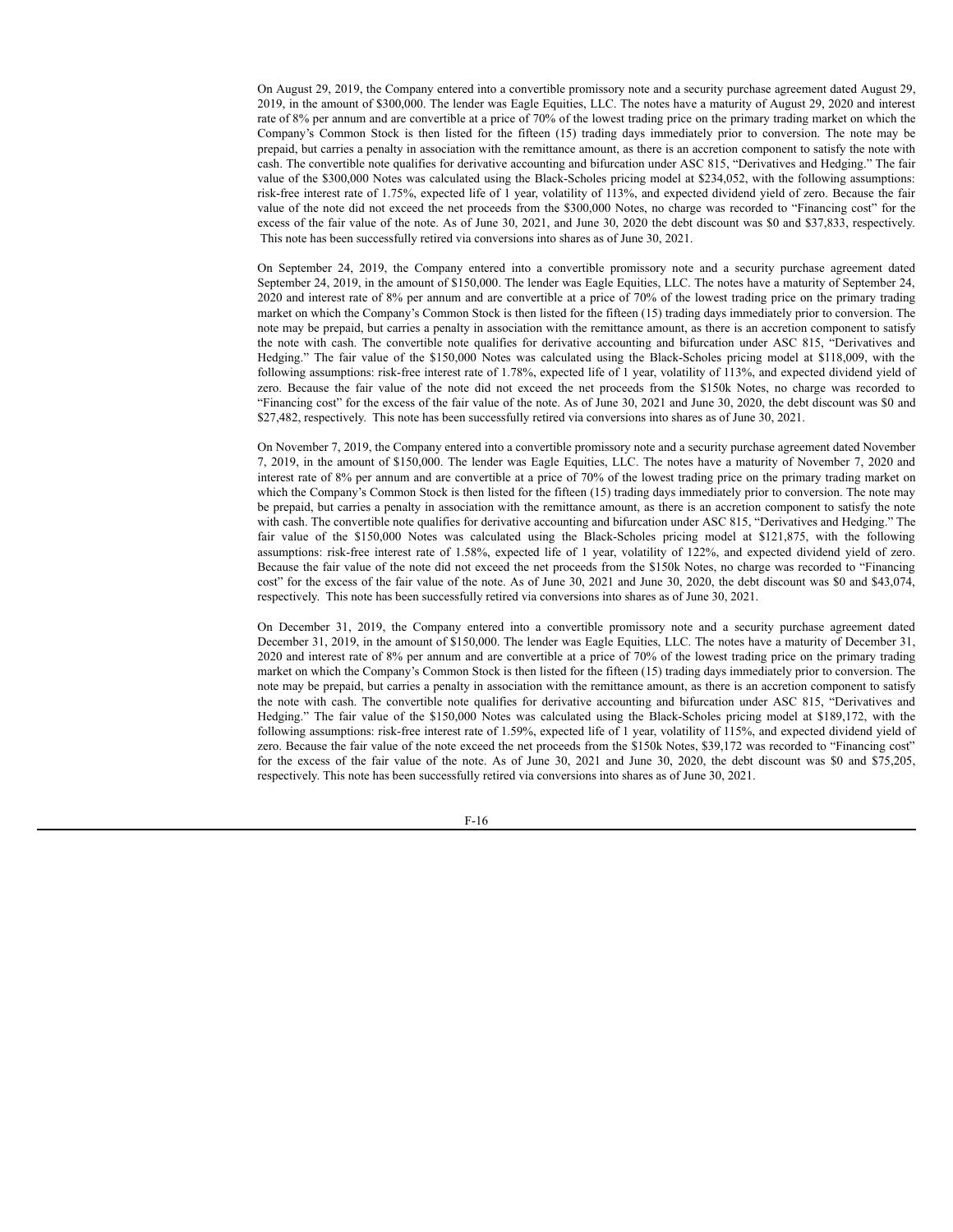On August 29, 2019, the Company entered into a convertible promissory note and a security purchase agreement dated August 29, 2019, in the amount of $300,000. The lender was Eagle Equities, LLC. The notes have a maturity of August 29, 2020 and interest rate of 8% per annum and are convertible at a price of 70% of the lowest trading price on the primary trading market on which the Company's Common Stock is then listed for the fifteen (15) trading days immediately prior to conversion. The note may be prepaid, but carries a penalty in association with the remittance amount, as there is an accretion component to satisfy the note with cash. The convertible note qualifies for derivative accounting and bifurcation under ASC 815, "Derivatives and Hedging." The fair value of the $300,000 Notes was calculated using the Black-Scholes pricing model at $234,052, with the following assumptions: risk-free interest rate of 1.75%, expected life of 1 year, volatility of 113%, and expected dividend yield of zero. Because the fair value of the note did not exceed the net proceeds from the $300,000 Notes, no charge was recorded to "Financing cost" for the excess of the fair value of the note. As of June 30, 2021, and June 30, 2020 the debt discount was $0 and $37,833, respectively. This note has been successfully retired via conversions into shares as of June 30, 2021.

On September 24, 2019, the Company entered into a convertible promissory note and a security purchase agreement dated September 24, 2019, in the amount of $150,000. The lender was Eagle Equities, LLC. The notes have a maturity of September 24, 2020 and interest rate of 8% per annum and are convertible at a price of 70% of the lowest trading price on the primary trading market on which the Company's Common Stock is then listed for the fifteen (15) trading days immediately prior to conversion. The note may be prepaid, but carries a penalty in association with the remittance amount, as there is an accretion component to satisfy the note with cash. The convertible note qualifies for derivative accounting and bifurcation under ASC 815, "Derivatives and Hedging." The fair value of the $150,000 Notes was calculated using the Black-Scholes pricing model at $118,009, with the following assumptions: risk-free interest rate of 1.78%, expected life of 1 year, volatility of 113%, and expected dividend yield of zero. Because the fair value of the note did not exceed the net proceeds from the $150k Notes, no charge was recorded to "Financing cost" for the excess of the fair value of the note. As of June 30, 2021 and June 30, 2020, the debt discount was $0 and $27,482, respectively. This note has been successfully retired via conversions into shares as of June 30, 2021.

On November 7, 2019, the Company entered into a convertible promissory note and a security purchase agreement dated November 7, 2019, in the amount of $150,000. The lender was Eagle Equities, LLC. The notes have a maturity of November 7, 2020 and interest rate of 8% per annum and are convertible at a price of 70% of the lowest trading price on the primary trading market on which the Company's Common Stock is then listed for the fifteen (15) trading days immediately prior to conversion. The note may be prepaid, but carries a penalty in association with the remittance amount, as there is an accretion component to satisfy the note with cash. The convertible note qualifies for derivative accounting and bifurcation under ASC 815, "Derivatives and Hedging." The fair value of the $150,000 Notes was calculated using the Black-Scholes pricing model at $121,875, with the following assumptions: risk-free interest rate of 1.58%, expected life of 1 year, volatility of 122%, and expected dividend yield of zero. Because the fair value of the note did not exceed the net proceeds from the $150k Notes, no charge was recorded to "Financing cost" for the excess of the fair value of the note. As of June 30, 2021 and June 30, 2020, the debt discount was $0 and $43,074, respectively. This note has been successfully retired via conversions into shares as of June 30, 2021.

On December 31, 2019, the Company entered into a convertible promissory note and a security purchase agreement dated December 31, 2019, in the amount of $150,000. The lender was Eagle Equities, LLC. The notes have a maturity of December 31, 2020 and interest rate of 8% per annum and are convertible at a price of 70% of the lowest trading price on the primary trading market on which the Company's Common Stock is then listed for the fifteen (15) trading days immediately prior to conversion. The note may be prepaid, but carries a penalty in association with the remittance amount, as there is an accretion component to satisfy the note with cash. The convertible note qualifies for derivative accounting and bifurcation under ASC 815, "Derivatives and Hedging." The fair value of the $150,000 Notes was calculated using the Black-Scholes pricing model at $189,172, with the following assumptions: risk-free interest rate of 1.59%, expected life of 1 year, volatility of 115%, and expected dividend yield of zero. Because the fair value of the note exceed the net proceeds from the $150k Notes, $39,172 was recorded to "Financing cost" for the excess of the fair value of the note. As of June 30, 2021 and June 30, 2020, the debt discount was $0 and $75,205, respectively. This note has been successfully retired via conversions into shares as of June 30, 2021.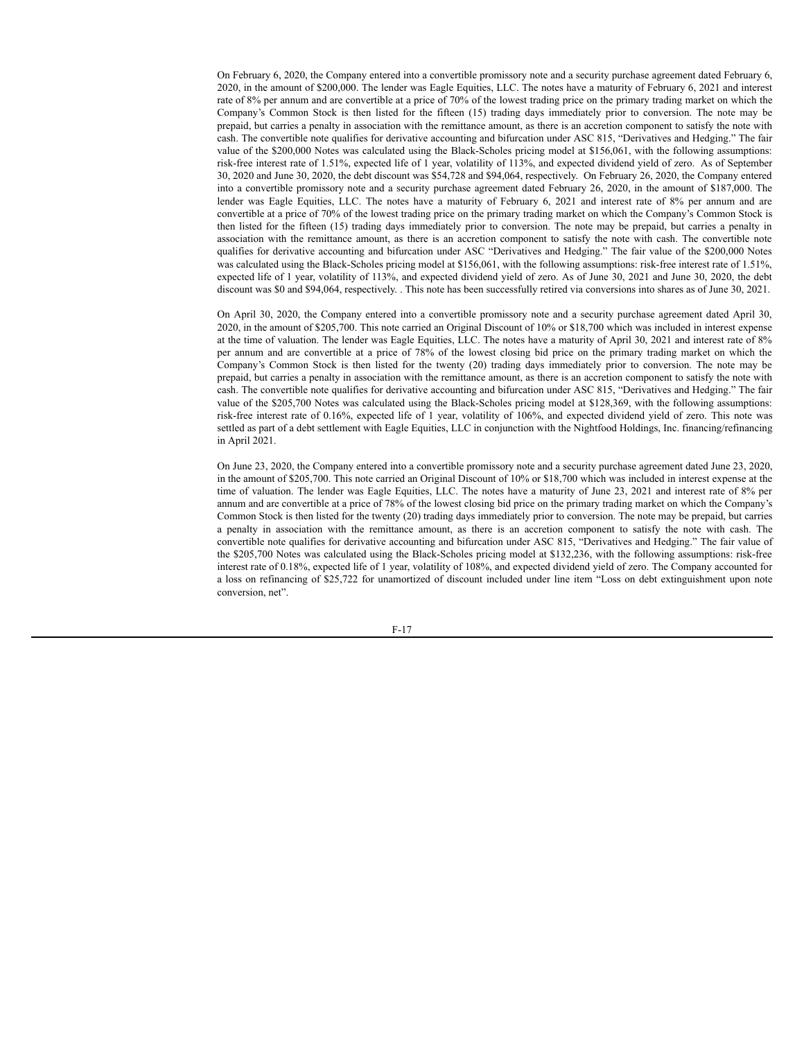On February 6, 2020, the Company entered into a convertible promissory note and a security purchase agreement dated February 6, 2020, in the amount of $200,000. The lender was Eagle Equities, LLC. The notes have a maturity of February 6, 2021 and interest rate of 8% per annum and are convertible at a price of 70% of the lowest trading price on the primary trading market on which the Company's Common Stock is then listed for the fifteen (15) trading days immediately prior to conversion. The note may be prepaid, but carries a penalty in association with the remittance amount, as there is an accretion component to satisfy the note with cash. The convertible note qualifies for derivative accounting and bifurcation under ASC 815, "Derivatives and Hedging." The fair value of the $200,000 Notes was calculated using the Black-Scholes pricing model at $156,061, with the following assumptions: risk-free interest rate of 1.51%, expected life of 1 year, volatility of 113%, and expected dividend yield of zero. As of September 30, 2020 and June 30, 2020, the debt discount was $54,728 and $94,064, respectively. On February 26, 2020, the Company entered into a convertible promissory note and a security purchase agreement dated February 26, 2020, in the amount of $187,000. The lender was Eagle Equities, LLC. The notes have a maturity of February 6, 2021 and interest rate of 8% per annum and are convertible at a price of 70% of the lowest trading price on the primary trading market on which the Company's Common Stock is then listed for the fifteen (15) trading days immediately prior to conversion. The note may be prepaid, but carries a penalty in association with the remittance amount, as there is an accretion component to satisfy the note with cash. The convertible note qualifies for derivative accounting and bifurcation under ASC "Derivatives and Hedging." The fair value of the $200,000 Notes was calculated using the Black-Scholes pricing model at $156,061, with the following assumptions: risk-free interest rate of 1.51%, expected life of 1 year, volatility of 113%, and expected dividend yield of zero. As of June 30, 2021 and June 30, 2020, the debt discount was $0 and $94,064, respectively. . This note has been successfully retired via conversions into shares as of June 30, 2021.

On April 30, 2020, the Company entered into a convertible promissory note and a security purchase agreement dated April 30, 2020, in the amount of $205,700. This note carried an Original Discount of 10% or $18,700 which was included in interest expense at the time of valuation. The lender was Eagle Equities, LLC. The notes have a maturity of April 30, 2021 and interest rate of 8% per annum and are convertible at a price of 78% of the lowest closing bid price on the primary trading market on which the Company's Common Stock is then listed for the twenty (20) trading days immediately prior to conversion. The note may be prepaid, but carries a penalty in association with the remittance amount, as there is an accretion component to satisfy the note with cash. The convertible note qualifies for derivative accounting and bifurcation under ASC 815, "Derivatives and Hedging." The fair value of the $205,700 Notes was calculated using the Black-Scholes pricing model at $128,369, with the following assumptions: risk-free interest rate of 0.16%, expected life of 1 year, volatility of 106%, and expected dividend yield of zero. This note was settled as part of a debt settlement with Eagle Equities, LLC in conjunction with the Nightfood Holdings, Inc. financing/refinancing in April 2021.

On June 23, 2020, the Company entered into a convertible promissory note and a security purchase agreement dated June 23, 2020, in the amount of $205,700. This note carried an Original Discount of 10% or $18,700 which was included in interest expense at the time of valuation. The lender was Eagle Equities, LLC. The notes have a maturity of June 23, 2021 and interest rate of 8% per annum and are convertible at a price of 78% of the lowest closing bid price on the primary trading market on which the Company's Common Stock is then listed for the twenty (20) trading days immediately prior to conversion. The note may be prepaid, but carries a penalty in association with the remittance amount, as there is an accretion component to satisfy the note with cash. The convertible note qualifies for derivative accounting and bifurcation under ASC 815, "Derivatives and Hedging." The fair value of the $205,700 Notes was calculated using the Black-Scholes pricing model at $132,236, with the following assumptions: risk-free interest rate of 0.18%, expected life of 1 year, volatility of 108%, and expected dividend yield of zero. The Company accounted for a loss on refinancing of $25,722 for unamortized of discount included under line item "Loss on debt extinguishment upon note conversion, net".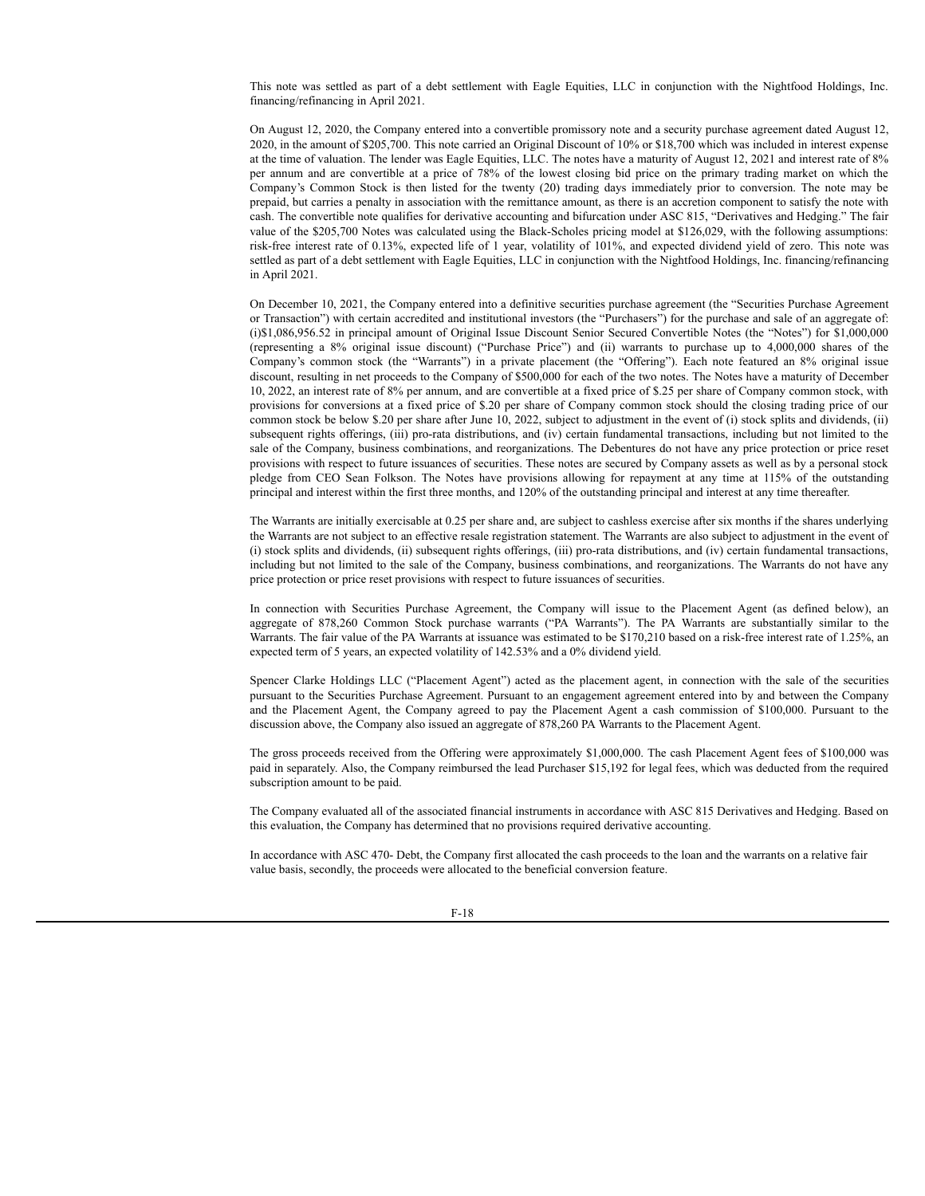This note was settled as part of a debt settlement with Eagle Equities, LLC in conjunction with the Nightfood Holdings, Inc. financing/refinancing in April 2021.

On August 12, 2020, the Company entered into a convertible promissory note and a security purchase agreement dated August 12, 2020, in the amount of $205,700. This note carried an Original Discount of 10% or $18,700 which was included in interest expense at the time of valuation. The lender was Eagle Equities, LLC. The notes have a maturity of August 12, 2021 and interest rate of 8% per annum and are convertible at a price of 78% of the lowest closing bid price on the primary trading market on which the Company's Common Stock is then listed for the twenty (20) trading days immediately prior to conversion. The note may be prepaid, but carries a penalty in association with the remittance amount, as there is an accretion component to satisfy the note with cash. The convertible note qualifies for derivative accounting and bifurcation under ASC 815, "Derivatives and Hedging." The fair value of the $205,700 Notes was calculated using the Black-Scholes pricing model at $126,029, with the following assumptions: risk-free interest rate of 0.13%, expected life of 1 year, volatility of 101%, and expected dividend yield of zero. This note was settled as part of a debt settlement with Eagle Equities, LLC in conjunction with the Nightfood Holdings, Inc. financing/refinancing in April 2021.

On December 10, 2021, the Company entered into a definitive securities purchase agreement (the "Securities Purchase Agreement or Transaction") with certain accredited and institutional investors (the "Purchasers") for the purchase and sale of an aggregate of: (i)$1,086,956.52 in principal amount of Original Issue Discount Senior Secured Convertible Notes (the "Notes") for $1,000,000 (representing a 8% original issue discount) ("Purchase Price") and (ii) warrants to purchase up to 4,000,000 shares of the Company's common stock (the "Warrants") in a private placement (the "Offering"). Each note featured an 8% original issue discount, resulting in net proceeds to the Company of $500,000 for each of the two notes. The Notes have a maturity of December 10, 2022, an interest rate of 8% per annum, and are convertible at a fixed price of $.25 per share of Company common stock, with provisions for conversions at a fixed price of $.20 per share of Company common stock should the closing trading price of our common stock be below $.20 per share after June 10, 2022, subject to adjustment in the event of (i) stock splits and dividends, (ii) subsequent rights offerings, (iii) pro-rata distributions, and (iv) certain fundamental transactions, including but not limited to the sale of the Company, business combinations, and reorganizations. The Debentures do not have any price protection or price reset provisions with respect to future issuances of securities. These notes are secured by Company assets as well as by a personal stock pledge from CEO Sean Folkson. The Notes have provisions allowing for repayment at any time at 115% of the outstanding principal and interest within the first three months, and 120% of the outstanding principal and interest at any time thereafter.

The Warrants are initially exercisable at 0.25 per share and, are subject to cashless exercise after six months if the shares underlying the Warrants are not subject to an effective resale registration statement. The Warrants are also subject to adjustment in the event of (i) stock splits and dividends, (ii) subsequent rights offerings, (iii) pro-rata distributions, and (iv) certain fundamental transactions, including but not limited to the sale of the Company, business combinations, and reorganizations. The Warrants do not have any price protection or price reset provisions with respect to future issuances of securities.

In connection with Securities Purchase Agreement, the Company will issue to the Placement Agent (as defined below), an aggregate of 878,260 Common Stock purchase warrants ("PA Warrants"). The PA Warrants are substantially similar to the Warrants. The fair value of the PA Warrants at issuance was estimated to be $170,210 based on a risk-free interest rate of 1.25%, an expected term of 5 years, an expected volatility of 142.53% and a 0% dividend yield.

Spencer Clarke Holdings LLC ("Placement Agent") acted as the placement agent, in connection with the sale of the securities pursuant to the Securities Purchase Agreement. Pursuant to an engagement agreement entered into by and between the Company and the Placement Agent, the Company agreed to pay the Placement Agent a cash commission of $100,000. Pursuant to the discussion above, the Company also issued an aggregate of 878,260 PA Warrants to the Placement Agent.

The gross proceeds received from the Offering were approximately $1,000,000. The cash Placement Agent fees of $100,000 was paid in separately. Also, the Company reimbursed the lead Purchaser $15,192 for legal fees, which was deducted from the required subscription amount to be paid.

The Company evaluated all of the associated financial instruments in accordance with ASC 815 Derivatives and Hedging. Based on this evaluation, the Company has determined that no provisions required derivative accounting.

In accordance with ASC 470- Debt, the Company first allocated the cash proceeds to the loan and the warrants on a relative fair value basis, secondly, the proceeds were allocated to the beneficial conversion feature.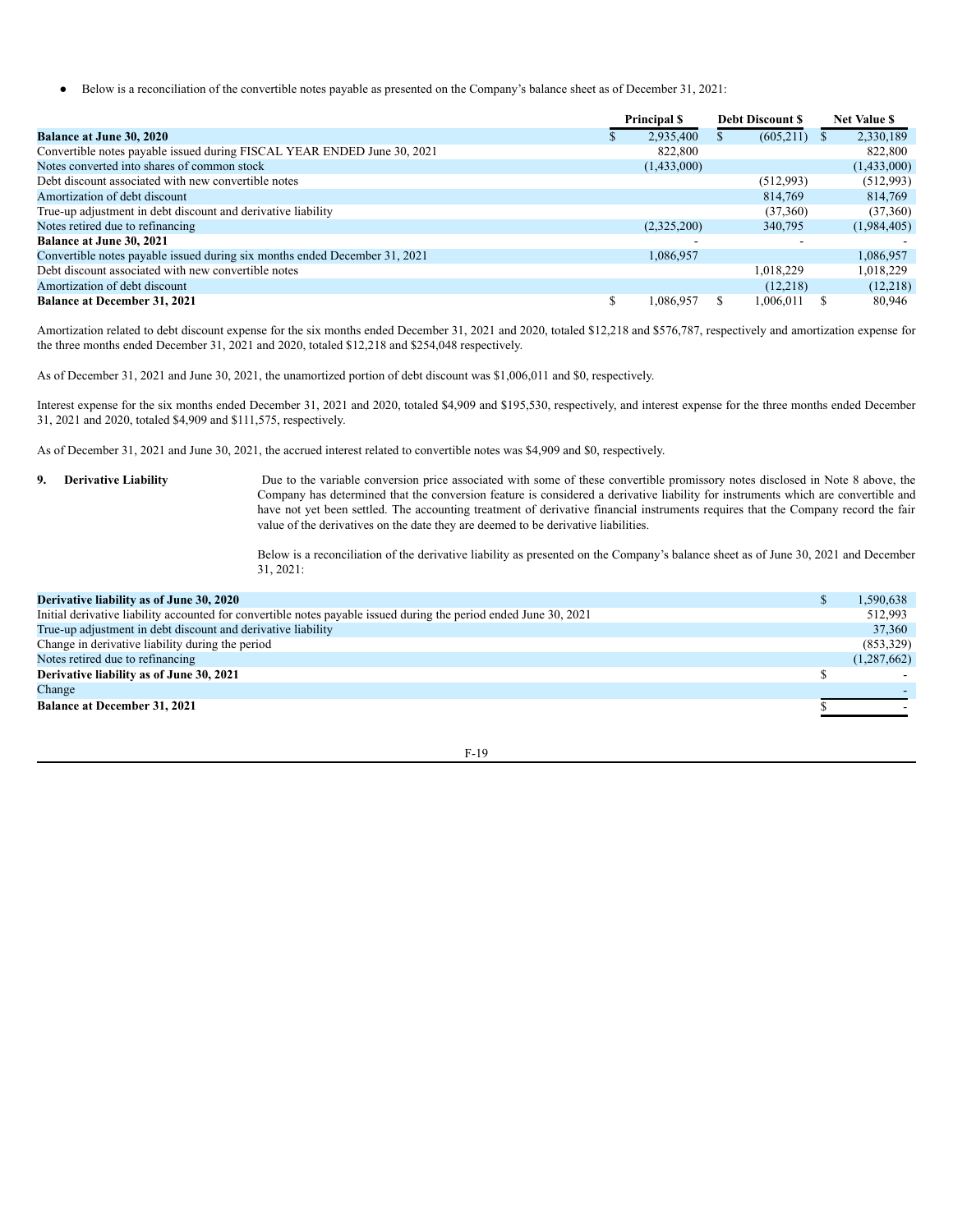- Below is a reconciliation of the convertible notes payable as presented on the Company's balance sheet as of December 31, 2021:

| | Principal $ | Debt Discount $ | Net Value $ |
|---|---|---|---|
| **Balance at June 30, 2020** | $ 2,935,400 | $ (605,211) | $ 2,330,189 |
| Convertible notes payable issued during FISCAL YEAR ENDED June 30, 2021 | 822,800 | | 822,800 |
| Notes converted into shares of common stock | (1,433,000) | | (1,433,000) |
| Debt discount associated with new convertible notes | | (512,993) | (512,993) |
| Amortization of debt discount | | 814,769 | 814,769 |
| True-up adjustment in debt discount and derivative liability | | (37,360) | (37,360) |
| Notes retired due to refinancing | (2,325,200) | 340,795 | (1,984,405) |
| **Balance at June 30, 2021** | - | - | - |
| Convertible notes payable issued during six months ended December 31, 2021 | 1,086,957 | | 1,086,957 |
| Debt discount associated with new convertible notes | | 1,018,229 | 1,018,229 |
| Amortization of debt discount | | (12,218) | (12,218) |
| **Balance at December 31, 2021** | $ 1,086,957 | $ 1,006,011 | $ 80,946 |

Amortization related to debt discount expense for the six months ended December 31, 2021 and 2020, totaled $12,218 and $576,787, respectively and amortization expense for the three months ended December 31, 2021 and 2020, totaled $12,218 and $254,048 respectively.

As of December 31, 2021 and June 30, 2021, the unamortized portion of debt discount was $1,006,011 and $0, respectively.

Interest expense for the six months ended December 31, 2021 and 2020, totaled $4,909 and $195,530, respectively, and interest expense for the three months ended December 31, 2021 and 2020, totaled $4,909 and $111,575, respectively.

As of December 31, 2021 and June 30, 2021, the accrued interest related to convertible notes was $4,909 and $0, respectively.

**9. Derivative Liability** Due to the variable conversion price associated with some of these convertible promissory notes disclosed in Note 8 above, the Company has determined that the conversion feature is considered a derivative liability for instruments which are convertible and have not yet been settled. The accounting treatment of derivative financial instruments requires that the Company record the fair value of the derivatives on the date they are deemed to be derivative liabilities.

Below is a reconciliation of the derivative liability as presented on the Company's balance sheet as of June 30, 2021 and December 31, 2021:

| | |
|---|---|
| **Derivative liability as of June 30, 2020** | $ 1,590,638 |
| Initial derivative liability accounted for convertible notes payable issued during the period ended June 30, 2021 | 512,993 |
| True-up adjustment in debt discount and derivative liability | 37,360 |
| Change in derivative liability during the period | (853,329) |
| Notes retired due to refinancing | (1,287,662) |
| **Derivative liability as of June 30, 2021** | $ - |
| Change | - |
| **Balance at December 31, 2021** | $ - |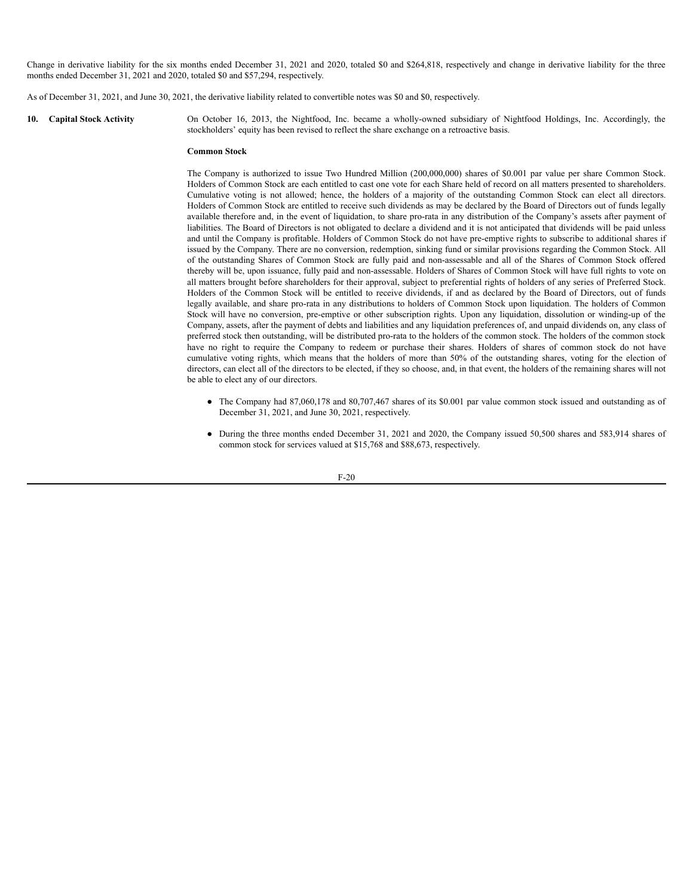Change in derivative liability for the six months ended December 31, 2021 and 2020, totaled $0 and $264,818, respectively and change in derivative liability for the three months ended December 31, 2021 and 2020, totaled $0 and $57,294, respectively.

As of December 31, 2021, and June 30, 2021, the derivative liability related to convertible notes was $0 and $0, respectively.

## 10. Capital Stock Activity

On October 16, 2013, the Nightfood, Inc. became a wholly-owned subsidiary of Nightfood Holdings, Inc. Accordingly, the stockholders' equity has been revised to reflect the share exchange on a retroactive basis.

**Common Stock**

The Company is authorized to issue Two Hundred Million (200,000,000) shares of $0.001 par value per share Common Stock. Holders of Common Stock are each entitled to cast one vote for each Share held of record on all matters presented to shareholders. Cumulative voting is not allowed; hence, the holders of a majority of the outstanding Common Stock can elect all directors. Holders of Common Stock are entitled to receive such dividends as may be declared by the Board of Directors out of funds legally available therefore and, in the event of liquidation, to share pro-rata in any distribution of the Company's assets after payment of liabilities. The Board of Directors is not obligated to declare a dividend and it is not anticipated that dividends will be paid unless and until the Company is profitable. Holders of Common Stock do not have pre-emptive rights to subscribe to additional shares if issued by the Company. There are no conversion, redemption, sinking fund or similar provisions regarding the Common Stock. All of the outstanding Shares of Common Stock are fully paid and non-assessable and all of the Shares of Common Stock offered thereby will be, upon issuance, fully paid and non-assessable. Holders of Shares of Common Stock will have full rights to vote on all matters brought before shareholders for their approval, subject to preferential rights of holders of any series of Preferred Stock. Holders of the Common Stock will be entitled to receive dividends, if and as declared by the Board of Directors, out of funds legally available, and share pro-rata in any distributions to holders of Common Stock upon liquidation. The holders of Common Stock will have no conversion, pre-emptive or other subscription rights. Upon any liquidation, dissolution or winding-up of the Company, assets, after the payment of debts and liabilities and any liquidation preferences of, and unpaid dividends on, any class of preferred stock then outstanding, will be distributed pro-rata to the holders of the common stock. The holders of the common stock have no right to require the Company to redeem or purchase their shares. Holders of shares of common stock do not have cumulative voting rights, which means that the holders of more than 50% of the outstanding shares, voting for the election of directors, can elect all of the directors to be elected, if they so choose, and, in that event, the holders of the remaining shares will not be able to elect any of our directors.

- The Company had 87,060,178 and 80,707,467 shares of its $0.001 par value common stock issued and outstanding as of December 31, 2021, and June 30, 2021, respectively.
- During the three months ended December 31, 2021 and 2020, the Company issued 50,500 shares and 583,914 shares of common stock for services valued at $15,768 and $88,673, respectively.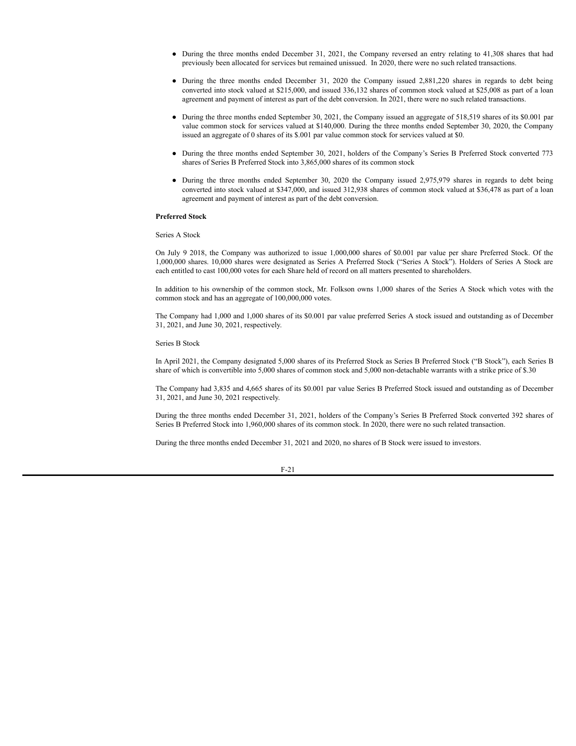- During the three months ended December 31, 2021, the Company reversed an entry relating to 41,308 shares that had previously been allocated for services but remained unissued. In 2020, there were no such related transactions.

- During the three months ended December 31, 2020 the Company issued 2,881,220 shares in regards to debt being converted into stock valued at $215,000, and issued 336,132 shares of common stock valued at $25,008 as part of a loan agreement and payment of interest as part of the debt conversion. In 2021, there were no such related transactions.

- During the three months ended September 30, 2021, the Company issued an aggregate of 518,519 shares of its $0.001 par value common stock for services valued at $140,000. During the three months ended September 30, 2020, the Company issued an aggregate of 0 shares of its $.001 par value common stock for services valued at $0.

- During the three months ended September 30, 2021, holders of the Company's Series B Preferred Stock converted 773 shares of Series B Preferred Stock into 3,865,000 shares of its common stock

- During the three months ended September 30, 2020 the Company issued 2,975,979 shares in regards to debt being converted into stock valued at $347,000, and issued 312,938 shares of common stock valued at $36,478 as part of a loan agreement and payment of interest as part of the debt conversion.

**Preferred Stock**

Series A Stock

On July 9 2018, the Company was authorized to issue 1,000,000 shares of $0.001 par value per share Preferred Stock. Of the 1,000,000 shares. 10,000 shares were designated as Series A Preferred Stock ("Series A Stock"). Holders of Series A Stock are each entitled to cast 100,000 votes for each Share held of record on all matters presented to shareholders.

In addition to his ownership of the common stock, Mr. Folkson owns 1,000 shares of the Series A Stock which votes with the common stock and has an aggregate of 100,000,000 votes.

The Company had 1,000 and 1,000 shares of its $0.001 par value preferred Series A stock issued and outstanding as of December 31, 2021, and June 30, 2021, respectively.

Series B Stock

In April 2021, the Company designated 5,000 shares of its Preferred Stock as Series B Preferred Stock ("B Stock"), each Series B share of which is convertible into 5,000 shares of common stock and 5,000 non-detachable warrants with a strike price of $.30

The Company had 3,835 and 4,665 shares of its $0.001 par value Series B Preferred Stock issued and outstanding as of December 31, 2021, and June 30, 2021 respectively.

During the three months ended December 31, 2021, holders of the Company's Series B Preferred Stock converted 392 shares of Series B Preferred Stock into 1,960,000 shares of its common stock. In 2020, there were no such related transaction.

During the three months ended December 31, 2021 and 2020, no shares of B Stock were issued to investors.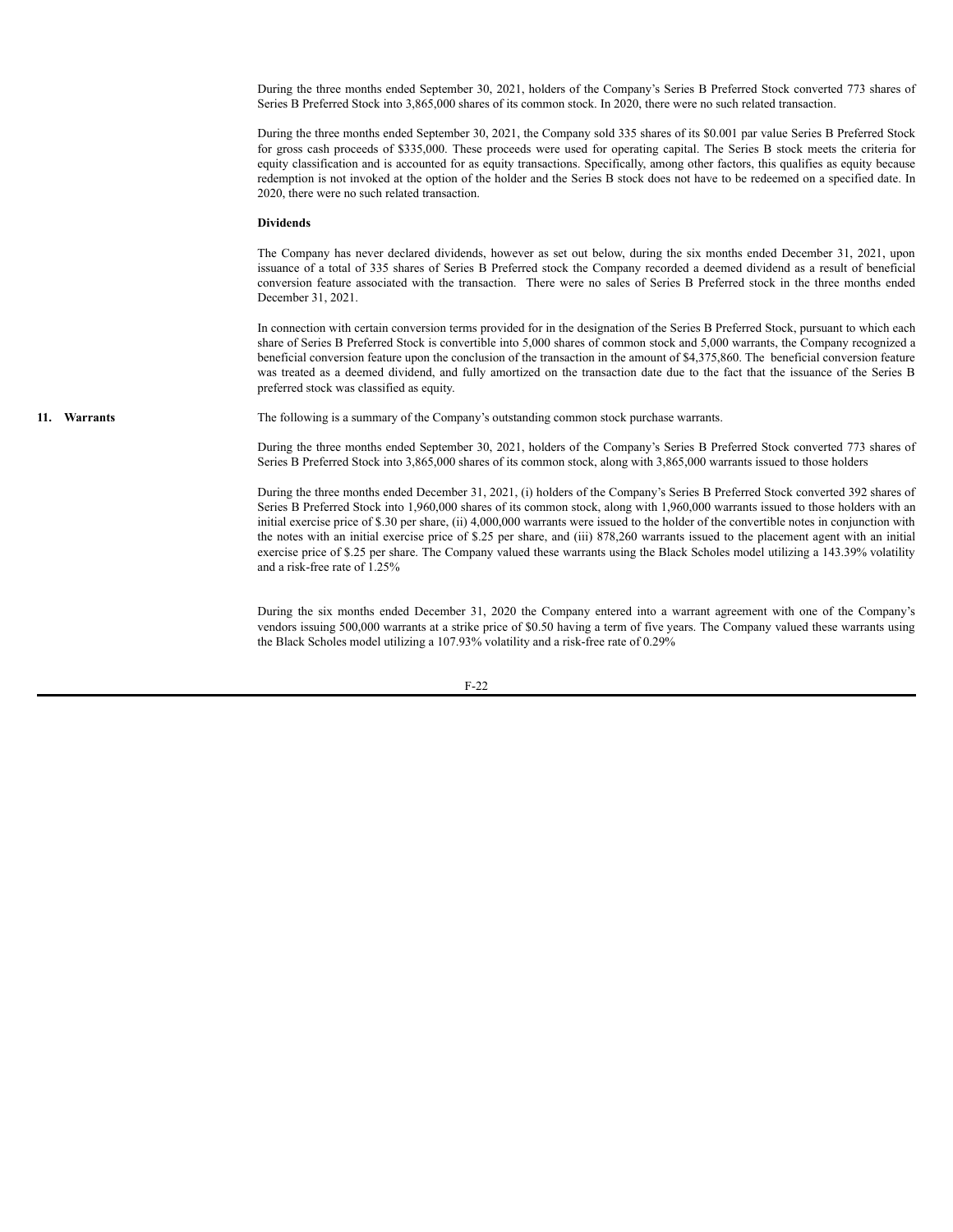During the three months ended September 30, 2021, holders of the Company's Series B Preferred Stock converted 773 shares of Series B Preferred Stock into 3,865,000 shares of its common stock. In 2020, there were no such related transaction.

During the three months ended September 30, 2021, the Company sold 335 shares of its $0.001 par value Series B Preferred Stock for gross cash proceeds of $335,000. These proceeds were used for operating capital. The Series B stock meets the criteria for equity classification and is accounted for as equity transactions. Specifically, among other factors, this qualifies as equity because redemption is not invoked at the option of the holder and the Series B stock does not have to be redeemed on a specified date. In 2020, there were no such related transaction.

**Dividends**

The Company has never declared dividends, however as set out below, during the six months ended December 31, 2021, upon issuance of a total of 335 shares of Series B Preferred stock the Company recorded a deemed dividend as a result of beneficial conversion feature associated with the transaction. There were no sales of Series B Preferred stock in the three months ended December 31, 2021.

In connection with certain conversion terms provided for in the designation of the Series B Preferred Stock, pursuant to which each share of Series B Preferred Stock is convertible into 5,000 shares of common stock and 5,000 warrants, the Company recognized a beneficial conversion feature upon the conclusion of the transaction in the amount of $4,375,860. The beneficial conversion feature was treated as a deemed dividend, and fully amortized on the transaction date due to the fact that the issuance of the Series B preferred stock was classified as equity.

## 11. Warrants

The following is a summary of the Company's outstanding common stock purchase warrants.

During the three months ended September 30, 2021, holders of the Company's Series B Preferred Stock converted 773 shares of Series B Preferred Stock into 3,865,000 shares of its common stock, along with 3,865,000 warrants issued to those holders

During the three months ended December 31, 2021, (i) holders of the Company's Series B Preferred Stock converted 392 shares of Series B Preferred Stock into 1,960,000 shares of its common stock, along with 1,960,000 warrants issued to those holders with an initial exercise price of $.30 per share, (ii) 4,000,000 warrants were issued to the holder of the convertible notes in conjunction with the notes with an initial exercise price of $.25 per share, and (iii) 878,260 warrants issued to the placement agent with an initial exercise price of $.25 per share. The Company valued these warrants using the Black Scholes model utilizing a 143.39% volatility and a risk-free rate of 1.25%

During the six months ended December 31, 2020 the Company entered into a warrant agreement with one of the Company's vendors issuing 500,000 warrants at a strike price of $0.50 having a term of five years. The Company valued these warrants using the Black Scholes model utilizing a 107.93% volatility and a risk-free rate of 0.29%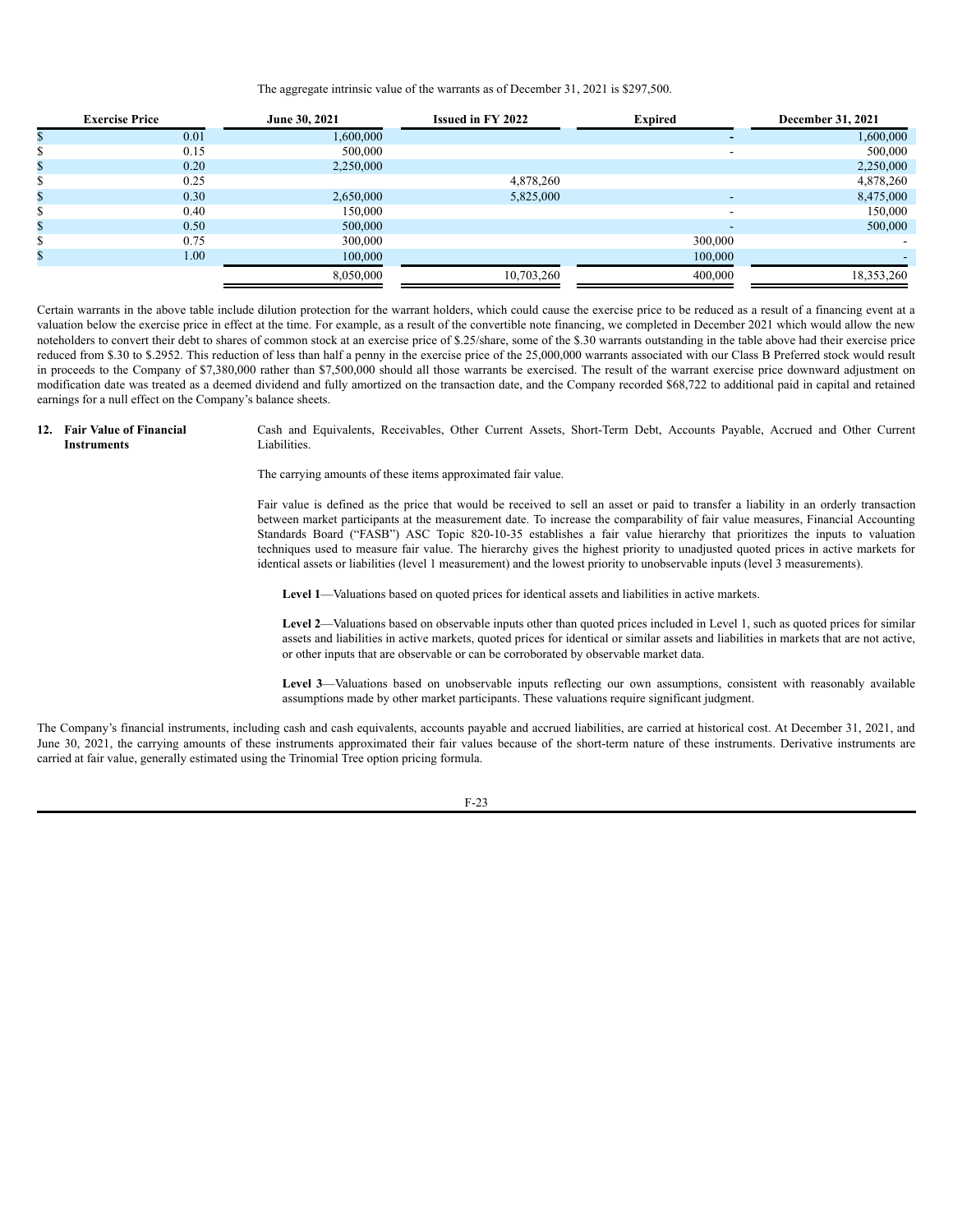The aggregate intrinsic value of the warrants as of December 31, 2021 is $297,500.

| Exercise Price | June 30, 2021 | Issued in FY 2022 | Expired | December 31, 2021 |
|---|---|---|---|---|
| $ 0.01 | 1,600,000 | | - | 1,600,000 |
| $ 0.15 | 500,000 | | - | 500,000 |
| $ 0.20 | 2,250,000 | | | 2,250,000 |
| $ 0.25 | | 4,878,260 | | 4,878,260 |
| $ 0.30 | 2,650,000 | 5,825,000 | - | 8,475,000 |
| $ 0.40 | 150,000 | | - | 150,000 |
| $ 0.50 | 500,000 | | - | 500,000 |
| $ 0.75 | 300,000 | | 300,000 | - |
| $ 1.00 | 100,000 | | 100,000 | - |
| | 8,050,000 | 10,703,260 | 400,000 | 18,353,260 |

Certain warrants in the above table include dilution protection for the warrant holders, which could cause the exercise price to be reduced as a result of a financing event at a valuation below the exercise price in effect at the time. For example, as a result of the convertible note financing, we completed in December 2021 which would allow the new noteholders to convert their debt to shares of common stock at an exercise price of $.25/share, some of the $.30 warrants outstanding in the table above had their exercise price reduced from $.30 to $.2952. This reduction of less than half a penny in the exercise price of the 25,000,000 warrants associated with our Class B Preferred stock would result in proceeds to the Company of $7,380,000 rather than $7,500,000 should all those warrants be exercised. The result of the warrant exercise price downward adjustment on modification date was treated as a deemed dividend and fully amortized on the transaction date, and the Company recorded $68,722 to additional paid in capital and retained earnings for a null effect on the Company's balance sheets.

## 12. Fair Value of Financial Instruments

Cash and Equivalents, Receivables, Other Current Assets, Short-Term Debt, Accounts Payable, Accrued and Other Current Liabilities.

The carrying amounts of these items approximated fair value.

Fair value is defined as the price that would be received to sell an asset or paid to transfer a liability in an orderly transaction between market participants at the measurement date. To increase the comparability of fair value measures, Financial Accounting Standards Board ("FASB") ASC Topic 820-10-35 establishes a fair value hierarchy that prioritizes the inputs to valuation techniques used to measure fair value. The hierarchy gives the highest priority to unadjusted quoted prices in active markets for identical assets or liabilities (level 1 measurement) and the lowest priority to unobservable inputs (level 3 measurements).

**Level 1**—Valuations based on quoted prices for identical assets and liabilities in active markets.

**Level 2**—Valuations based on observable inputs other than quoted prices included in Level 1, such as quoted prices for similar assets and liabilities in active markets, quoted prices for identical or similar assets and liabilities in markets that are not active, or other inputs that are observable or can be corroborated by observable market data.

**Level 3**—Valuations based on unobservable inputs reflecting our own assumptions, consistent with reasonably available assumptions made by other market participants. These valuations require significant judgment.

The Company's financial instruments, including cash and cash equivalents, accounts payable and accrued liabilities, are carried at historical cost. At December 31, 2021, and June 30, 2021, the carrying amounts of these instruments approximated their fair values because of the short-term nature of these instruments. Derivative instruments are carried at fair value, generally estimated using the Trinomial Tree option pricing formula.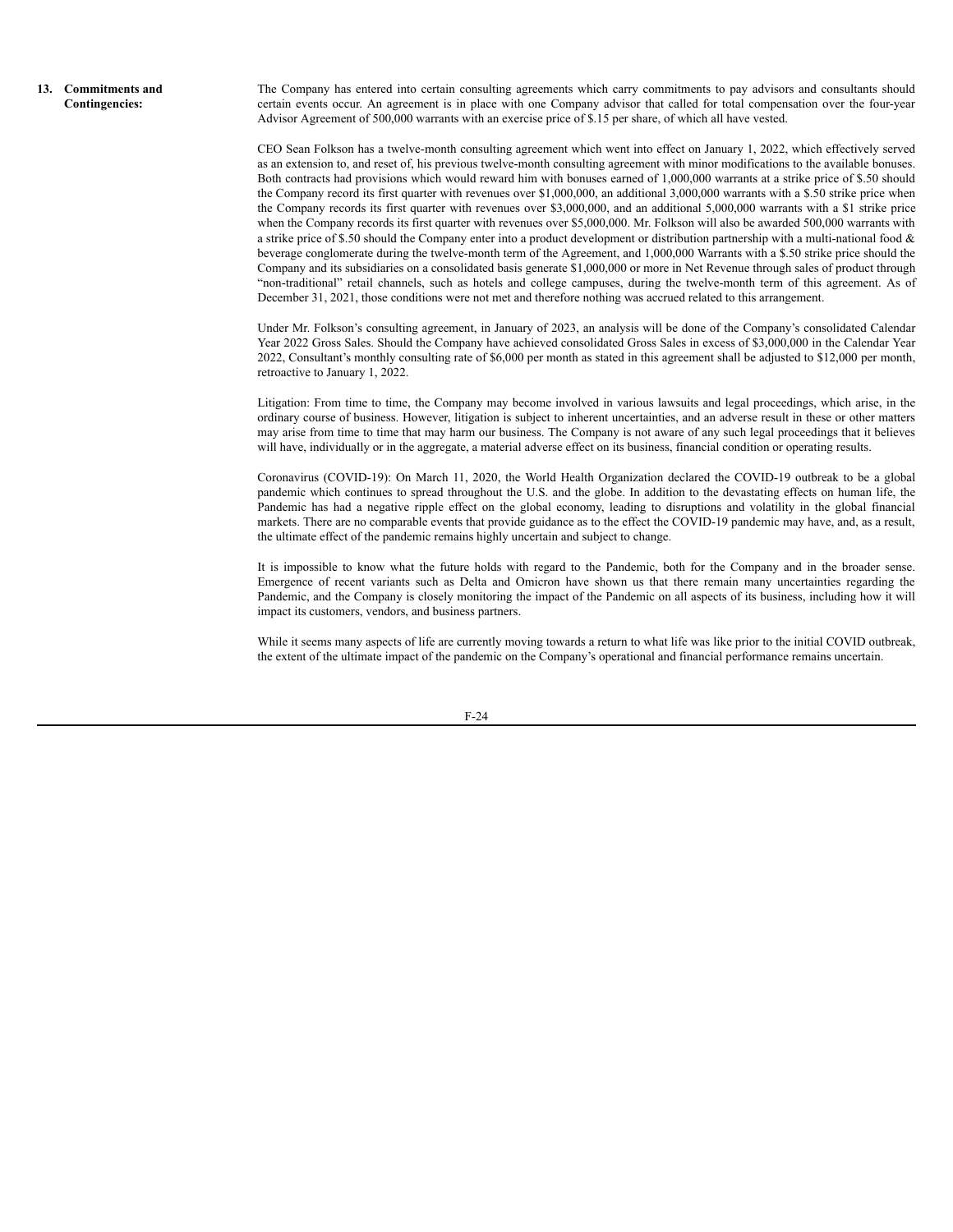## 13. Commitments and Contingencies:

The Company has entered into certain consulting agreements which carry commitments to pay advisors and consultants should certain events occur. An agreement is in place with one Company advisor that called for total compensation over the four-year Advisor Agreement of 500,000 warrants with an exercise price of $.15 per share, of which all have vested.

CEO Sean Folkson has a twelve-month consulting agreement which went into effect on January 1, 2022, which effectively served as an extension to, and reset of, his previous twelve-month consulting agreement with minor modifications to the available bonuses. Both contracts had provisions which would reward him with bonuses earned of 1,000,000 warrants at a strike price of $.50 should the Company record its first quarter with revenues over $1,000,000, an additional 3,000,000 warrants with a $.50 strike price when the Company records its first quarter with revenues over $3,000,000, and an additional 5,000,000 warrants with a $1 strike price when the Company records its first quarter with revenues over $5,000,000. Mr. Folkson will also be awarded 500,000 warrants with a strike price of $.50 should the Company enter into a product development or distribution partnership with a multi-national food & beverage conglomerate during the twelve-month term of the Agreement, and 1,000,000 Warrants with a $.50 strike price should the Company and its subsidiaries on a consolidated basis generate $1,000,000 or more in Net Revenue through sales of product through "non-traditional" retail channels, such as hotels and college campuses, during the twelve-month term of this agreement. As of December 31, 2021, those conditions were not met and therefore nothing was accrued related to this arrangement.

Under Mr. Folkson's consulting agreement, in January of 2023, an analysis will be done of the Company's consolidated Calendar Year 2022 Gross Sales. Should the Company have achieved consolidated Gross Sales in excess of $3,000,000 in the Calendar Year 2022, Consultant's monthly consulting rate of $6,000 per month as stated in this agreement shall be adjusted to $12,000 per month, retroactive to January 1, 2022.

Litigation: From time to time, the Company may become involved in various lawsuits and legal proceedings, which arise, in the ordinary course of business. However, litigation is subject to inherent uncertainties, and an adverse result in these or other matters may arise from time to time that may harm our business. The Company is not aware of any such legal proceedings that it believes will have, individually or in the aggregate, a material adverse effect on its business, financial condition or operating results.

Coronavirus (COVID-19): On March 11, 2020, the World Health Organization declared the COVID-19 outbreak to be a global pandemic which continues to spread throughout the U.S. and the globe. In addition to the devastating effects on human life, the Pandemic has had a negative ripple effect on the global economy, leading to disruptions and volatility in the global financial markets. There are no comparable events that provide guidance as to the effect the COVID-19 pandemic may have, and, as a result, the ultimate effect of the pandemic remains highly uncertain and subject to change.

It is impossible to know what the future holds with regard to the Pandemic, both for the Company and in the broader sense. Emergence of recent variants such as Delta and Omicron have shown us that there remain many uncertainties regarding the Pandemic, and the Company is closely monitoring the impact of the Pandemic on all aspects of its business, including how it will impact its customers, vendors, and business partners.

While it seems many aspects of life are currently moving towards a return to what life was like prior to the initial COVID outbreak, the extent of the ultimate impact of the pandemic on the Company's operational and financial performance remains uncertain.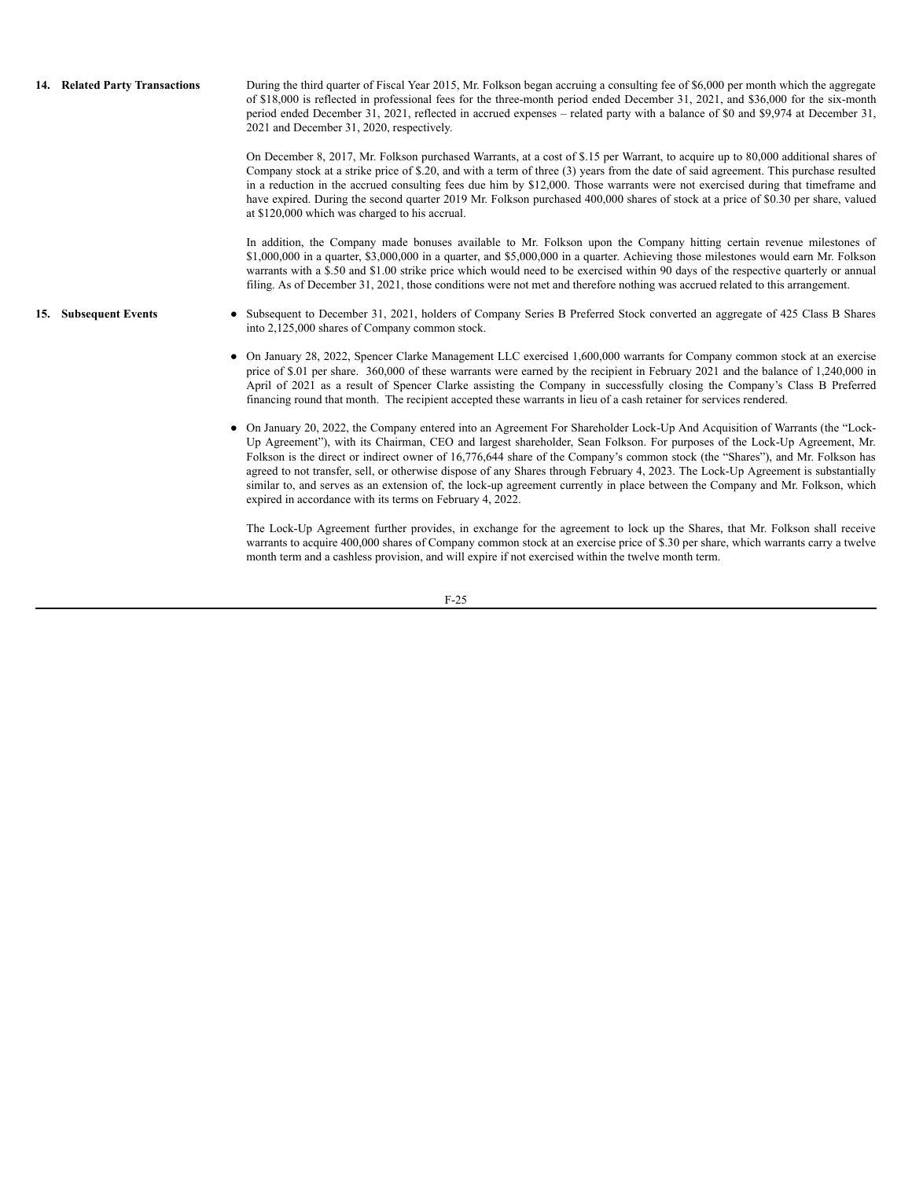## 14. Related Party Transactions

During the third quarter of Fiscal Year 2015, Mr. Folkson began accruing a consulting fee of $6,000 per month which the aggregate of $18,000 is reflected in professional fees for the three-month period ended December 31, 2021, and $36,000 for the six-month period ended December 31, 2021, reflected in accrued expenses – related party with a balance of $0 and $9,974 at December 31, 2021 and December 31, 2020, respectively.

On December 8, 2017, Mr. Folkson purchased Warrants, at a cost of $.15 per Warrant, to acquire up to 80,000 additional shares of Company stock at a strike price of $.20, and with a term of three (3) years from the date of said agreement. This purchase resulted in a reduction in the accrued consulting fees due him by $12,000. Those warrants were not exercised during that timeframe and have expired. During the second quarter 2019 Mr. Folkson purchased 400,000 shares of stock at a price of $0.30 per share, valued at $120,000 which was charged to his accrual.

In addition, the Company made bonuses available to Mr. Folkson upon the Company hitting certain revenue milestones of $1,000,000 in a quarter, $3,000,000 in a quarter, and $5,000,000 in a quarter. Achieving those milestones would earn Mr. Folkson warrants with a $.50 and $1.00 strike price which would need to be exercised within 90 days of the respective quarterly or annual filing. As of December 31, 2021, those conditions were not met and therefore nothing was accrued related to this arrangement.

## 15. Subsequent Events

- Subsequent to December 31, 2021, holders of Company Series B Preferred Stock converted an aggregate of 425 Class B Shares into 2,125,000 shares of Company common stock.
- On January 28, 2022, Spencer Clarke Management LLC exercised 1,600,000 warrants for Company common stock at an exercise price of $.01 per share. 360,000 of these warrants were earned by the recipient in February 2021 and the balance of 1,240,000 in April of 2021 as a result of Spencer Clarke assisting the Company in successfully closing the Company's Class B Preferred financing round that month. The recipient accepted these warrants in lieu of a cash retainer for services rendered.
- On January 20, 2022, the Company entered into an Agreement For Shareholder Lock-Up And Acquisition of Warrants (the "Lock-Up Agreement"), with its Chairman, CEO and largest shareholder, Sean Folkson. For purposes of the Lock-Up Agreement, Mr. Folkson is the direct or indirect owner of 16,776,644 share of the Company's common stock (the "Shares"), and Mr. Folkson has agreed to not transfer, sell, or otherwise dispose of any Shares through February 4, 2023. The Lock-Up Agreement is substantially similar to, and serves as an extension of, the lock-up agreement currently in place between the Company and Mr. Folkson, which expired in accordance with its terms on February 4, 2022.

  The Lock-Up Agreement further provides, in exchange for the agreement to lock up the Shares, that Mr. Folkson shall receive warrants to acquire 400,000 shares of Company common stock at an exercise price of $.30 per share, which warrants carry a twelve month term and a cashless provision, and will expire if not exercised within the twelve month term.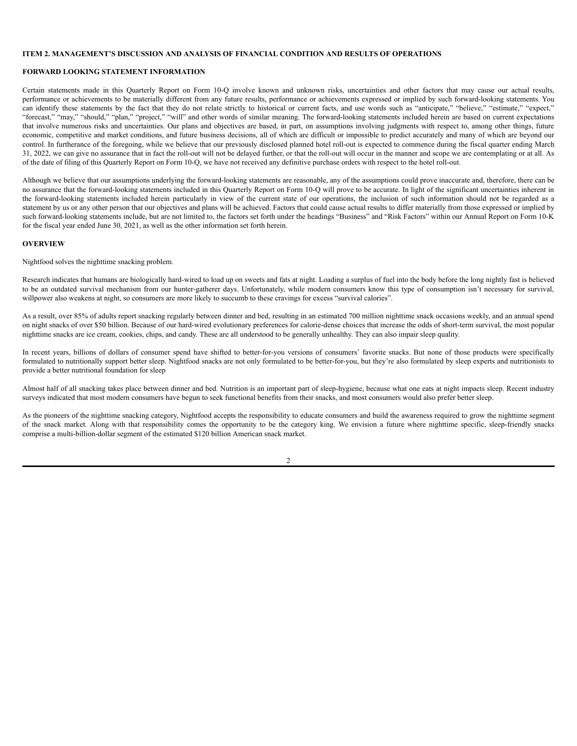## ITEM 2. MANAGEMENT'S DISCUSSION AND ANALYSIS OF FINANCIAL CONDITION AND RESULTS OF OPERATIONS

### FORWARD LOOKING STATEMENT INFORMATION

Certain statements made in this Quarterly Report on Form 10-Q involve known and unknown risks, uncertainties and other factors that may cause our actual results, performance or achievements to be materially different from any future results, performance or achievements expressed or implied by such forward-looking statements. You can identify these statements by the fact that they do not relate strictly to historical or current facts, and use words such as "anticipate," "believe," "estimate," "expect," "forecast," "may," "should," "plan," "project," "will" and other words of similar meaning. The forward-looking statements included herein are based on current expectations that involve numerous risks and uncertainties. Our plans and objectives are based, in part, on assumptions involving judgments with respect to, among other things, future economic, competitive and market conditions, and future business decisions, all of which are difficult or impossible to predict accurately and many of which are beyond our control. In furtherance of the foregoing, while we believe that our previously disclosed planned hotel roll-out is expected to commence during the fiscal quarter ending March 31, 2022, we can give no assurance that in fact the roll-out will not be delayed further, or that the roll-out will occur in the manner and scope we are contemplating or at all. As of the date of filing of this Quarterly Report on Form 10-Q, we have not received any definitive purchase orders with respect to the hotel roll-out.

Although we believe that our assumptions underlying the forward-looking statements are reasonable, any of the assumptions could prove inaccurate and, therefore, there can be no assurance that the forward-looking statements included in this Quarterly Report on Form 10-Q will prove to be accurate. In light of the significant uncertainties inherent in the forward-looking statements included herein particularly in view of the current state of our operations, the inclusion of such information should not be regarded as a statement by us or any other person that our objectives and plans will be achieved. Factors that could cause actual results to differ materially from those expressed or implied by such forward-looking statements include, but are not limited to, the factors set forth under the headings "Business" and "Risk Factors" within our Annual Report on Form 10-K for the fiscal year ended June 30, 2021, as well as the other information set forth herein.

### OVERVIEW

Nightfood solves the nighttime snacking problem.

Research indicates that humans are biologically hard-wired to load up on sweets and fats at night. Loading a surplus of fuel into the body before the long nightly fast is believed to be an outdated survival mechanism from our hunter-gatherer days. Unfortunately, while modern consumers know this type of consumption isn't necessary for survival, willpower also weakens at night, so consumers are more likely to succumb to these cravings for excess "survival calories".

As a result, over 85% of adults report snacking regularly between dinner and bed, resulting in an estimated 700 million nighttime snack occasions weekly, and an annual spend on night snacks of over $50 billion. Because of our hard-wired evolutionary preferences for calorie-dense choices that increase the odds of short-term survival, the most popular nighttime snacks are ice cream, cookies, chips, and candy. These are all understood to be generally unhealthy. They can also impair sleep quality.

In recent years, billions of dollars of consumer spend have shifted to better-for-you versions of consumers' favorite snacks. But none of those products were specifically formulated to nutritionally support better sleep. Nightfood snacks are not only formulated to be better-for-you, but they're also formulated by sleep experts and nutritionists to provide a better nutritional foundation for sleep

Almost half of all snacking takes place between dinner and bed. Nutrition is an important part of sleep-hygiene, because what one eats at night impacts sleep. Recent industry surveys indicated that most modern consumers have begun to seek functional benefits from their snacks, and most consumers would also prefer better sleep.

As the pioneers of the nighttime snacking category, Nightfood accepts the responsibility to educate consumers and build the awareness required to grow the nighttime segment of the snack market. Along with that responsibility comes the opportunity to be the category king. We envision a future where nighttime specific, sleep-friendly snacks comprise a multi-billion-dollar segment of the estimated $120 billion American snack market.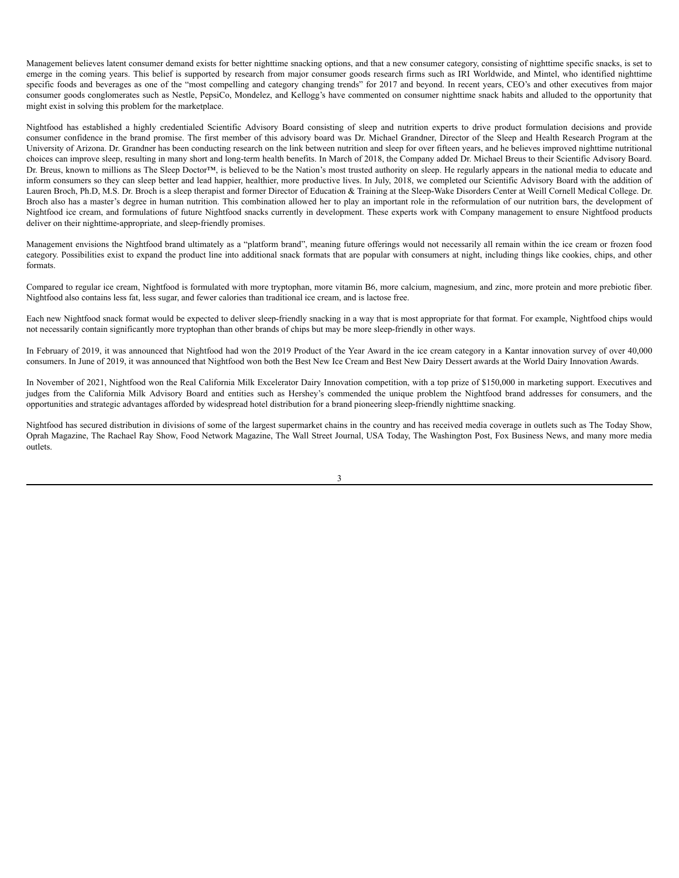Management believes latent consumer demand exists for better nighttime snacking options, and that a new consumer category, consisting of nighttime specific snacks, is set to emerge in the coming years. This belief is supported by research from major consumer goods research firms such as IRI Worldwide, and Mintel, who identified nighttime specific foods and beverages as one of the "most compelling and category changing trends" for 2017 and beyond. In recent years, CEO's and other executives from major consumer goods conglomerates such as Nestle, PepsiCo, Mondelez, and Kellogg's have commented on consumer nighttime snack habits and alluded to the opportunity that might exist in solving this problem for the marketplace.

Nightfood has established a highly credentialed Scientific Advisory Board consisting of sleep and nutrition experts to drive product formulation decisions and provide consumer confidence in the brand promise. The first member of this advisory board was Dr. Michael Grandner, Director of the Sleep and Health Research Program at the University of Arizona. Dr. Grandner has been conducting research on the link between nutrition and sleep for over fifteen years, and he believes improved nighttime nutritional choices can improve sleep, resulting in many short and long-term health benefits. In March of 2018, the Company added Dr. Michael Breus to their Scientific Advisory Board. Dr. Breus, known to millions as The Sleep Doctor™, is believed to be the Nation's most trusted authority on sleep. He regularly appears in the national media to educate and inform consumers so they can sleep better and lead happier, healthier, more productive lives. In July, 2018, we completed our Scientific Advisory Board with the addition of Lauren Broch, Ph.D, M.S. Dr. Broch is a sleep therapist and former Director of Education & Training at the Sleep-Wake Disorders Center at Weill Cornell Medical College. Dr. Broch also has a master's degree in human nutrition. This combination allowed her to play an important role in the reformulation of our nutrition bars, the development of Nightfood ice cream, and formulations of future Nightfood snacks currently in development. These experts work with Company management to ensure Nightfood products deliver on their nighttime-appropriate, and sleep-friendly promises.

Management envisions the Nightfood brand ultimately as a "platform brand", meaning future offerings would not necessarily all remain within the ice cream or frozen food category. Possibilities exist to expand the product line into additional snack formats that are popular with consumers at night, including things like cookies, chips, and other formats.

Compared to regular ice cream, Nightfood is formulated with more tryptophan, more vitamin B6, more calcium, magnesium, and zinc, more protein and more prebiotic fiber. Nightfood also contains less fat, less sugar, and fewer calories than traditional ice cream, and is lactose free.

Each new Nightfood snack format would be expected to deliver sleep-friendly snacking in a way that is most appropriate for that format. For example, Nightfood chips would not necessarily contain significantly more tryptophan than other brands of chips but may be more sleep-friendly in other ways.

In February of 2019, it was announced that Nightfood had won the 2019 Product of the Year Award in the ice cream category in a Kantar innovation survey of over 40,000 consumers. In June of 2019, it was announced that Nightfood won both the Best New Ice Cream and Best New Dairy Dessert awards at the World Dairy Innovation Awards.

In November of 2021, Nightfood won the Real California Milk Excelerator Dairy Innovation competition, with a top prize of $150,000 in marketing support. Executives and judges from the California Milk Advisory Board and entities such as Hershey's commended the unique problem the Nightfood brand addresses for consumers, and the opportunities and strategic advantages afforded by widespread hotel distribution for a brand pioneering sleep-friendly nighttime snacking.

Nightfood has secured distribution in divisions of some of the largest supermarket chains in the country and has received media coverage in outlets such as The Today Show, Oprah Magazine, The Rachael Ray Show, Food Network Magazine, The Wall Street Journal, USA Today, The Washington Post, Fox Business News, and many more media outlets.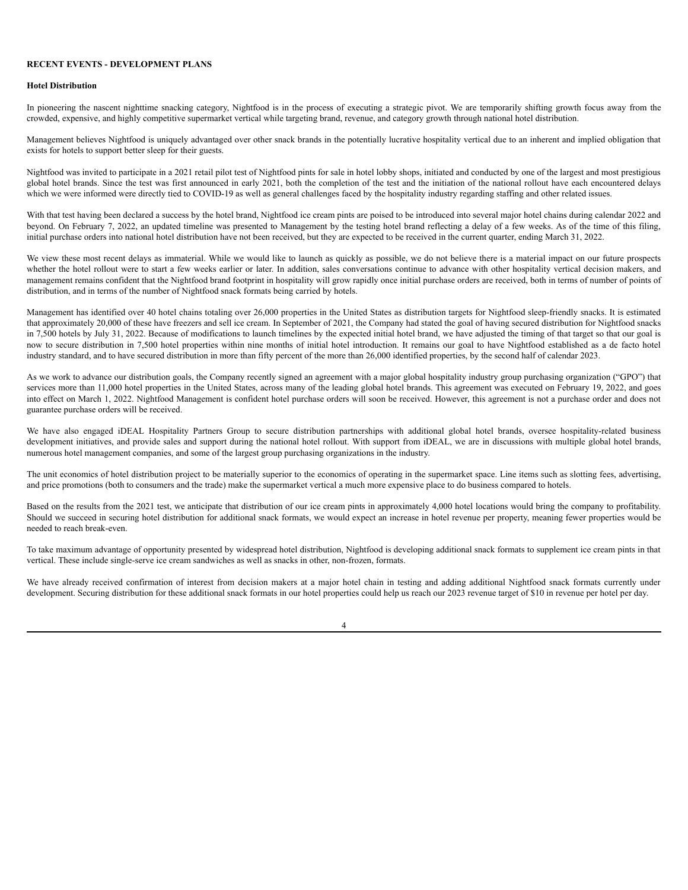**RECENT EVENTS - DEVELOPMENT PLANS**

**Hotel Distribution**

In pioneering the nascent nighttime snacking category, Nightfood is in the process of executing a strategic pivot. We are temporarily shifting growth focus away from the crowded, expensive, and highly competitive supermarket vertical while targeting brand, revenue, and category growth through national hotel distribution.

Management believes Nightfood is uniquely advantaged over other snack brands in the potentially lucrative hospitality vertical due to an inherent and implied obligation that exists for hotels to support better sleep for their guests.

Nightfood was invited to participate in a 2021 retail pilot test of Nightfood pints for sale in hotel lobby shops, initiated and conducted by one of the largest and most prestigious global hotel brands. Since the test was first announced in early 2021, both the completion of the test and the initiation of the national rollout have each encountered delays which we were informed were directly tied to COVID-19 as well as general challenges faced by the hospitality industry regarding staffing and other related issues.

With that test having been declared a success by the hotel brand, Nightfood ice cream pints are poised to be introduced into several major hotel chains during calendar 2022 and beyond. On February 7, 2022, an updated timeline was presented to Management by the testing hotel brand reflecting a delay of a few weeks. As of the time of this filing, initial purchase orders into national hotel distribution have not been received, but they are expected to be received in the current quarter, ending March 31, 2022.

We view these most recent delays as immaterial. While we would like to launch as quickly as possible, we do not believe there is a material impact on our future prospects whether the hotel rollout were to start a few weeks earlier or later. In addition, sales conversations continue to advance with other hospitality vertical decision makers, and management remains confident that the Nightfood brand footprint in hospitality will grow rapidly once initial purchase orders are received, both in terms of number of points of distribution, and in terms of the number of Nightfood snack formats being carried by hotels.

Management has identified over 40 hotel chains totaling over 26,000 properties in the United States as distribution targets for Nightfood sleep-friendly snacks. It is estimated that approximately 20,000 of these have freezers and sell ice cream. In September of 2021, the Company had stated the goal of having secured distribution for Nightfood snacks in 7,500 hotels by July 31, 2022. Because of modifications to launch timelines by the expected initial hotel brand, we have adjusted the timing of that target so that our goal is now to secure distribution in 7,500 hotel properties within nine months of initial hotel introduction. It remains our goal to have Nightfood established as a de facto hotel industry standard, and to have secured distribution in more than fifty percent of the more than 26,000 identified properties, by the second half of calendar 2023.

As we work to advance our distribution goals, the Company recently signed an agreement with a major global hospitality industry group purchasing organization ("GPO") that services more than 11,000 hotel properties in the United States, across many of the leading global hotel brands. This agreement was executed on February 19, 2022, and goes into effect on March 1, 2022. Nightfood Management is confident hotel purchase orders will soon be received. However, this agreement is not a purchase order and does not guarantee purchase orders will be received.

We have also engaged iDEAL Hospitality Partners Group to secure distribution partnerships with additional global hotel brands, oversee hospitality-related business development initiatives, and provide sales and support during the national hotel rollout. With support from iDEAL, we are in discussions with multiple global hotel brands, numerous hotel management companies, and some of the largest group purchasing organizations in the industry.

The unit economics of hotel distribution project to be materially superior to the economics of operating in the supermarket space. Line items such as slotting fees, advertising, and price promotions (both to consumers and the trade) make the supermarket vertical a much more expensive place to do business compared to hotels.

Based on the results from the 2021 test, we anticipate that distribution of our ice cream pints in approximately 4,000 hotel locations would bring the company to profitability. Should we succeed in securing hotel distribution for additional snack formats, we would expect an increase in hotel revenue per property, meaning fewer properties would be needed to reach break-even.

To take maximum advantage of opportunity presented by widespread hotel distribution, Nightfood is developing additional snack formats to supplement ice cream pints in that vertical. These include single-serve ice cream sandwiches as well as snacks in other, non-frozen, formats.

We have already received confirmation of interest from decision makers at a major hotel chain in testing and adding additional Nightfood snack formats currently under development. Securing distribution for these additional snack formats in our hotel properties could help us reach our 2023 revenue target of $10 in revenue per hotel per day.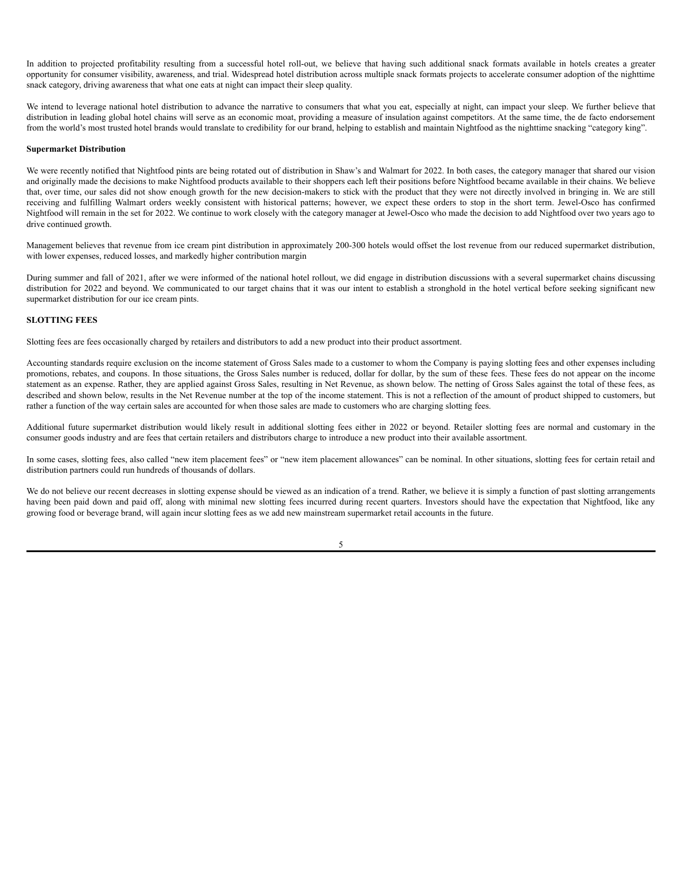In addition to projected profitability resulting from a successful hotel roll-out, we believe that having such additional snack formats available in hotels creates a greater opportunity for consumer visibility, awareness, and trial. Widespread hotel distribution across multiple snack formats projects to accelerate consumer adoption of the nighttime snack category, driving awareness that what one eats at night can impact their sleep quality.

We intend to leverage national hotel distribution to advance the narrative to consumers that what you eat, especially at night, can impact your sleep. We further believe that distribution in leading global hotel chains will serve as an economic moat, providing a measure of insulation against competitors. At the same time, the de facto endorsement from the world's most trusted hotel brands would translate to credibility for our brand, helping to establish and maintain Nightfood as the nighttime snacking "category king".

**Supermarket Distribution**

We were recently notified that Nightfood pints are being rotated out of distribution in Shaw's and Walmart for 2022. In both cases, the category manager that shared our vision and originally made the decisions to make Nightfood products available to their shoppers each left their positions before Nightfood became available in their chains. We believe that, over time, our sales did not show enough growth for the new decision-makers to stick with the product that they were not directly involved in bringing in. We are still receiving and fulfilling Walmart orders weekly consistent with historical patterns; however, we expect these orders to stop in the short term. Jewel-Osco has confirmed Nightfood will remain in the set for 2022. We continue to work closely with the category manager at Jewel-Osco who made the decision to add Nightfood over two years ago to drive continued growth.

Management believes that revenue from ice cream pint distribution in approximately 200-300 hotels would offset the lost revenue from our reduced supermarket distribution, with lower expenses, reduced losses, and markedly higher contribution margin

During summer and fall of 2021, after we were informed of the national hotel rollout, we did engage in distribution discussions with a several supermarket chains discussing distribution for 2022 and beyond. We communicated to our target chains that it was our intent to establish a stronghold in the hotel vertical before seeking significant new supermarket distribution for our ice cream pints.

**SLOTTING FEES**

Slotting fees are fees occasionally charged by retailers and distributors to add a new product into their product assortment.

Accounting standards require exclusion on the income statement of Gross Sales made to a customer to whom the Company is paying slotting fees and other expenses including promotions, rebates, and coupons. In those situations, the Gross Sales number is reduced, dollar for dollar, by the sum of these fees. These fees do not appear on the income statement as an expense. Rather, they are applied against Gross Sales, resulting in Net Revenue, as shown below. The netting of Gross Sales against the total of these fees, as described and shown below, results in the Net Revenue number at the top of the income statement. This is not a reflection of the amount of product shipped to customers, but rather a function of the way certain sales are accounted for when those sales are made to customers who are charging slotting fees.

Additional future supermarket distribution would likely result in additional slotting fees either in 2022 or beyond. Retailer slotting fees are normal and customary in the consumer goods industry and are fees that certain retailers and distributors charge to introduce a new product into their available assortment.

In some cases, slotting fees, also called "new item placement fees" or "new item placement allowances" can be nominal. In other situations, slotting fees for certain retail and distribution partners could run hundreds of thousands of dollars.

We do not believe our recent decreases in slotting expense should be viewed as an indication of a trend. Rather, we believe it is simply a function of past slotting arrangements having been paid down and paid off, along with minimal new slotting fees incurred during recent quarters. Investors should have the expectation that Nightfood, like any growing food or beverage brand, will again incur slotting fees as we add new mainstream supermarket retail accounts in the future.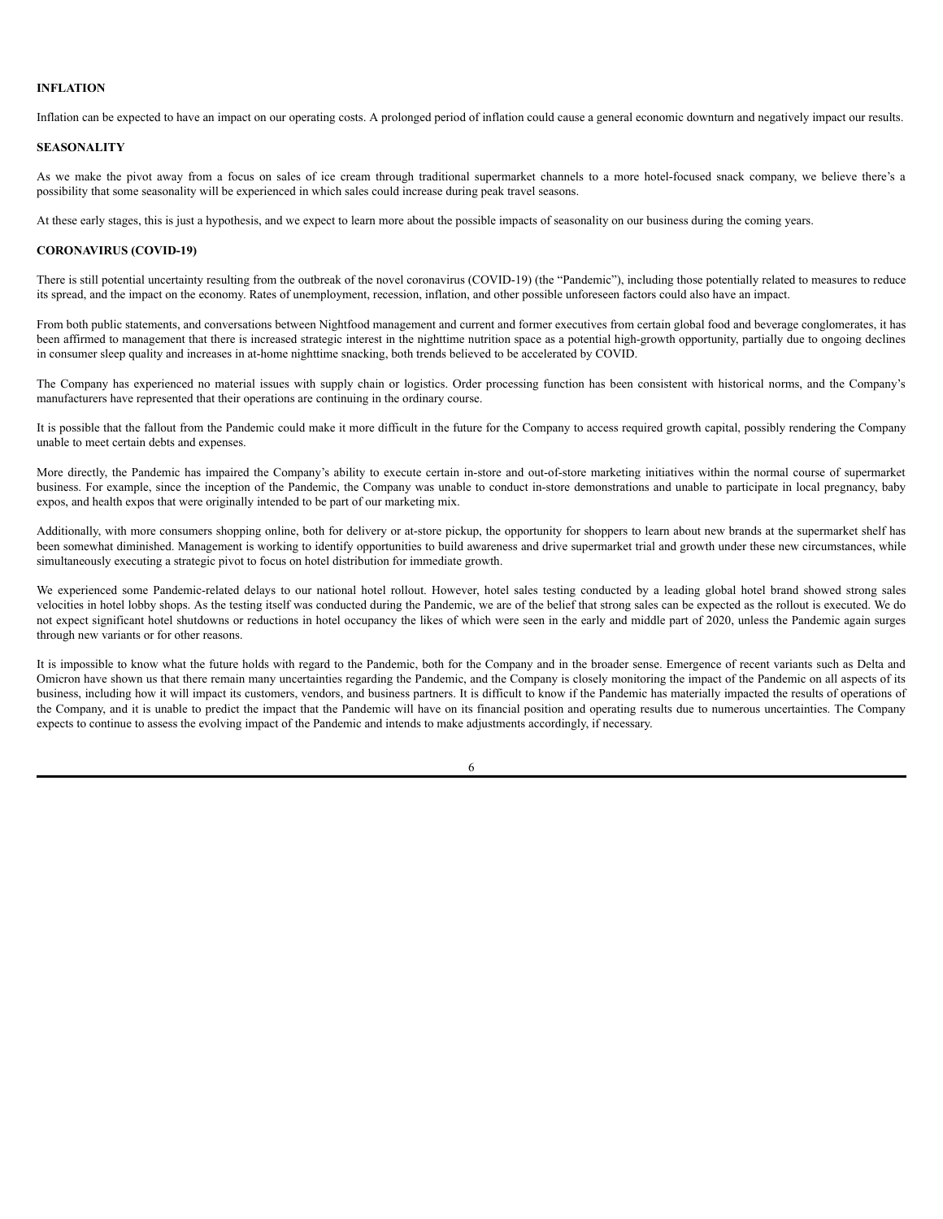**INFLATION**

Inflation can be expected to have an impact on our operating costs. A prolonged period of inflation could cause a general economic downturn and negatively impact our results.

**SEASONALITY**

As we make the pivot away from a focus on sales of ice cream through traditional supermarket channels to a more hotel-focused snack company, we believe there's a possibility that some seasonality will be experienced in which sales could increase during peak travel seasons.

At these early stages, this is just a hypothesis, and we expect to learn more about the possible impacts of seasonality on our business during the coming years.

**CORONAVIRUS (COVID-19)**

There is still potential uncertainty resulting from the outbreak of the novel coronavirus (COVID-19) (the "Pandemic"), including those potentially related to measures to reduce its spread, and the impact on the economy. Rates of unemployment, recession, inflation, and other possible unforeseen factors could also have an impact.

From both public statements, and conversations between Nightfood management and current and former executives from certain global food and beverage conglomerates, it has been affirmed to management that there is increased strategic interest in the nighttime nutrition space as a potential high-growth opportunity, partially due to ongoing declines in consumer sleep quality and increases in at-home nighttime snacking, both trends believed to be accelerated by COVID.

The Company has experienced no material issues with supply chain or logistics. Order processing function has been consistent with historical norms, and the Company's manufacturers have represented that their operations are continuing in the ordinary course.

It is possible that the fallout from the Pandemic could make it more difficult in the future for the Company to access required growth capital, possibly rendering the Company unable to meet certain debts and expenses.

More directly, the Pandemic has impaired the Company's ability to execute certain in-store and out-of-store marketing initiatives within the normal course of supermarket business. For example, since the inception of the Pandemic, the Company was unable to conduct in-store demonstrations and unable to participate in local pregnancy, baby expos, and health expos that were originally intended to be part of our marketing mix.

Additionally, with more consumers shopping online, both for delivery or at-store pickup, the opportunity for shoppers to learn about new brands at the supermarket shelf has been somewhat diminished. Management is working to identify opportunities to build awareness and drive supermarket trial and growth under these new circumstances, while simultaneously executing a strategic pivot to focus on hotel distribution for immediate growth.

We experienced some Pandemic-related delays to our national hotel rollout. However, hotel sales testing conducted by a leading global hotel brand showed strong sales velocities in hotel lobby shops. As the testing itself was conducted during the Pandemic, we are of the belief that strong sales can be expected as the rollout is executed. We do not expect significant hotel shutdowns or reductions in hotel occupancy the likes of which were seen in the early and middle part of 2020, unless the Pandemic again surges through new variants or for other reasons.

It is impossible to know what the future holds with regard to the Pandemic, both for the Company and in the broader sense. Emergence of recent variants such as Delta and Omicron have shown us that there remain many uncertainties regarding the Pandemic, and the Company is closely monitoring the impact of the Pandemic on all aspects of its business, including how it will impact its customers, vendors, and business partners. It is difficult to know if the Pandemic has materially impacted the results of operations of the Company, and it is unable to predict the impact that the Pandemic will have on its financial position and operating results due to numerous uncertainties. The Company expects to continue to assess the evolving impact of the Pandemic and intends to make adjustments accordingly, if necessary.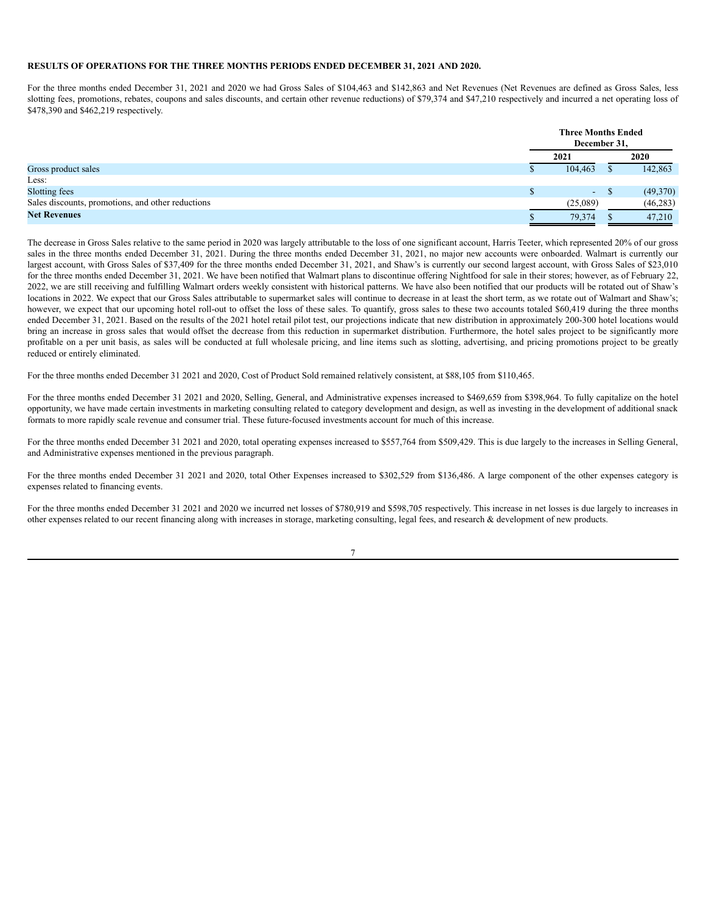**RESULTS OF OPERATIONS FOR THE THREE MONTHS PERIODS ENDED DECEMBER 31, 2021 AND 2020.**

For the three months ended December 31, 2021 and 2020 we had Gross Sales of $104,463 and $142,863 and Net Revenues (Net Revenues are defined as Gross Sales, less slotting fees, promotions, rebates, coupons and sales discounts, and certain other revenue reductions) of $79,374 and $47,210 respectively and incurred a net operating loss of $478,390 and $462,219 respectively.

| | Three Months Ended December 31, | |
|---|---|---|
| | 2021 | 2020 |
| Gross product sales | $ 104,463 | $ 142,863 |
| Less: | | |
| Slotting fees | $ - | $ (49,370) |
| Sales discounts, promotions, and other reductions | (25,089) | (46,283) |
| **Net Revenues** | $ 79,374 | $ 47,210 |

The decrease in Gross Sales relative to the same period in 2020 was largely attributable to the loss of one significant account, Harris Teeter, which represented 20% of our gross sales in the three months ended December 31, 2021. During the three months ended December 31, 2021, no major new accounts were onboarded. Walmart is currently our largest account, with Gross Sales of $37,409 for the three months ended December 31, 2021, and Shaw's is currently our second largest account, with Gross Sales of $23,010 for the three months ended December 31, 2021. We have been notified that Walmart plans to discontinue offering Nightfood for sale in their stores; however, as of February 22, 2022, we are still receiving and fulfilling Walmart orders weekly consistent with historical patterns. We have also been notified that our products will be rotated out of Shaw's locations in 2022. We expect that our Gross Sales attributable to supermarket sales will continue to decrease in at least the short term, as we rotate out of Walmart and Shaw's; however, we expect that our upcoming hotel roll-out to offset the loss of these sales. To quantify, gross sales to these two accounts totaled $60,419 during the three months ended December 31, 2021. Based on the results of the 2021 hotel retail pilot test, our projections indicate that new distribution in approximately 200-300 hotel locations would bring an increase in gross sales that would offset the decrease from this reduction in supermarket distribution. Furthermore, the hotel sales project to be significantly more profitable on a per unit basis, as sales will be conducted at full wholesale pricing, and line items such as slotting, advertising, and pricing promotions project to be greatly reduced or entirely eliminated.

For the three months ended December 31 2021 and 2020, Cost of Product Sold remained relatively consistent, at $88,105 from $110,465.

For the three months ended December 31 2021 and 2020, Selling, General, and Administrative expenses increased to $469,659 from $398,964. To fully capitalize on the hotel opportunity, we have made certain investments in marketing consulting related to category development and design, as well as investing in the development of additional snack formats to more rapidly scale revenue and consumer trial. These future-focused investments account for much of this increase.

For the three months ended December 31 2021 and 2020, total operating expenses increased to $557,764 from $509,429. This is due largely to the increases in Selling General, and Administrative expenses mentioned in the previous paragraph.

For the three months ended December 31 2021 and 2020, total Other Expenses increased to $302,529 from $136,486. A large component of the other expenses category is expenses related to financing events.

For the three months ended December 31 2021 and 2020 we incurred net losses of $780,919 and $598,705 respectively. This increase in net losses is due largely to increases in other expenses related to our recent financing along with increases in storage, marketing consulting, legal fees, and research & development of new products.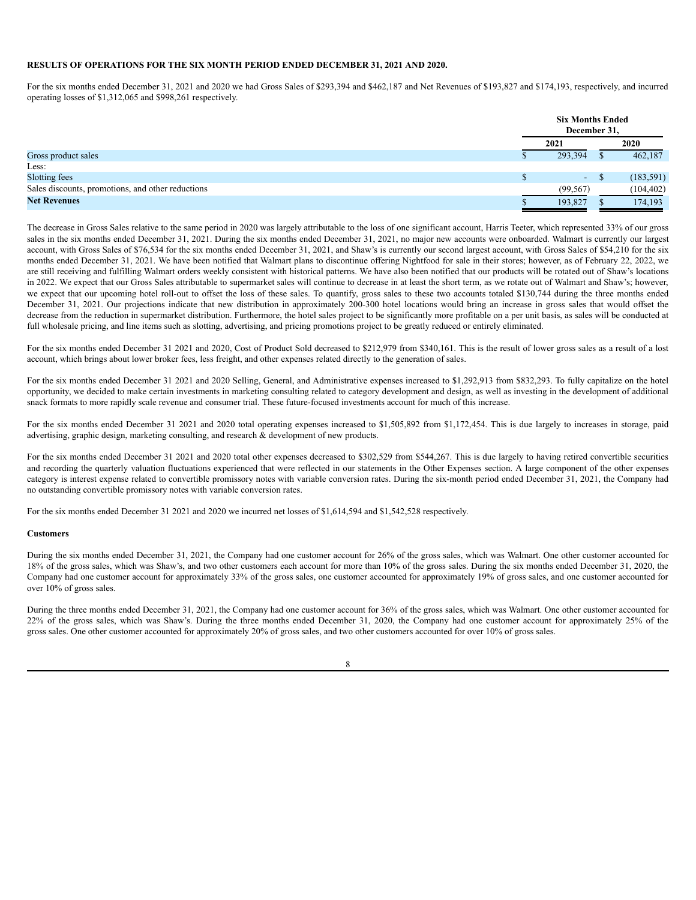**RESULTS OF OPERATIONS FOR THE SIX MONTH PERIOD ENDED DECEMBER 31, 2021 AND 2020.**

For the six months ended December 31, 2021 and 2020 we had Gross Sales of $293,394 and $462,187 and Net Revenues of $193,827 and $174,193, respectively, and incurred operating losses of $1,312,065 and $998,261 respectively.

| | Six Months Ended December 31, | |
|---|---|---|
| | 2021 | 2020 |
| Gross product sales | $ 293,394 | $ 462,187 |
| Less: | | |
| Slotting fees | $ - | $ (183,591) |
| Sales discounts, promotions, and other reductions | (99,567) | (104,402) |
| **Net Revenues** | $ 193,827 | $ 174,193 |

The decrease in Gross Sales relative to the same period in 2020 was largely attributable to the loss of one significant account, Harris Teeter, which represented 33% of our gross sales in the six months ended December 31, 2021. During the six months ended December 31, 2021, no major new accounts were onboarded. Walmart is currently our largest account, with Gross Sales of $76,534 for the six months ended December 31, 2021, and Shaw's is currently our second largest account, with Gross Sales of $54,210 for the six months ended December 31, 2021. We have been notified that Walmart plans to discontinue offering Nightfood for sale in their stores; however, as of February 22, 2022, we are still receiving and fulfilling Walmart orders weekly consistent with historical patterns. We have also been notified that our products will be rotated out of Shaw's locations in 2022. We expect that our Gross Sales attributable to supermarket sales will continue to decrease in at least the short term, as we rotate out of Walmart and Shaw's; however, we expect that our upcoming hotel roll-out to offset the loss of these sales. To quantify, gross sales to these two accounts totaled $130,744 during the three months ended December 31, 2021. Our projections indicate that new distribution in approximately 200-300 hotel locations would bring an increase in gross sales that would offset the decrease from the reduction in supermarket distribution. Furthermore, the hotel sales project to be significantly more profitable on a per unit basis, as sales will be conducted at full wholesale pricing, and line items such as slotting, advertising, and pricing promotions project to be greatly reduced or entirely eliminated.

For the six months ended December 31 2021 and 2020, Cost of Product Sold decreased to $212,979 from $340,161. This is the result of lower gross sales as a result of a lost account, which brings about lower broker fees, less freight, and other expenses related directly to the generation of sales.

For the six months ended December 31 2021 and 2020 Selling, General, and Administrative expenses increased to $1,292,913 from $832,293. To fully capitalize on the hotel opportunity, we decided to make certain investments in marketing consulting related to category development and design, as well as investing in the development of additional snack formats to more rapidly scale revenue and consumer trial. These future-focused investments account for much of this increase.

For the six months ended December 31 2021 and 2020 total operating expenses increased to $1,505,892 from $1,172,454. This is due largely to increases in storage, paid advertising, graphic design, marketing consulting, and research & development of new products.

For the six months ended December 31 2021 and 2020 total other expenses decreased to $302,529 from $544,267. This is due largely to having retired convertible securities and recording the quarterly valuation fluctuations experienced that were reflected in our statements in the Other Expenses section. A large component of the other expenses category is interest expense related to convertible promissory notes with variable conversion rates. During the six-month period ended December 31, 2021, the Company had no outstanding convertible promissory notes with variable conversion rates.

For the six months ended December 31 2021 and 2020 we incurred net losses of $1,614,594 and $1,542,528 respectively.

**Customers**

During the six months ended December 31, 2021, the Company had one customer account for 26% of the gross sales, which was Walmart. One other customer accounted for 18% of the gross sales, which was Shaw's, and two other customers each account for more than 10% of the gross sales. During the six months ended December 31, 2020, the Company had one customer account for approximately 33% of the gross sales, one customer accounted for approximately 19% of gross sales, and one customer accounted for over 10% of gross sales.

During the three months ended December 31, 2021, the Company had one customer account for 36% of the gross sales, which was Walmart. One other customer accounted for 22% of the gross sales, which was Shaw's. During the three months ended December 31, 2020, the Company had one customer account for approximately 25% of the gross sales. One other customer accounted for approximately 20% of gross sales, and two other customers accounted for over 10% of gross sales.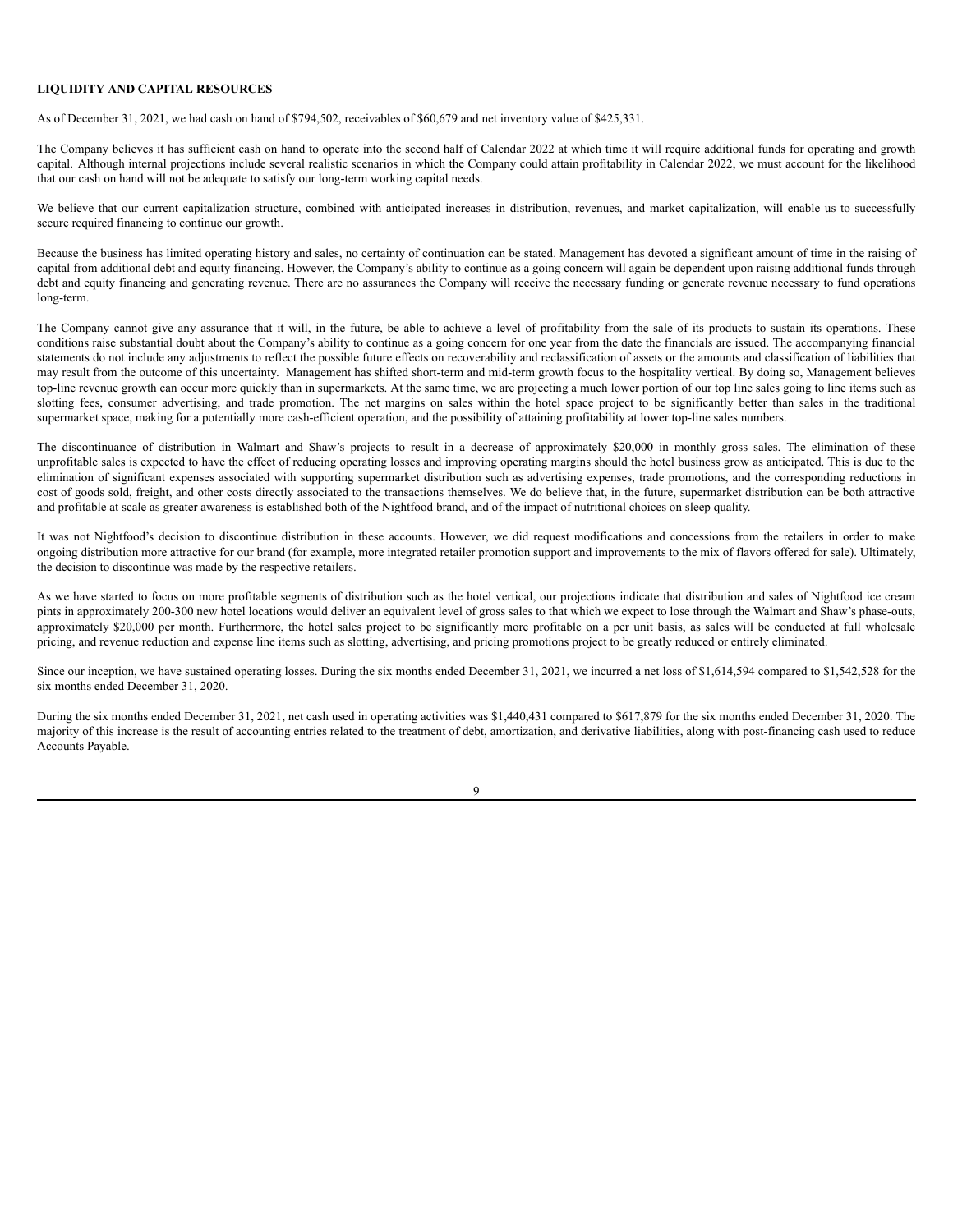**LIQUIDITY AND CAPITAL RESOURCES**

As of December 31, 2021, we had cash on hand of $794,502, receivables of $60,679 and net inventory value of $425,331.

The Company believes it has sufficient cash on hand to operate into the second half of Calendar 2022 at which time it will require additional funds for operating and growth capital. Although internal projections include several realistic scenarios in which the Company could attain profitability in Calendar 2022, we must account for the likelihood that our cash on hand will not be adequate to satisfy our long-term working capital needs.

We believe that our current capitalization structure, combined with anticipated increases in distribution, revenues, and market capitalization, will enable us to successfully secure required financing to continue our growth.

Because the business has limited operating history and sales, no certainty of continuation can be stated. Management has devoted a significant amount of time in the raising of capital from additional debt and equity financing. However, the Company's ability to continue as a going concern will again be dependent upon raising additional funds through debt and equity financing and generating revenue. There are no assurances the Company will receive the necessary funding or generate revenue necessary to fund operations long-term.

The Company cannot give any assurance that it will, in the future, be able to achieve a level of profitability from the sale of its products to sustain its operations. These conditions raise substantial doubt about the Company's ability to continue as a going concern for one year from the date the financials are issued. The accompanying financial statements do not include any adjustments to reflect the possible future effects on recoverability and reclassification of assets or the amounts and classification of liabilities that may result from the outcome of this uncertainty. Management has shifted short-term and mid-term growth focus to the hospitality vertical. By doing so, Management believes top-line revenue growth can occur more quickly than in supermarkets. At the same time, we are projecting a much lower portion of our top line sales going to line items such as slotting fees, consumer advertising, and trade promotion. The net margins on sales within the hotel space project to be significantly better than sales in the traditional supermarket space, making for a potentially more cash-efficient operation, and the possibility of attaining profitability at lower top-line sales numbers.

The discontinuance of distribution in Walmart and Shaw's projects to result in a decrease of approximately $20,000 in monthly gross sales. The elimination of these unprofitable sales is expected to have the effect of reducing operating losses and improving operating margins should the hotel business grow as anticipated. This is due to the elimination of significant expenses associated with supporting supermarket distribution such as advertising expenses, trade promotions, and the corresponding reductions in cost of goods sold, freight, and other costs directly associated to the transactions themselves. We do believe that, in the future, supermarket distribution can be both attractive and profitable at scale as greater awareness is established both of the Nightfood brand, and of the impact of nutritional choices on sleep quality.

It was not Nightfood's decision to discontinue distribution in these accounts. However, we did request modifications and concessions from the retailers in order to make ongoing distribution more attractive for our brand (for example, more integrated retailer promotion support and improvements to the mix of flavors offered for sale). Ultimately, the decision to discontinue was made by the respective retailers.

As we have started to focus on more profitable segments of distribution such as the hotel vertical, our projections indicate that distribution and sales of Nightfood ice cream pints in approximately 200-300 new hotel locations would deliver an equivalent level of gross sales to that which we expect to lose through the Walmart and Shaw's phase-outs, approximately $20,000 per month. Furthermore, the hotel sales project to be significantly more profitable on a per unit basis, as sales will be conducted at full wholesale pricing, and revenue reduction and expense line items such as slotting, advertising, and pricing promotions project to be greatly reduced or entirely eliminated.

Since our inception, we have sustained operating losses. During the six months ended December 31, 2021, we incurred a net loss of $1,614,594 compared to $1,542,528 for the six months ended December 31, 2020.

During the six months ended December 31, 2021, net cash used in operating activities was $1,440,431 compared to $617,879 for the six months ended December 31, 2020. The majority of this increase is the result of accounting entries related to the treatment of debt, amortization, and derivative liabilities, along with post-financing cash used to reduce Accounts Payable.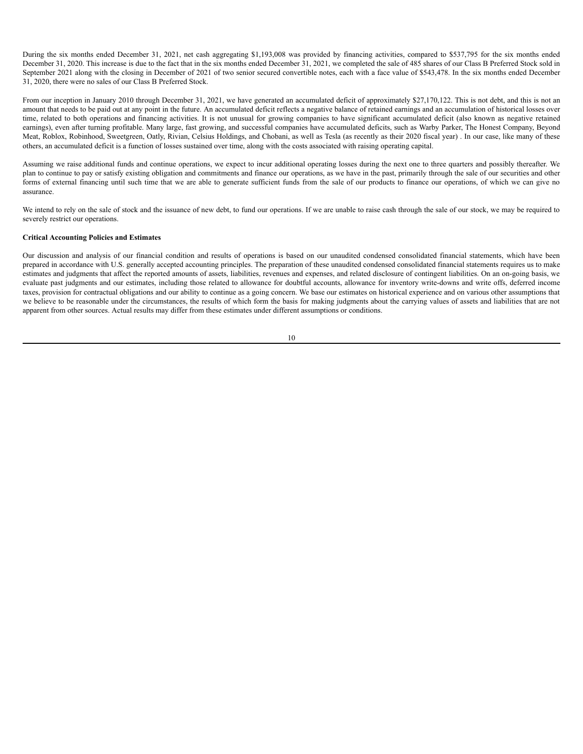During the six months ended December 31, 2021, net cash aggregating $1,193,008 was provided by financing activities, compared to $537,795 for the six months ended December 31, 2020. This increase is due to the fact that in the six months ended December 31, 2021, we completed the sale of 485 shares of our Class B Preferred Stock sold in September 2021 along with the closing in December of 2021 of two senior secured convertible notes, each with a face value of $543,478. In the six months ended December 31, 2020, there were no sales of our Class B Preferred Stock.

From our inception in January 2010 through December 31, 2021, we have generated an accumulated deficit of approximately $27,170,122. This is not debt, and this is not an amount that needs to be paid out at any point in the future. An accumulated deficit reflects a negative balance of retained earnings and an accumulation of historical losses over time, related to both operations and financing activities. It is not unusual for growing companies to have significant accumulated deficit (also known as negative retained earnings), even after turning profitable. Many large, fast growing, and successful companies have accumulated deficits, such as Warby Parker, The Honest Company, Beyond Meat, Roblox, Robinhood, Sweetgreen, Oatly, Rivian, Celsius Holdings, and Chobani, as well as Tesla (as recently as their 2020 fiscal year) . In our case, like many of these others, an accumulated deficit is a function of losses sustained over time, along with the costs associated with raising operating capital.

Assuming we raise additional funds and continue operations, we expect to incur additional operating losses during the next one to three quarters and possibly thereafter. We plan to continue to pay or satisfy existing obligation and commitments and finance our operations, as we have in the past, primarily through the sale of our securities and other forms of external financing until such time that we are able to generate sufficient funds from the sale of our products to finance our operations, of which we can give no assurance.

We intend to rely on the sale of stock and the issuance of new debt, to fund our operations. If we are unable to raise cash through the sale of our stock, we may be required to severely restrict our operations.

**Critical Accounting Policies and Estimates**

Our discussion and analysis of our financial condition and results of operations is based on our unaudited condensed consolidated financial statements, which have been prepared in accordance with U.S. generally accepted accounting principles. The preparation of these unaudited condensed consolidated financial statements requires us to make estimates and judgments that affect the reported amounts of assets, liabilities, revenues and expenses, and related disclosure of contingent liabilities. On an on-going basis, we evaluate past judgments and our estimates, including those related to allowance for doubtful accounts, allowance for inventory write-downs and write offs, deferred income taxes, provision for contractual obligations and our ability to continue as a going concern. We base our estimates on historical experience and on various other assumptions that we believe to be reasonable under the circumstances, the results of which form the basis for making judgments about the carrying values of assets and liabilities that are not apparent from other sources. Actual results may differ from these estimates under different assumptions or conditions.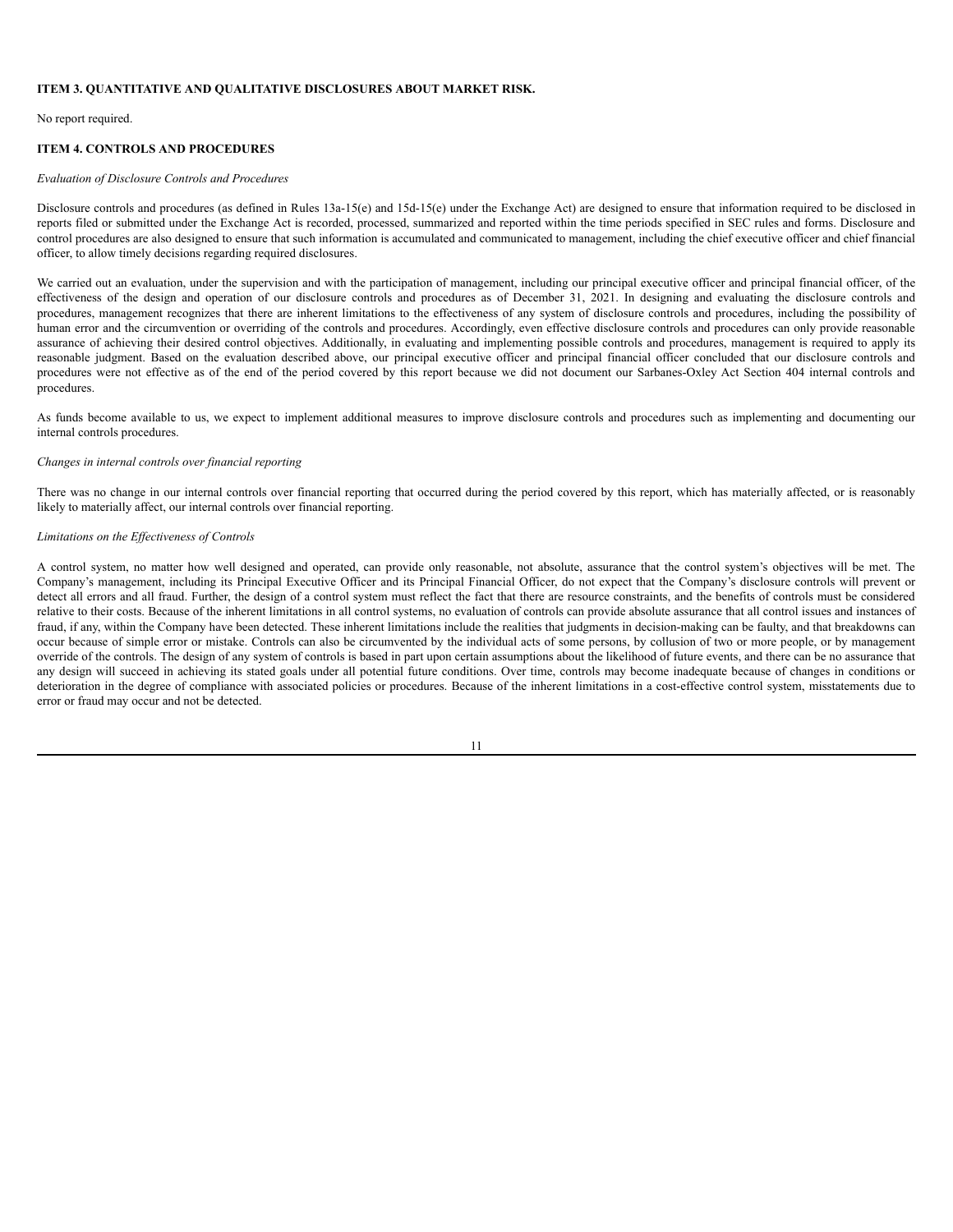## ITEM 3. QUANTITATIVE AND QUALITATIVE DISCLOSURES ABOUT MARKET RISK.

No report required.

## ITEM 4. CONTROLS AND PROCEDURES

*Evaluation of Disclosure Controls and Procedures*

Disclosure controls and procedures (as defined in Rules 13a-15(e) and 15d-15(e) under the Exchange Act) are designed to ensure that information required to be disclosed in reports filed or submitted under the Exchange Act is recorded, processed, summarized and reported within the time periods specified in SEC rules and forms. Disclosure and control procedures are also designed to ensure that such information is accumulated and communicated to management, including the chief executive officer and chief financial officer, to allow timely decisions regarding required disclosures.

We carried out an evaluation, under the supervision and with the participation of management, including our principal executive officer and principal financial officer, of the effectiveness of the design and operation of our disclosure controls and procedures as of December 31, 2021. In designing and evaluating the disclosure controls and procedures, management recognizes that there are inherent limitations to the effectiveness of any system of disclosure controls and procedures, including the possibility of human error and the circumvention or overriding of the controls and procedures. Accordingly, even effective disclosure controls and procedures can only provide reasonable assurance of achieving their desired control objectives. Additionally, in evaluating and implementing possible controls and procedures, management is required to apply its reasonable judgment. Based on the evaluation described above, our principal executive officer and principal financial officer concluded that our disclosure controls and procedures were not effective as of the end of the period covered by this report because we did not document our Sarbanes-Oxley Act Section 404 internal controls and procedures.

As funds become available to us, we expect to implement additional measures to improve disclosure controls and procedures such as implementing and documenting our internal controls procedures.

*Changes in internal controls over financial reporting*

There was no change in our internal controls over financial reporting that occurred during the period covered by this report, which has materially affected, or is reasonably likely to materially affect, our internal controls over financial reporting.

*Limitations on the Effectiveness of Controls*

A control system, no matter how well designed and operated, can provide only reasonable, not absolute, assurance that the control system's objectives will be met. The Company's management, including its Principal Executive Officer and its Principal Financial Officer, do not expect that the Company's disclosure controls will prevent or detect all errors and all fraud. Further, the design of a control system must reflect the fact that there are resource constraints, and the benefits of controls must be considered relative to their costs. Because of the inherent limitations in all control systems, no evaluation of controls can provide absolute assurance that all control issues and instances of fraud, if any, within the Company have been detected. These inherent limitations include the realities that judgments in decision-making can be faulty, and that breakdowns can occur because of simple error or mistake. Controls can also be circumvented by the individual acts of some persons, by collusion of two or more people, or by management override of the controls. The design of any system of controls is based in part upon certain assumptions about the likelihood of future events, and there can be no assurance that any design will succeed in achieving its stated goals under all potential future conditions. Over time, controls may become inadequate because of changes in conditions or deterioration in the degree of compliance with associated policies or procedures. Because of the inherent limitations in a cost-effective control system, misstatements due to error or fraud may occur and not be detected.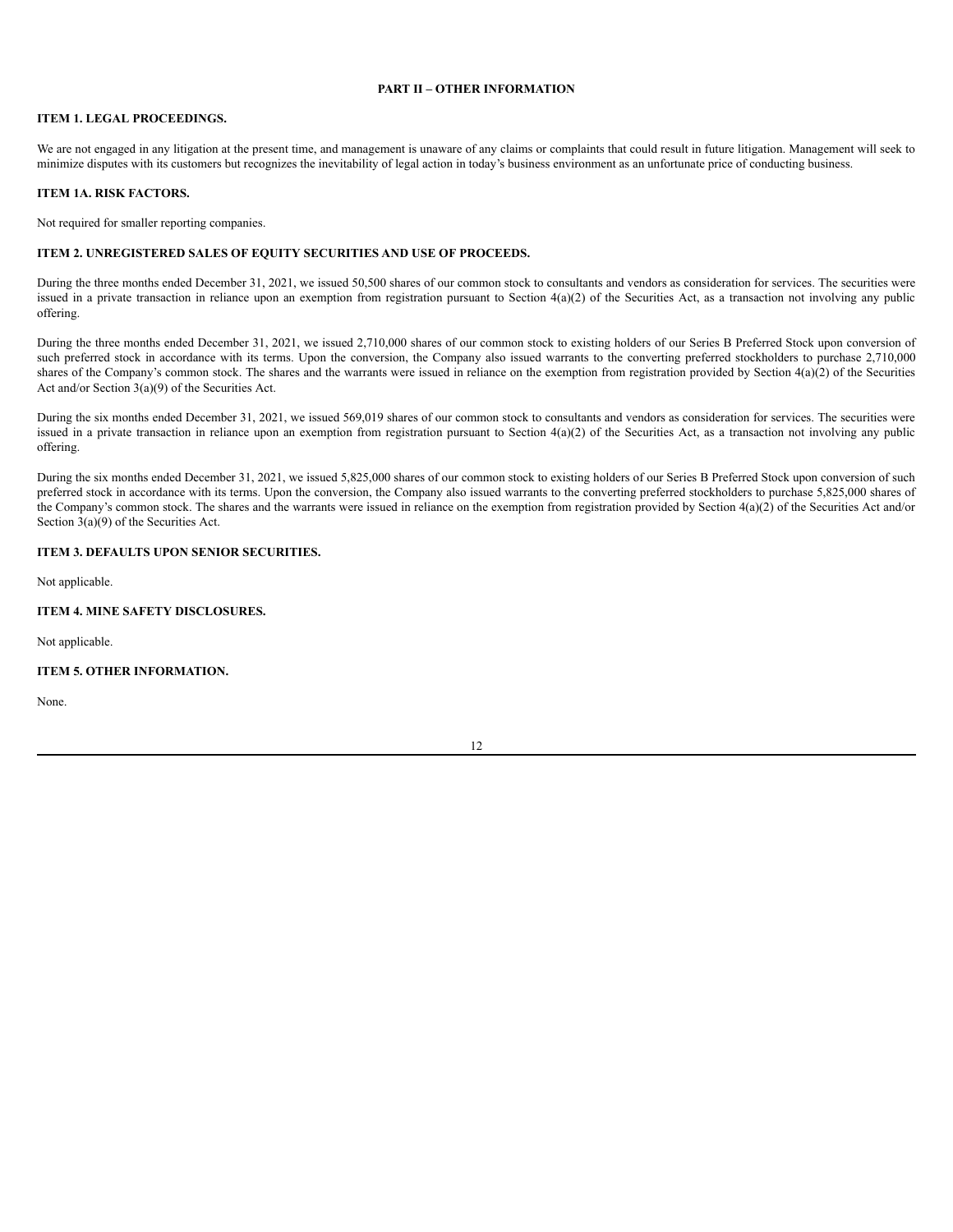# PART II – OTHER INFORMATION

## ITEM 1. LEGAL PROCEEDINGS.

We are not engaged in any litigation at the present time, and management is unaware of any claims or complaints that could result in future litigation. Management will seek to minimize disputes with its customers but recognizes the inevitability of legal action in today's business environment as an unfortunate price of conducting business.

## ITEM 1A. RISK FACTORS.

Not required for smaller reporting companies.

## ITEM 2. UNREGISTERED SALES OF EQUITY SECURITIES AND USE OF PROCEEDS.

During the three months ended December 31, 2021, we issued 50,500 shares of our common stock to consultants and vendors as consideration for services. The securities were issued in a private transaction in reliance upon an exemption from registration pursuant to Section 4(a)(2) of the Securities Act, as a transaction not involving any public offering.

During the three months ended December 31, 2021, we issued 2,710,000 shares of our common stock to existing holders of our Series B Preferred Stock upon conversion of such preferred stock in accordance with its terms. Upon the conversion, the Company also issued warrants to the converting preferred stockholders to purchase 2,710,000 shares of the Company's common stock. The shares and the warrants were issued in reliance on the exemption from registration provided by Section 4(a)(2) of the Securities Act and/or Section 3(a)(9) of the Securities Act.

During the six months ended December 31, 2021, we issued 569,019 shares of our common stock to consultants and vendors as consideration for services. The securities were issued in a private transaction in reliance upon an exemption from registration pursuant to Section 4(a)(2) of the Securities Act, as a transaction not involving any public offering.

During the six months ended December 31, 2021, we issued 5,825,000 shares of our common stock to existing holders of our Series B Preferred Stock upon conversion of such preferred stock in accordance with its terms. Upon the conversion, the Company also issued warrants to the converting preferred stockholders to purchase 5,825,000 shares of the Company's common stock. The shares and the warrants were issued in reliance on the exemption from registration provided by Section 4(a)(2) of the Securities Act and/or Section 3(a)(9) of the Securities Act.

## ITEM 3. DEFAULTS UPON SENIOR SECURITIES.

Not applicable.

## ITEM 4. MINE SAFETY DISCLOSURES.

Not applicable.

## ITEM 5. OTHER INFORMATION.

None.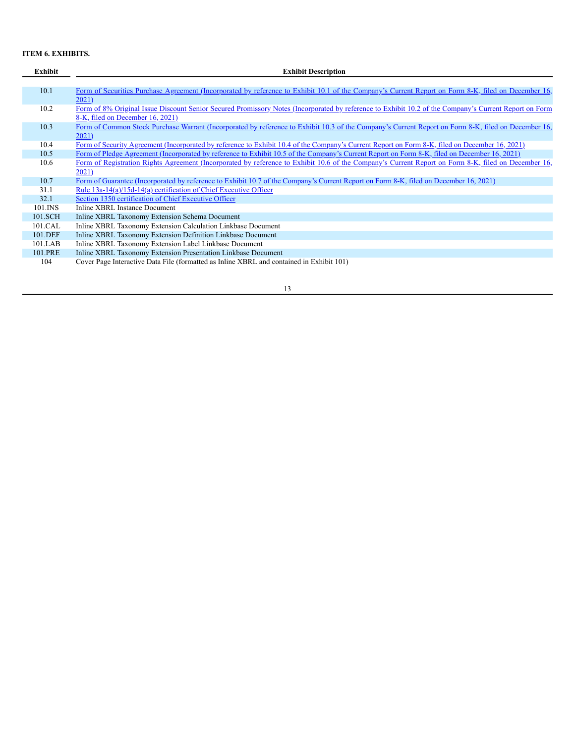**ITEM 6. EXHIBITS.**

| Exhibit | Exhibit Description |
|---|---|
| 10.1 | Form of Securities Purchase Agreement (Incorporated by reference to Exhibit 10.1 of the Company's Current Report on Form 8-K, filed on December 16, 2021) |
| 10.2 | Form of 8% Original Issue Discount Senior Secured Promissory Notes (Incorporated by reference to Exhibit 10.2 of the Company's Current Report on Form 8-K, filed on December 16, 2021) |
| 10.3 | Form of Common Stock Purchase Warrant (Incorporated by reference to Exhibit 10.3 of the Company's Current Report on Form 8-K, filed on December 16, 2021) |
| 10.4 | Form of Security Agreement (Incorporated by reference to Exhibit 10.4 of the Company's Current Report on Form 8-K, filed on December 16, 2021) |
| 10.5 | Form of Pledge Agreement (Incorporated by reference to Exhibit 10.5 of the Company's Current Report on Form 8-K, filed on December 16, 2021) |
| 10.6 | Form of Registration Rights Agreement (Incorporated by reference to Exhibit 10.6 of the Company's Current Report on Form 8-K, filed on December 16, 2021) |
| 10.7 | Form of Guarantee (Incorporated by reference to Exhibit 10.7 of the Company's Current Report on Form 8-K, filed on December 16, 2021) |
| 31.1 | Rule 13a-14(a)/15d-14(a) certification of Chief Executive Officer |
| 32.1 | Section 1350 certification of Chief Executive Officer |
| 101.INS | Inline XBRL Instance Document |
| 101.SCH | Inline XBRL Taxonomy Extension Schema Document |
| 101.CAL | Inline XBRL Taxonomy Extension Calculation Linkbase Document |
| 101.DEF | Inline XBRL Taxonomy Extension Definition Linkbase Document |
| 101.LAB | Inline XBRL Taxonomy Extension Label Linkbase Document |
| 101.PRE | Inline XBRL Taxonomy Extension Presentation Linkbase Document |
| 104 | Cover Page Interactive Data File (formatted as Inline XBRL and contained in Exhibit 101) |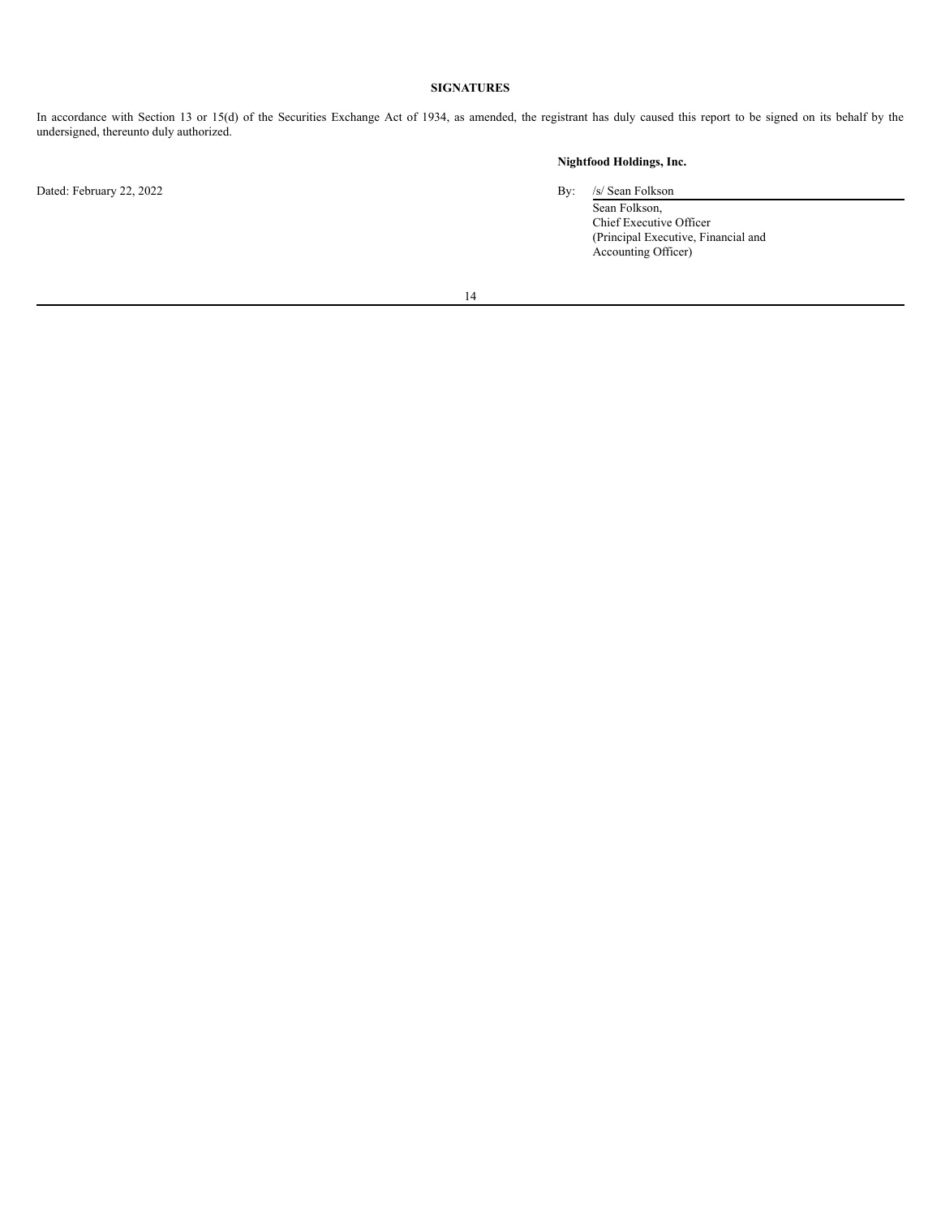## SIGNATURES

In accordance with Section 13 or 15(d) of the Securities Exchange Act of 1934, as amended, the registrant has duly caused this report to be signed on its behalf by the undersigned, thereunto duly authorized.

**Nightfood Holdings, Inc.**

Dated: February 22, 2022

By: /s/ Sean Folkson
Sean Folkson,
Chief Executive Officer
(Principal Executive, Financial and Accounting Officer)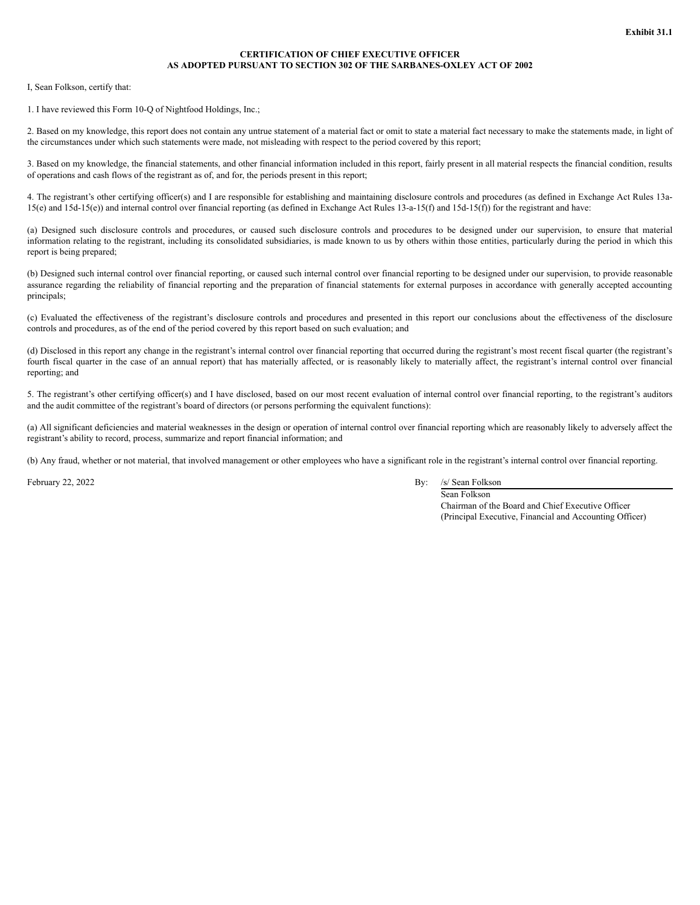**Exhibit 31.1**

**CERTIFICATION OF CHIEF EXECUTIVE OFFICER AS ADOPTED PURSUANT TO SECTION 302 OF THE SARBANES-OXLEY ACT OF 2002**

I, Sean Folkson, certify that:

1. I have reviewed this Form 10-Q of Nightfood Holdings, Inc.;

2. Based on my knowledge, this report does not contain any untrue statement of a material fact or omit to state a material fact necessary to make the statements made, in light of the circumstances under which such statements were made, not misleading with respect to the period covered by this report;

3. Based on my knowledge, the financial statements, and other financial information included in this report, fairly present in all material respects the financial condition, results of operations and cash flows of the registrant as of, and for, the periods present in this report;

4. The registrant's other certifying officer(s) and I are responsible for establishing and maintaining disclosure controls and procedures (as defined in Exchange Act Rules 13a-15(e) and 15d-15(e)) and internal control over financial reporting (as defined in Exchange Act Rules 13-a-15(f) and 15d-15(f)) for the registrant and have:

(a) Designed such disclosure controls and procedures, or caused such disclosure controls and procedures to be designed under our supervision, to ensure that material information relating to the registrant, including its consolidated subsidiaries, is made known to us by others within those entities, particularly during the period in which this report is being prepared;

(b) Designed such internal control over financial reporting, or caused such internal control over financial reporting to be designed under our supervision, to provide reasonable assurance regarding the reliability of financial reporting and the preparation of financial statements for external purposes in accordance with generally accepted accounting principals;

(c) Evaluated the effectiveness of the registrant's disclosure controls and procedures and presented in this report our conclusions about the effectiveness of the disclosure controls and procedures, as of the end of the period covered by this report based on such evaluation; and

(d) Disclosed in this report any change in the registrant's internal control over financial reporting that occurred during the registrant's most recent fiscal quarter (the registrant's fourth fiscal quarter in the case of an annual report) that has materially affected, or is reasonably likely to materially affect, the registrant's internal control over financial reporting; and

5. The registrant's other certifying officer(s) and I have disclosed, based on our most recent evaluation of internal control over financial reporting, to the registrant's auditors and the audit committee of the registrant's board of directors (or persons performing the equivalent functions):

(a) All significant deficiencies and material weaknesses in the design or operation of internal control over financial reporting which are reasonably likely to adversely affect the registrant's ability to record, process, summarize and report financial information; and

(b) Any fraud, whether or not material, that involved management or other employees who have a significant role in the registrant's internal control over financial reporting.

February 22, 2022

By: /s/ Sean Folkson
Sean Folkson
Chairman of the Board and Chief Executive Officer
(Principal Executive, Financial and Accounting Officer)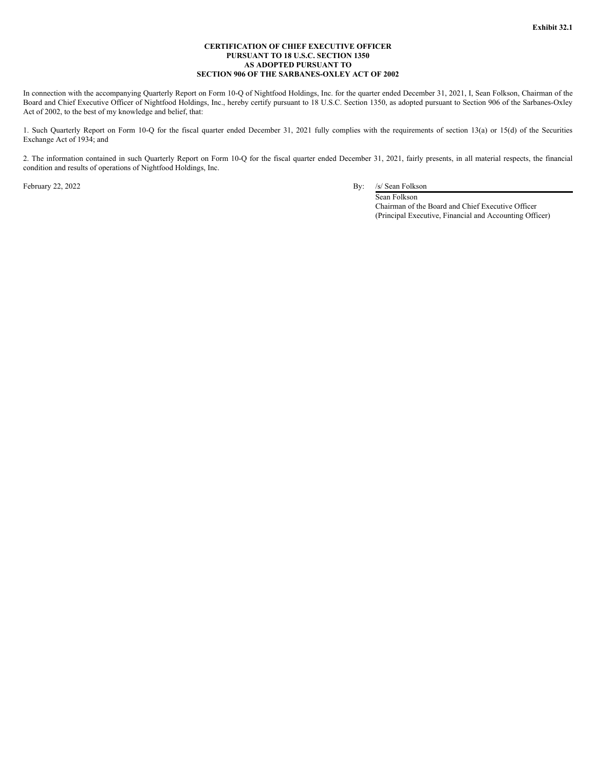**Exhibit 32.1**

**CERTIFICATION OF CHIEF EXECUTIVE OFFICER
PURSUANT TO 18 U.S.C. SECTION 1350
AS ADOPTED PURSUANT TO
SECTION 906 OF THE SARBANES-OXLEY ACT OF 2002**

In connection with the accompanying Quarterly Report on Form 10-Q of Nightfood Holdings, Inc. for the quarter ended December 31, 2021, I, Sean Folkson, Chairman of the Board and Chief Executive Officer of Nightfood Holdings, Inc., hereby certify pursuant to 18 U.S.C. Section 1350, as adopted pursuant to Section 906 of the Sarbanes-Oxley Act of 2002, to the best of my knowledge and belief, that:

1. Such Quarterly Report on Form 10-Q for the fiscal quarter ended December 31, 2021 fully complies with the requirements of section 13(a) or 15(d) of the Securities Exchange Act of 1934; and

2. The information contained in such Quarterly Report on Form 10-Q for the fiscal quarter ended December 31, 2021, fairly presents, in all material respects, the financial condition and results of operations of Nightfood Holdings, Inc.

February 22, 2022

By: /s/ Sean Folkson
Sean Folkson
Chairman of the Board and Chief Executive Officer
(Principal Executive, Financial and Accounting Officer)